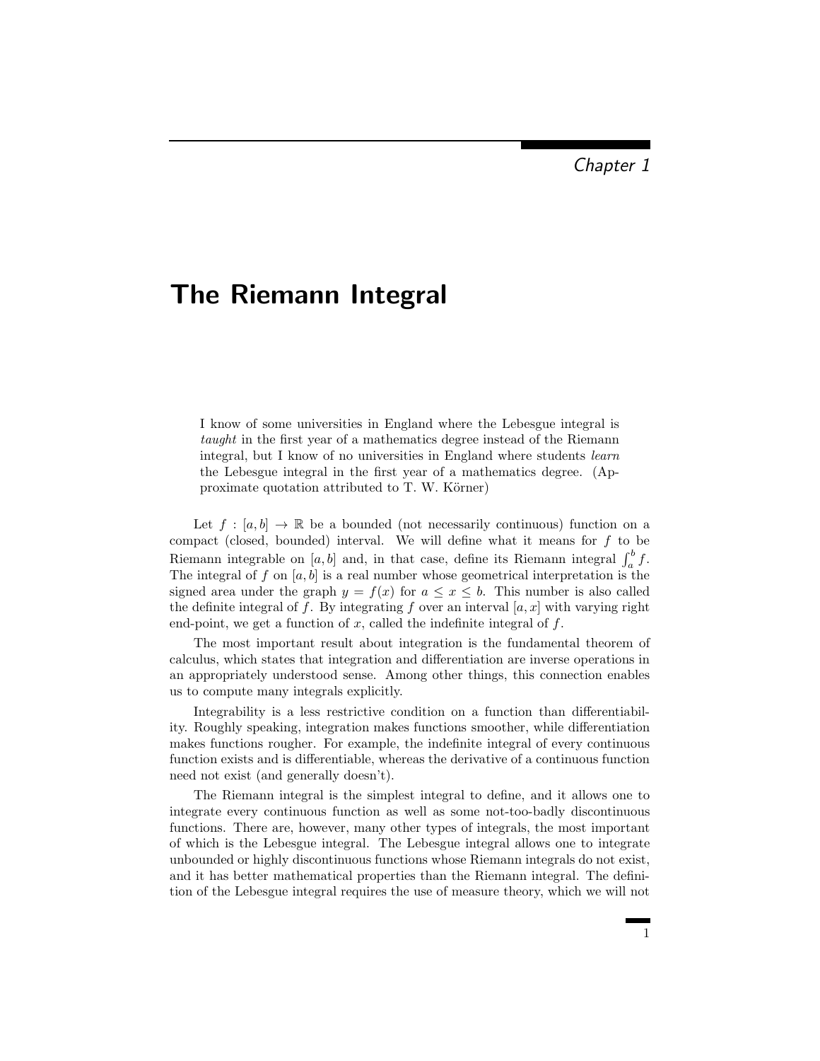Chapter 1

# The Riemann Integral

> I know of some universities in England where the Lebesgue integral is *taught* in the first year of a mathematics degree instead of the Riemann integral, but I know of no universities in England where students *learn* the Lebesgue integral in the first year of a mathematics degree. (Approximate quotation attributed to T. W. Körner)

Let $f : [a, b] \to \mathbb{R}$ be a bounded (not necessarily continuous) function on a compact (closed, bounded) interval. We will define what it means for $f$ to be Riemann integrable on $[a, b]$ and, in that case, define its Riemann integral $\int_a^b f$. The integral of $f$ on $[a, b]$ is a real number whose geometrical interpretation is the signed area under the graph $y = f(x)$ for $a \leq x \leq b$. This number is also called the definite integral of $f$. By integrating $f$ over an interval $[a, x]$ with varying right end-point, we get a function of $x$, called the indefinite integral of $f$.

The most important result about integration is the fundamental theorem of calculus, which states that integration and differentiation are inverse operations in an appropriately understood sense. Among other things, this connection enables us to compute many integrals explicitly.

Integrability is a less restrictive condition on a function than differentiability. Roughly speaking, integration makes functions smoother, while differentiation makes functions rougher. For example, the indefinite integral of every continuous function exists and is differentiable, whereas the derivative of a continuous function need not exist (and generally doesn't).

The Riemann integral is the simplest integral to define, and it allows one to integrate every continuous function as well as some not-too-badly discontinuous functions. There are, however, many other types of integrals, the most important of which is the Lebesgue integral. The Lebesgue integral allows one to integrate unbounded or highly discontinuous functions whose Riemann integrals do not exist, and it has better mathematical properties than the Riemann integral. The definition of the Lebesgue integral requires the use of measure theory, which we will not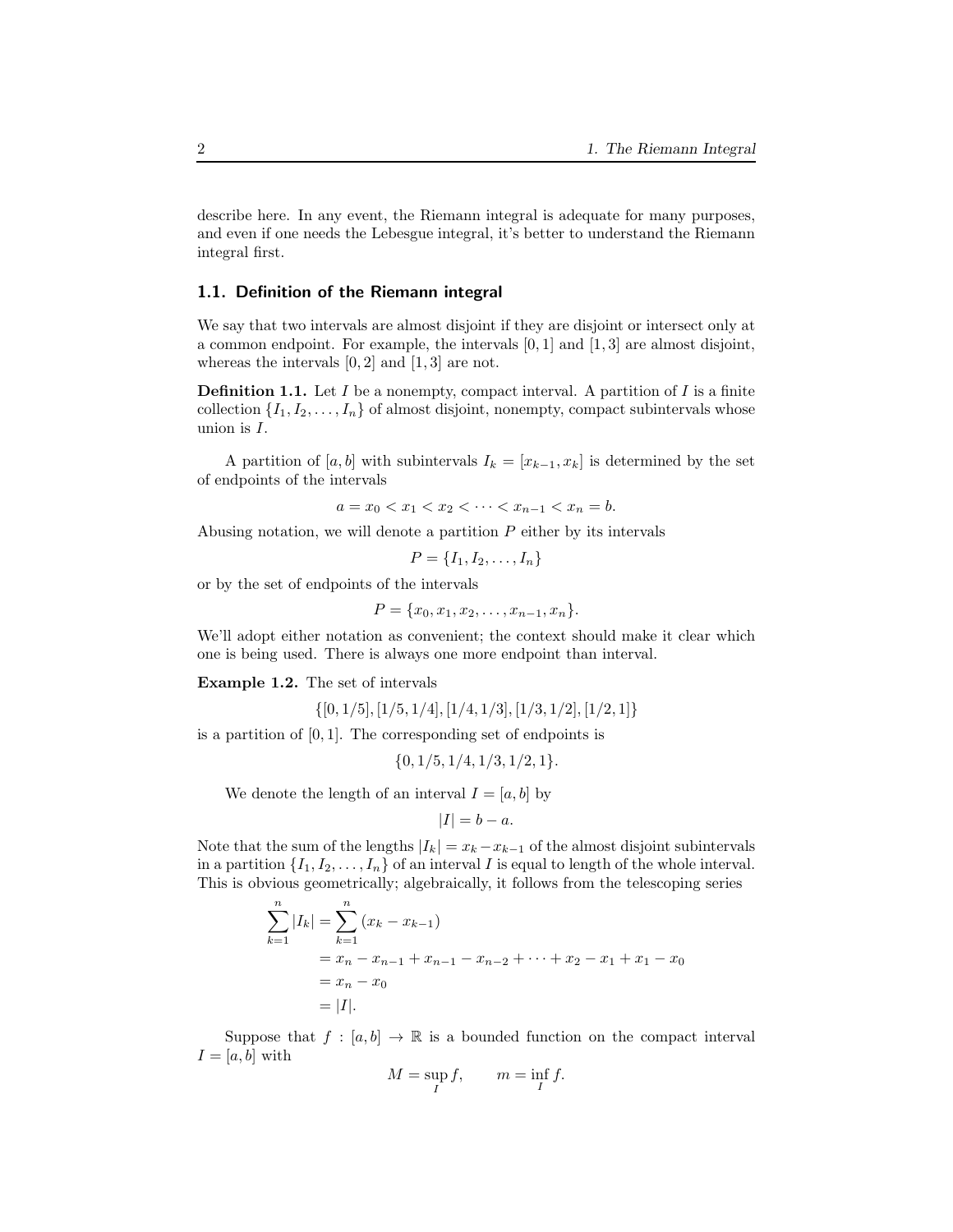describe here. In any event, the Riemann integral is adequate for many purposes, and even if one needs the Lebesgue integral, it's better to understand the Riemann integral first.

## 1.1. Definition of the Riemann integral

We say that two intervals are almost disjoint if they are disjoint or intersect only at a common endpoint. For example, the intervals $[0, 1]$ and $[1, 3]$ are almost disjoint, whereas the intervals $[0, 2]$ and $[1, 3]$ are not.

**Definition 1.1.** Let $I$ be a nonempty, compact interval. A partition of $I$ is a finite collection $\{I_1, I_2, \dots, I_n\}$ of almost disjoint, nonempty, compact subintervals whose union is $I$.

A partition of $[a, b]$ with subintervals $I_k = [x_{k-1}, x_k]$ is determined by the set of endpoints of the intervals

$$a = x_0 < x_1 < x_2 < \cdots < x_{n-1} < x_n = b.$$

Abusing notation, we will denote a partition $P$ either by its intervals

$$P = \{I_1, I_2, \dots, I_n\}$$

or by the set of endpoints of the intervals

$$P = \{x_0, x_1, x_2, \dots, x_{n-1}, x_n\}.$$

We'll adopt either notation as convenient; the context should make it clear which one is being used. There is always one more endpoint than interval.

**Example 1.2.** The set of intervals

$$\{[0, 1/5], [1/5, 1/4], [1/4, 1/3], [1/3, 1/2], [1/2, 1]\}$$

is a partition of $[0, 1]$. The corresponding set of endpoints is

$$\{0, 1/5, 1/4, 1/3, 1/2, 1\}.$$

We denote the length of an interval $I = [a, b]$ by

$$|I| = b - a.$$

Note that the sum of the lengths $|I_k| = x_k - x_{k-1}$ of the almost disjoint subintervals in a partition $\{I_1, I_2, \dots, I_n\}$ of an interval $I$ is equal to length of the whole interval. This is obvious geometrically; algebraically, it follows from the telescoping series

$$\begin{aligned}
\sum_{k=1}^{n} |I_k| &= \sum_{k=1}^{n} (x_k - x_{k-1}) \\
&= x_n - x_{n-1} + x_{n-1} - x_{n-2} + \cdots + x_2 - x_1 + x_1 - x_0 \\
&= x_n - x_0 \\
&= |I|.
\end{aligned}$$

Suppose that $f : [a, b] \to \mathbb{R}$ is a bounded function on the compact interval $I = [a, b]$ with

$$M = \sup_I f, \qquad m = \inf_I f.$$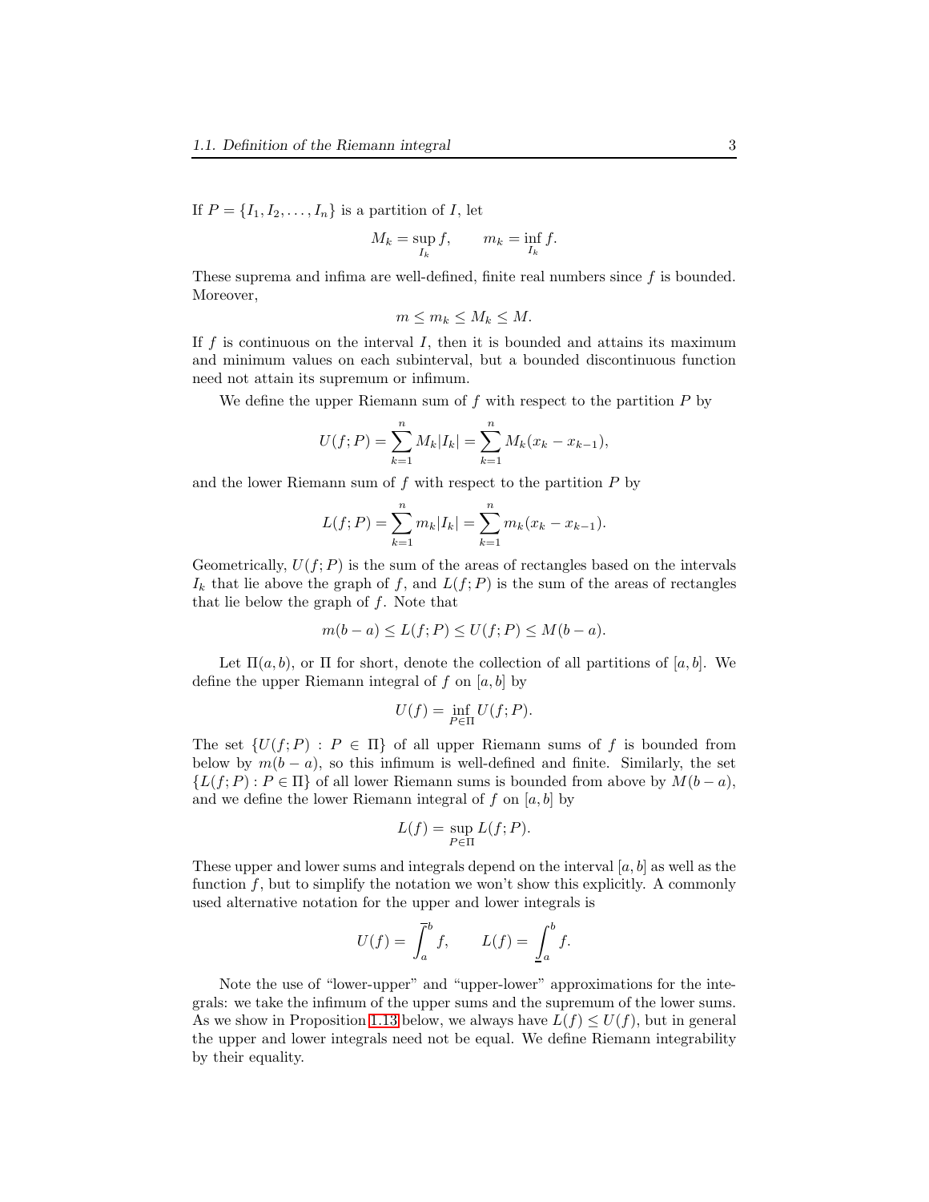If $P = \{I_1, I_2, \dots, I_n\}$ is a partition of $I$, let

$$M_k = \sup_{I_k} f, \qquad m_k = \inf_{I_k} f.$$

These suprema and infima are well-defined, finite real numbers since $f$ is bounded. Moreover,

$$m \le m_k \le M_k \le M.$$

If $f$ is continuous on the interval $I$, then it is bounded and attains its maximum and minimum values on each subinterval, but a bounded discontinuous function need not attain its supremum or infimum.

We define the upper Riemann sum of $f$ with respect to the partition $P$ by

$$U(f; P) = \sum_{k=1}^{n} M_k |I_k| = \sum_{k=1}^{n} M_k (x_k - x_{k-1}),$$

and the lower Riemann sum of $f$ with respect to the partition $P$ by

$$L(f; P) = \sum_{k=1}^{n} m_k |I_k| = \sum_{k=1}^{n} m_k (x_k - x_{k-1}).$$

Geometrically, $U(f; P)$ is the sum of the areas of rectangles based on the intervals $I_k$ that lie above the graph of $f$, and $L(f; P)$ is the sum of the areas of rectangles that lie below the graph of $f$. Note that

$$m(b - a) \le L(f; P) \le U(f; P) \le M(b - a).$$

Let $\Pi(a, b)$, or $\Pi$ for short, denote the collection of all partitions of $[a, b]$. We define the upper Riemann integral of $f$ on $[a, b]$ by

$$U(f) = \inf_{P \in \Pi} U(f; P).$$

The set $\{U(f; P) : P \in \Pi\}$ of all upper Riemann sums of $f$ is bounded from below by $m(b - a)$, so this infimum is well-defined and finite. Similarly, the set $\{L(f; P) : P \in \Pi\}$ of all lower Riemann sums is bounded from above by $M(b - a)$, and we define the lower Riemann integral of $f$ on $[a, b]$ by

$$L(f) = \sup_{P \in \Pi} L(f; P).$$

These upper and lower sums and integrals depend on the interval $[a, b]$ as well as the function $f$, but to simplify the notation we won't show this explicitly. A commonly used alternative notation for the upper and lower integrals is

$$U(f) = \overline{\int_a^b} f, \qquad L(f) = \underline{\int_a^b} f.$$

Note the use of "lower-upper" and "upper-lower" approximations for the integrals: we take the infimum of the upper sums and the supremum of the lower sums. As we show in Proposition 1.13 below, we always have $L(f) \le U(f)$, but in general the upper and lower integrals need not be equal. We define Riemann integrability by their equality.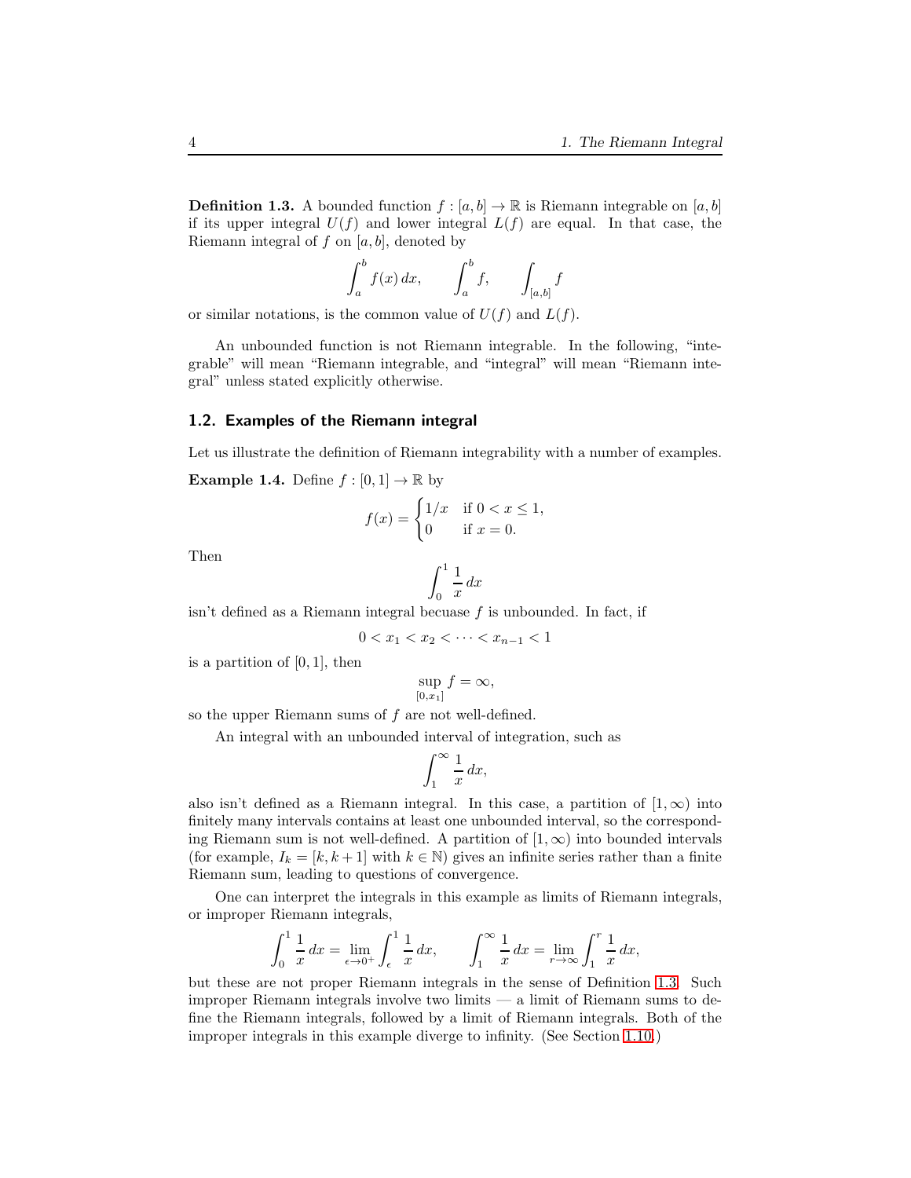**Definition 1.3.** A bounded function $f : [a, b] \to \mathbb{R}$ is Riemann integrable on $[a, b]$ if its upper integral $U(f)$ and lower integral $L(f)$ are equal. In that case, the Riemann integral of $f$ on $[a, b]$, denoted by

$$\int_a^b f(x)\,dx, \qquad \int_a^b f, \qquad \int_{[a,b]} f$$

or similar notations, is the common value of $U(f)$ and $L(f)$.

An unbounded function is not Riemann integrable. In the following, "integrable" will mean "Riemann integrable, and "integral" will mean "Riemann integral" unless stated explicitly otherwise.

## 1.2. Examples of the Riemann integral

Let us illustrate the definition of Riemann integrability with a number of examples.

**Example 1.4.** Define $f : [0, 1] \to \mathbb{R}$ by

$$f(x) = \begin{cases} 1/x & \text{if } 0 < x \leq 1, \\ 0 & \text{if } x = 0. \end{cases}$$

Then

$$\int_0^1 \frac{1}{x}\,dx$$

isn't defined as a Riemann integral becuase $f$ is unbounded. In fact, if

$$0 < x_1 < x_2 < \cdots < x_{n-1} < 1$$

is a partition of $[0, 1]$, then

$$\sup_{[0,x_1]} f = \infty,$$

so the upper Riemann sums of $f$ are not well-defined.

An integral with an unbounded interval of integration, such as

$$\int_1^\infty \frac{1}{x}\,dx,$$

also isn't defined as a Riemann integral. In this case, a partition of $[1, \infty)$ into finitely many intervals contains at least one unbounded interval, so the corresponding Riemann sum is not well-defined. A partition of $[1, \infty)$ into bounded intervals (for example, $I_k = [k, k + 1]$ with $k \in \mathbb{N}$) gives an infinite series rather than a finite Riemann sum, leading to questions of convergence.

One can interpret the integrals in this example as limits of Riemann integrals, or improper Riemann integrals,

$$\int_0^1 \frac{1}{x}\,dx = \lim_{\epsilon \to 0^+} \int_\epsilon^1 \frac{1}{x}\,dx, \qquad \int_1^\infty \frac{1}{x}\,dx = \lim_{r \to \infty} \int_1^r \frac{1}{x}\,dx,$$

but these are not proper Riemann integrals in the sense of Definition 1.3. Such improper Riemann integrals involve two limits — a limit of Riemann sums to define the Riemann integrals, followed by a limit of Riemann integrals. Both of the improper integrals in this example diverge to infinity. (See Section 1.10.)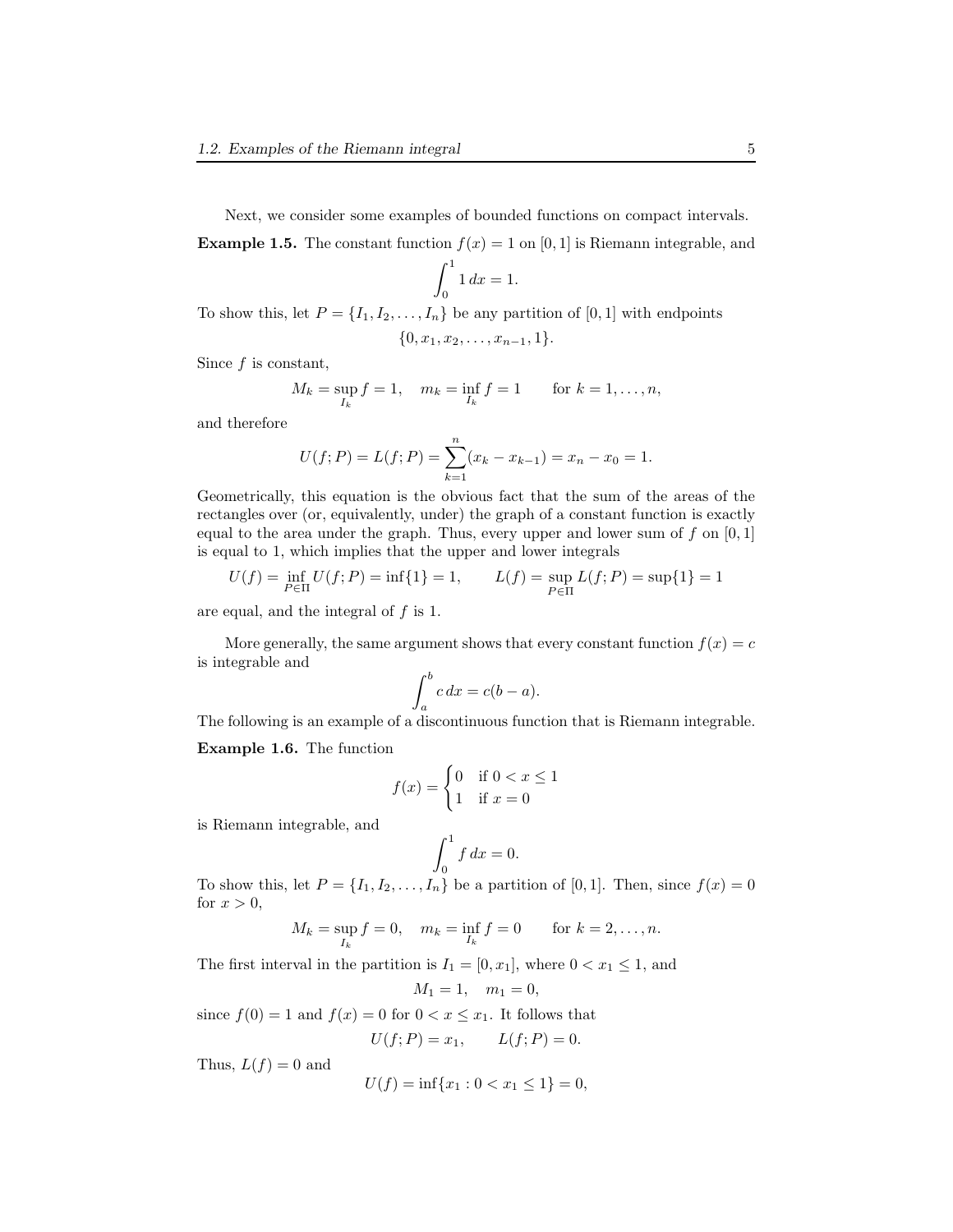Next, we consider some examples of bounded functions on compact intervals.

**Example 1.5.** The constant function $f(x) = 1$ on $[0, 1]$ is Riemann integrable, and

$$\int_0^1 1\, dx = 1.$$

To show this, let $P = \{I_1, I_2, \dots, I_n\}$ be any partition of $[0, 1]$ with endpoints

$$\{0, x_1, x_2, \dots, x_{n-1}, 1\}.$$

Since $f$ is constant,

$$M_k = \sup_{I_k} f = 1, \quad m_k = \inf_{I_k} f = 1 \qquad \text{for } k = 1, \dots, n,$$

and therefore

$$U(f; P) = L(f; P) = \sum_{k=1}^{n} (x_k - x_{k-1}) = x_n - x_0 = 1.$$

Geometrically, this equation is the obvious fact that the sum of the areas of the rectangles over (or, equivalently, under) the graph of a constant function is exactly equal to the area under the graph. Thus, every upper and lower sum of $f$ on $[0, 1]$ is equal to 1, which implies that the upper and lower integrals

$$U(f) = \inf_{P \in \Pi} U(f; P) = \inf\{1\} = 1, \qquad L(f) = \sup_{P \in \Pi} L(f; P) = \sup\{1\} = 1$$

are equal, and the integral of $f$ is 1.

More generally, the same argument shows that every constant function $f(x) = c$ is integrable and

$$\int_a^b c\, dx = c(b - a).$$

The following is an example of a discontinuous function that is Riemann integrable.

**Example 1.6.** The function

$$f(x) = \begin{cases} 0 & \text{if } 0 < x \leq 1 \\ 1 & \text{if } x = 0 \end{cases}$$

is Riemann integrable, and

$$\int_0^1 f\, dx = 0.$$

To show this, let $P = \{I_1, I_2, \dots, I_n\}$ be a partition of $[0, 1]$. Then, since $f(x) = 0$ for $x > 0$,

$$M_k = \sup_{I_k} f = 0, \quad m_k = \inf_{I_k} f = 0 \qquad \text{for } k = 2, \dots, n.$$

The first interval in the partition is $I_1 = [0, x_1]$, where $0 < x_1 \leq 1$, and

$$M_1 = 1, \quad m_1 = 0,$$

since $f(0) = 1$ and $f(x) = 0$ for $0 < x \leq x_1$. It follows that

$$U(f; P) = x_1, \qquad L(f; P) = 0.$$

Thus, $L(f) = 0$ and

$$U(f) = \inf\{x_1 : 0 < x_1 \leq 1\} = 0,$$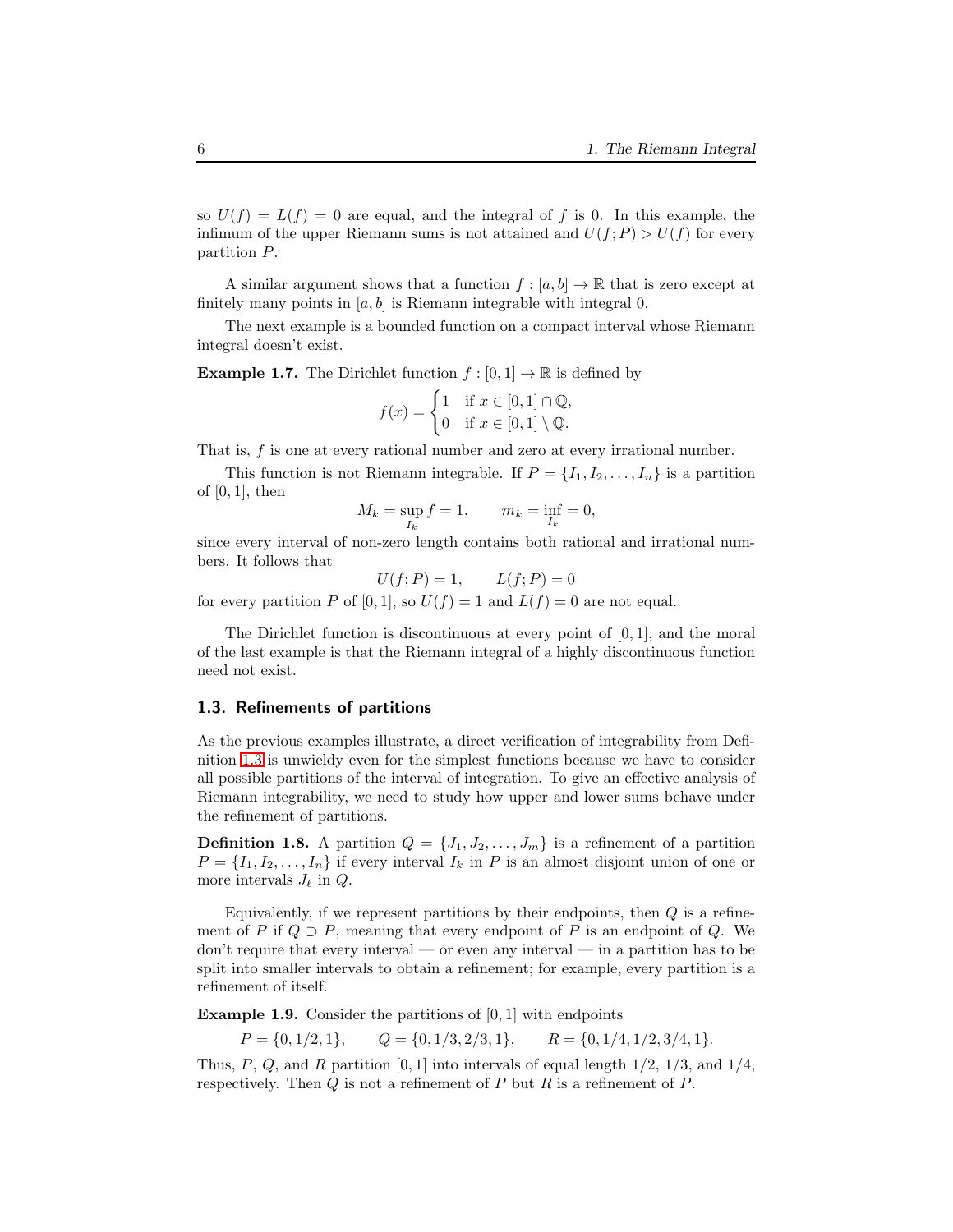so $U(f) = L(f) = 0$ are equal, and the integral of $f$ is 0. In this example, the infimum of the upper Riemann sums is not attained and $U(f;P) > U(f)$ for every partition $P$.

A similar argument shows that a function $f : [a,b] \to \mathbb{R}$ that is zero except at finitely many points in $[a,b]$ is Riemann integrable with integral 0.

The next example is a bounded function on a compact interval whose Riemann integral doesn't exist.

**Example 1.7.** The Dirichlet function $f : [0,1] \to \mathbb{R}$ is defined by

$$f(x) = \begin{cases} 1 & \text{if } x \in [0,1] \cap \mathbb{Q}, \\ 0 & \text{if } x \in [0,1] \setminus \mathbb{Q}. \end{cases}$$

That is, $f$ is one at every rational number and zero at every irrational number.

This function is not Riemann integrable. If $P = \{I_1, I_2, \dots, I_n\}$ is a partition of $[0,1]$, then

$$M_k = \sup_{I_k} f = 1, \qquad m_k = \inf_{I_k} = 0,$$

since every interval of non-zero length contains both rational and irrational numbers. It follows that

$$U(f;P) = 1, \qquad L(f;P) = 0$$

for every partition $P$ of $[0,1]$, so $U(f) = 1$ and $L(f) = 0$ are not equal.

The Dirichlet function is discontinuous at every point of $[0,1]$, and the moral of the last example is that the Riemann integral of a highly discontinuous function need not exist.

## 1.3. Refinements of partitions

As the previous examples illustrate, a direct verification of integrability from Definition 1.3 is unwieldy even for the simplest functions because we have to consider all possible partitions of the interval of integration. To give an effective analysis of Riemann integrability, we need to study how upper and lower sums behave under the refinement of partitions.

**Definition 1.8.** A partition $Q = \{J_1, J_2, \dots, J_m\}$ is a refinement of a partition $P = \{I_1, I_2, \dots, I_n\}$ if every interval $I_k$ in $P$ is an almost disjoint union of one or more intervals $J_\ell$ in $Q$.

Equivalently, if we represent partitions by their endpoints, then $Q$ is a refinement of $P$ if $Q \supset P$, meaning that every endpoint of $P$ is an endpoint of $Q$. We don't require that every interval — or even any interval — in a partition has to be split into smaller intervals to obtain a refinement; for example, every partition is a refinement of itself.

**Example 1.9.** Consider the partitions of $[0,1]$ with endpoints

$$P = \{0, 1/2, 1\}, \qquad Q = \{0, 1/3, 2/3, 1\}, \qquad R = \{0, 1/4, 1/2, 3/4, 1\}.$$

Thus, $P$, $Q$, and $R$ partition $[0,1]$ into intervals of equal length $1/2$, $1/3$, and $1/4$, respectively. Then $Q$ is not a refinement of $P$ but $R$ is a refinement of $P$.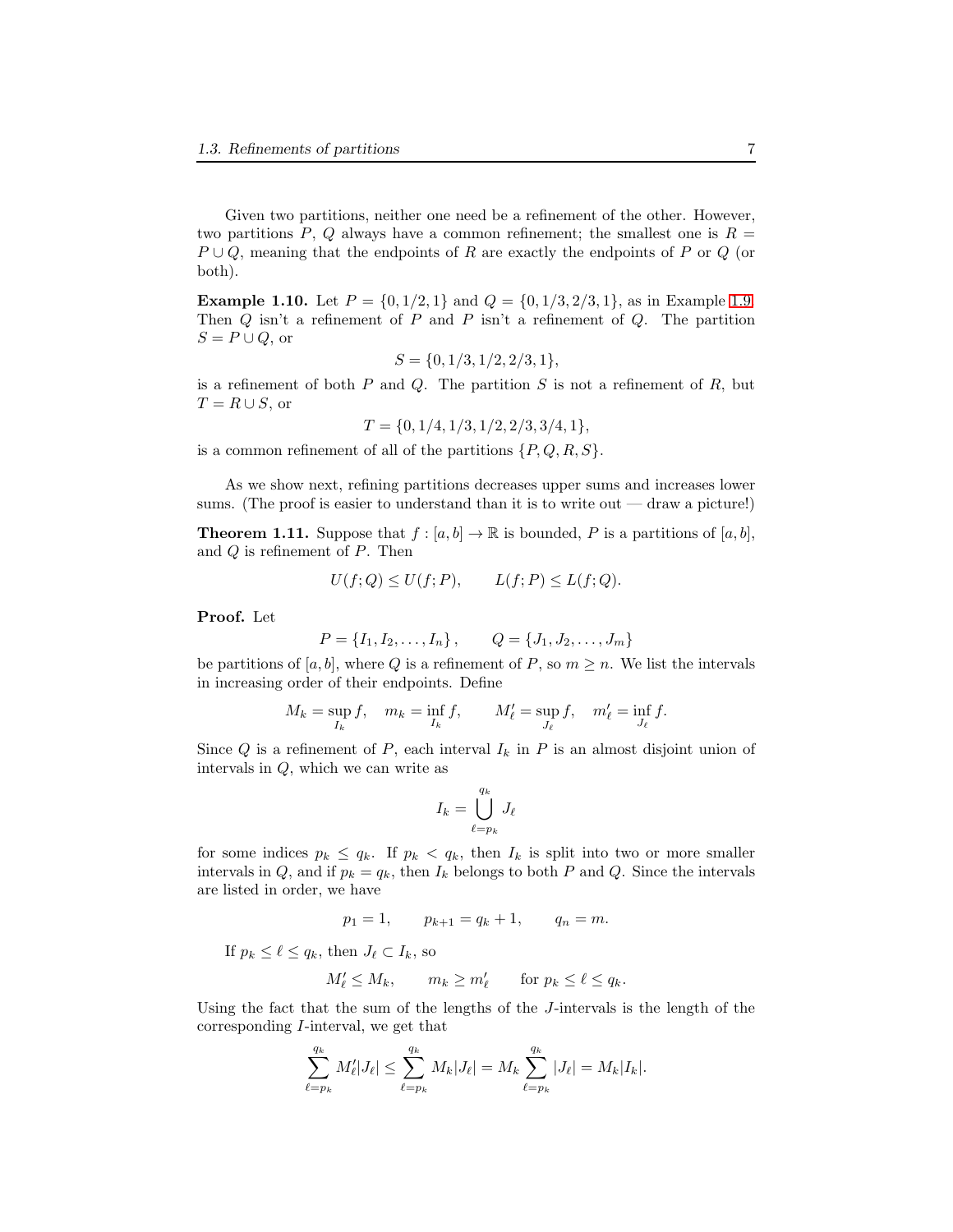Given two partitions, neither one need be a refinement of the other. However, two partitions $P$, $Q$ always have a common refinement; the smallest one is $R = P \cup Q$, meaning that the endpoints of $R$ are exactly the endpoints of $P$ or $Q$ (or both).

**Example 1.10.** Let $P = \{0, 1/2, 1\}$ and $Q = \{0, 1/3, 2/3, 1\}$, as in Example 1.9. Then $Q$ isn't a refinement of $P$ and $P$ isn't a refinement of $Q$. The partition $S = P \cup Q$, or

$$S = \{0, 1/3, 1/2, 2/3, 1\},$$

is a refinement of both $P$ and $Q$. The partition $S$ is not a refinement of $R$, but $T = R \cup S$, or

$$T = \{0, 1/4, 1/3, 1/2, 2/3, 3/4, 1\},$$

is a common refinement of all of the partitions $\{P, Q, R, S\}$.

As we show next, refining partitions decreases upper sums and increases lower sums. (The proof is easier to understand than it is to write out — draw a picture!)

**Theorem 1.11.** Suppose that $f : [a, b] \to \mathbb{R}$ is bounded, $P$ is a partitions of $[a, b]$, and $Q$ is refinement of $P$. Then

$$U(f; Q) \le U(f; P), \qquad L(f; P) \le L(f; Q).$$

**Proof.** Let

$$P = \{I_1, I_2, \dots, I_n\}, \qquad Q = \{J_1, J_2, \dots, J_m\}$$

be partitions of $[a, b]$, where $Q$ is a refinement of $P$, so $m \ge n$. We list the intervals in increasing order of their endpoints. Define

$$M_k = \sup_{I_k} f, \quad m_k = \inf_{I_k} f, \qquad M'_\ell = \sup_{J_\ell} f, \quad m'_\ell = \inf_{J_\ell} f.$$

Since $Q$ is a refinement of $P$, each interval $I_k$ in $P$ is an almost disjoint union of intervals in $Q$, which we can write as

$$I_k = \bigcup_{\ell=p_k}^{q_k} J_\ell$$

for some indices $p_k \le q_k$. If $p_k < q_k$, then $I_k$ is split into two or more smaller intervals in $Q$, and if $p_k = q_k$, then $I_k$ belongs to both $P$ and $Q$. Since the intervals are listed in order, we have

$$p_1 = 1, \qquad p_{k+1} = q_k + 1, \qquad q_n = m.$$

If $p_k \le \ell \le q_k$, then $J_\ell \subset I_k$, so

$$M'_\ell \le M_k, \qquad m_k \ge m'_\ell \qquad \text{for } p_k \le \ell \le q_k.$$

Using the fact that the sum of the lengths of the $J$-intervals is the length of the corresponding $I$-interval, we get that

$$\sum_{\ell=p_k}^{q_k} M'_\ell |J_\ell| \le \sum_{\ell=p_k}^{q_k} M_k |J_\ell| = M_k \sum_{\ell=p_k}^{q_k} |J_\ell| = M_k |I_k|.$$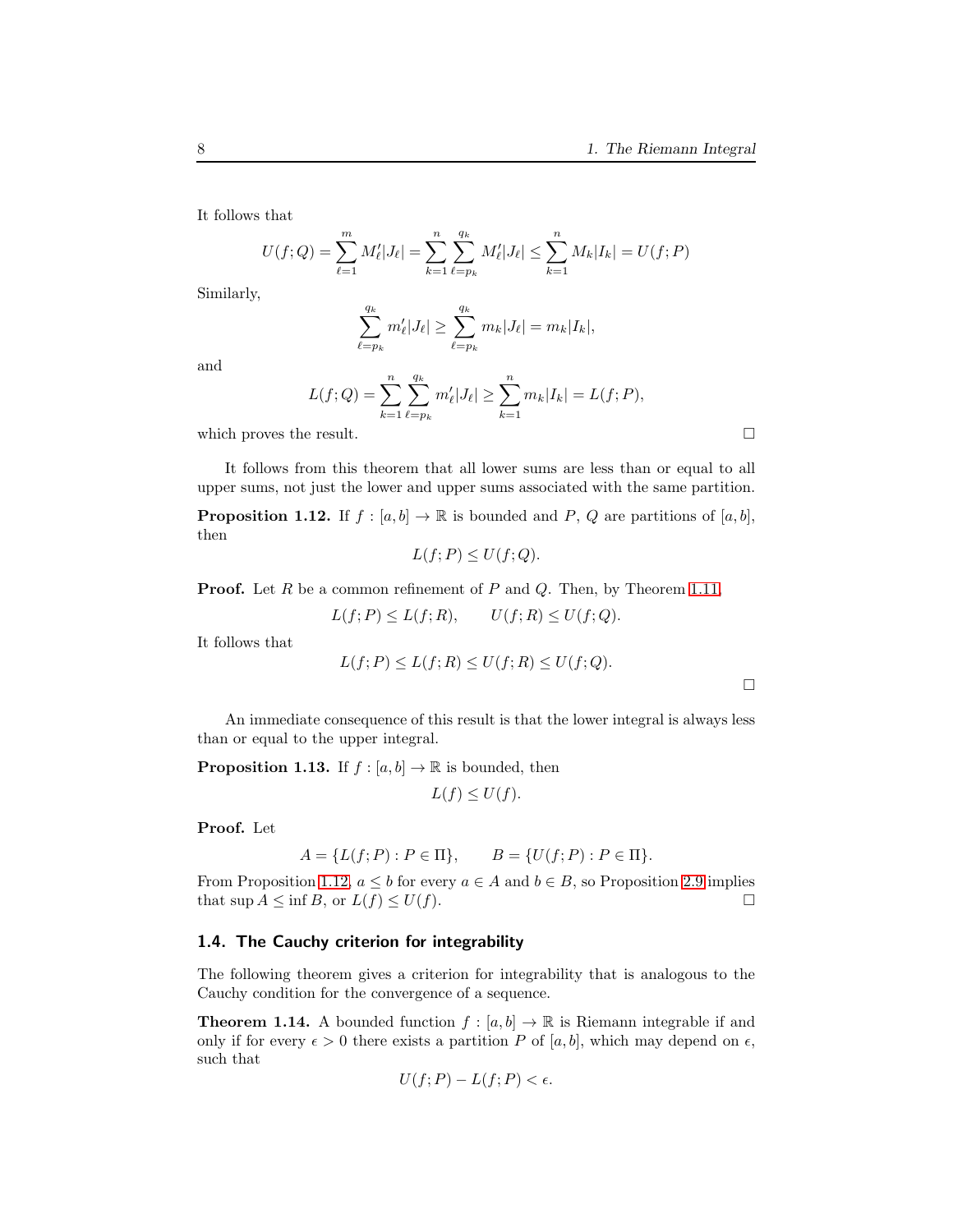It follows that

$$U(f;Q) = \sum_{\ell=1}^{m} M'_\ell |J_\ell| = \sum_{k=1}^{n} \sum_{\ell=p_k}^{q_k} M'_\ell |J_\ell| \le \sum_{k=1}^{n} M_k |I_k| = U(f;P)$$

Similarly,

$$\sum_{\ell=p_k}^{q_k} m'_\ell |J_\ell| \ge \sum_{\ell=p_k}^{q_k} m_k |J_\ell| = m_k |I_k|,$$

and

$$L(f;Q) = \sum_{k=1}^{n} \sum_{\ell=p_k}^{q_k} m'_\ell |J_\ell| \ge \sum_{k=1}^{n} m_k |I_k| = L(f;P),$$

which proves the result. □

It follows from this theorem that all lower sums are less than or equal to all upper sums, not just the lower and upper sums associated with the same partition.

**Proposition 1.12.** If $f : [a,b] \to \mathbb{R}$ is bounded and $P$, $Q$ are partitions of $[a,b]$, then

$$L(f;P) \le U(f;Q).$$

**Proof.** Let $R$ be a common refinement of $P$ and $Q$. Then, by Theorem 1.11,

$$L(f;P) \le L(f;R), \qquad U(f;R) \le U(f;Q).$$

It follows that

$$L(f;P) \le L(f;R) \le U(f;R) \le U(f;Q).$$

□

An immediate consequence of this result is that the lower integral is always less than or equal to the upper integral.

**Proposition 1.13.** If $f : [a,b] \to \mathbb{R}$ is bounded, then

$$L(f) \le U(f).$$

**Proof.** Let

$$A = \{L(f;P) : P \in \Pi\}, \qquad B = \{U(f;P) : P \in \Pi\}.$$

From Proposition 1.12, $a \le b$ for every $a \in A$ and $b \in B$, so Proposition 2.9 implies that $\sup A \le \inf B$, or $L(f) \le U(f)$. □

## 1.4. The Cauchy criterion for integrability

The following theorem gives a criterion for integrability that is analogous to the Cauchy condition for the convergence of a sequence.

**Theorem 1.14.** A bounded function $f : [a,b] \to \mathbb{R}$ is Riemann integrable if and only if for every $\epsilon > 0$ there exists a partition $P$ of $[a,b]$, which may depend on $\epsilon$, such that

$$U(f;P) - L(f;P) < \epsilon.$$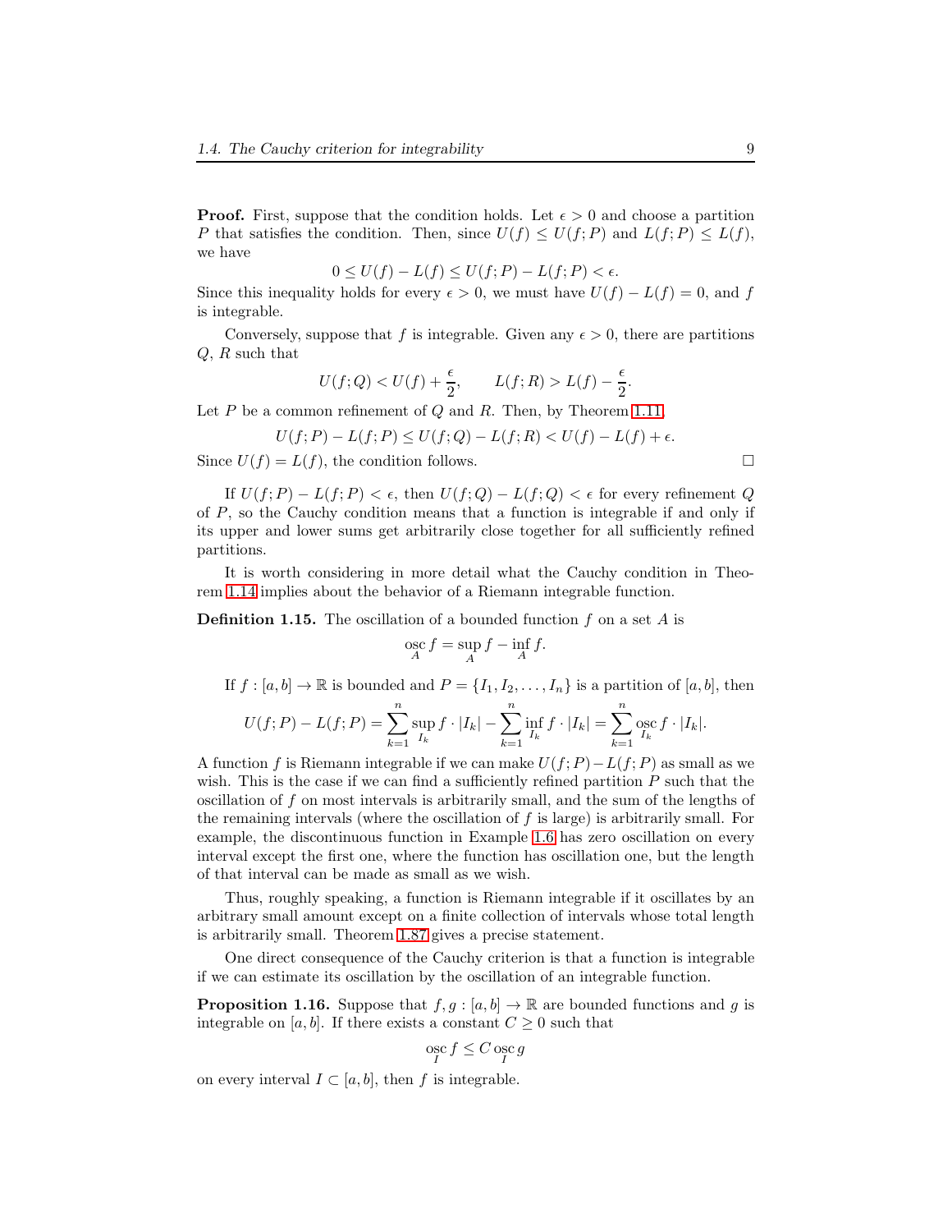**Proof.** First, suppose that the condition holds. Let $\epsilon > 0$ and choose a partition $P$ that satisfies the condition. Then, since $U(f) \leq U(f; P)$ and $L(f; P) \leq L(f)$, we have

$$0 \leq U(f) - L(f) \leq U(f; P) - L(f; P) < \epsilon.$$

Since this inequality holds for every $\epsilon > 0$, we must have $U(f) - L(f) = 0$, and $f$ is integrable.

Conversely, suppose that $f$ is integrable. Given any $\epsilon > 0$, there are partitions $Q$, $R$ such that

$$U(f; Q) < U(f) + \frac{\epsilon}{2}, \qquad L(f; R) > L(f) - \frac{\epsilon}{2}.$$

Let $P$ be a common refinement of $Q$ and $R$. Then, by Theorem 1.11,

$$U(f; P) - L(f; P) \leq U(f; Q) - L(f; R) < U(f) - L(f) + \epsilon.$$

Since $U(f) = L(f)$, the condition follows. □

If $U(f; P) - L(f; P) < \epsilon$, then $U(f; Q) - L(f; Q) < \epsilon$ for every refinement $Q$ of $P$, so the Cauchy condition means that a function is integrable if and only if its upper and lower sums get arbitrarily close together for all sufficiently refined partitions.

It is worth considering in more detail what the Cauchy condition in Theorem 1.14 implies about the behavior of a Riemann integrable function.

**Definition 1.15.** The oscillation of a bounded function $f$ on a set $A$ is

$$\operatorname*{osc}_A f = \sup_A f - \inf_A f.$$

If $f : [a, b] \to \mathbb{R}$ is bounded and $P = \{I_1, I_2, \dots, I_n\}$ is a partition of $[a, b]$, then

$$U(f; P) - L(f; P) = \sum_{k=1}^{n} \sup_{I_k} f \cdot |I_k| - \sum_{k=1}^{n} \inf_{I_k} f \cdot |I_k| = \sum_{k=1}^{n} \operatorname*{osc}_{I_k} f \cdot |I_k|.$$

A function $f$ is Riemann integrable if we can make $U(f; P) - L(f; P)$ as small as we wish. This is the case if we can find a sufficiently refined partition $P$ such that the oscillation of $f$ on most intervals is arbitrarily small, and the sum of the lengths of the remaining intervals (where the oscillation of $f$ is large) is arbitrarily small. For example, the discontinuous function in Example 1.6 has zero oscillation on every interval except the first one, where the function has oscillation one, but the length of that interval can be made as small as we wish.

Thus, roughly speaking, a function is Riemann integrable if it oscillates by an arbitrary small amount except on a finite collection of intervals whose total length is arbitrarily small. Theorem 1.87 gives a precise statement.

One direct consequence of the Cauchy criterion is that a function is integrable if we can estimate its oscillation by the oscillation of an integrable function.

**Proposition 1.16.** Suppose that $f, g : [a, b] \to \mathbb{R}$ are bounded functions and $g$ is integrable on $[a, b]$. If there exists a constant $C \geq 0$ such that

$$\operatorname*{osc}_I f \leq C \operatorname*{osc}_I g$$

on every interval $I \subset [a, b]$, then $f$ is integrable.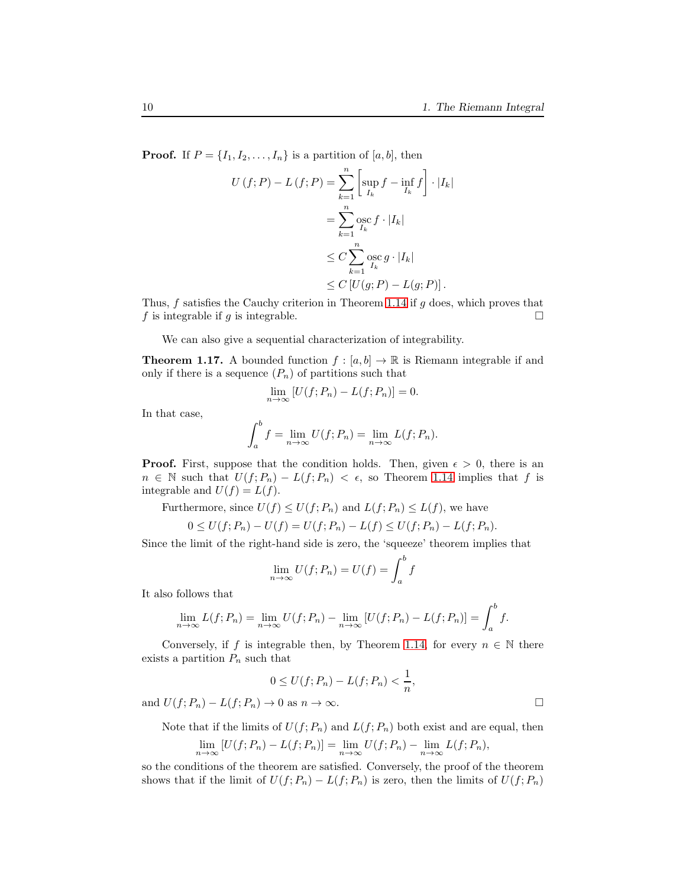**Proof.** If $P = \{I_1, I_2, \dots, I_n\}$ is a partition of $[a, b]$, then

$$
\begin{aligned}
U(f;P) - L(f;P) &= \sum_{k=1}^{n} \left[\sup_{I_k} f - \inf_{I_k} f\right] \cdot |I_k| \\
&= \sum_{k=1}^{n} \operatorname*{osc}_{I_k} f \cdot |I_k| \\
&\leq C \sum_{k=1}^{n} \operatorname*{osc}_{I_k} g \cdot |I_k| \\
&\leq C \left[U(g;P) - L(g;P)\right].
\end{aligned}
$$

Thus, $f$ satisfies the Cauchy criterion in Theorem 1.14 if $g$ does, which proves that $f$ is integrable if $g$ is integrable. □

We can also give a sequential characterization of integrability.

**Theorem 1.17.** *A bounded function $f : [a, b] \to \mathbb{R}$ is Riemann integrable if and only if there is a sequence $(P_n)$ of partitions such that*

$$\lim_{n\to\infty} \left[U(f;P_n) - L(f;P_n)\right] = 0.$$

*In that case,*

$$\int_a^b f = \lim_{n\to\infty} U(f;P_n) = \lim_{n\to\infty} L(f;P_n).$$

**Proof.** First, suppose that the condition holds. Then, given $\epsilon > 0$, there is an $n \in \mathbb{N}$ such that $U(f;P_n) - L(f;P_n) < \epsilon$, so Theorem 1.14 implies that $f$ is integrable and $U(f) = L(f)$.

Furthermore, since $U(f) \leq U(f;P_n)$ and $L(f;P_n) \leq L(f)$, we have

$$0 \leq U(f;P_n) - U(f) = U(f;P_n) - L(f) \leq U(f;P_n) - L(f;P_n).$$

Since the limit of the right-hand side is zero, the 'squeeze' theorem implies that

$$\lim_{n\to\infty} U(f;P_n) = U(f) = \int_a^b f$$

It also follows that

$$\lim_{n\to\infty} L(f;P_n) = \lim_{n\to\infty} U(f;P_n) - \lim_{n\to\infty} \left[U(f;P_n) - L(f;P_n)\right] = \int_a^b f.$$

Conversely, if $f$ is integrable then, by Theorem 1.14, for every $n \in \mathbb{N}$ there exists a partition $P_n$ such that

$$0 \leq U(f;P_n) - L(f;P_n) < \frac{1}{n},$$

and $U(f;P_n) - L(f;P_n) \to 0$ as $n \to \infty$. □

Note that if the limits of $U(f;P_n)$ and $L(f;P_n)$ both exist and are equal, then

$$\lim_{n\to\infty} \left[U(f;P_n) - L(f;P_n)\right] = \lim_{n\to\infty} U(f;P_n) - \lim_{n\to\infty} L(f;P_n),$$

so the conditions of the theorem are satisfied. Conversely, the proof of the theorem shows that if the limit of $U(f;P_n) - L(f;P_n)$ is zero, then the limits of $U(f;P_n)$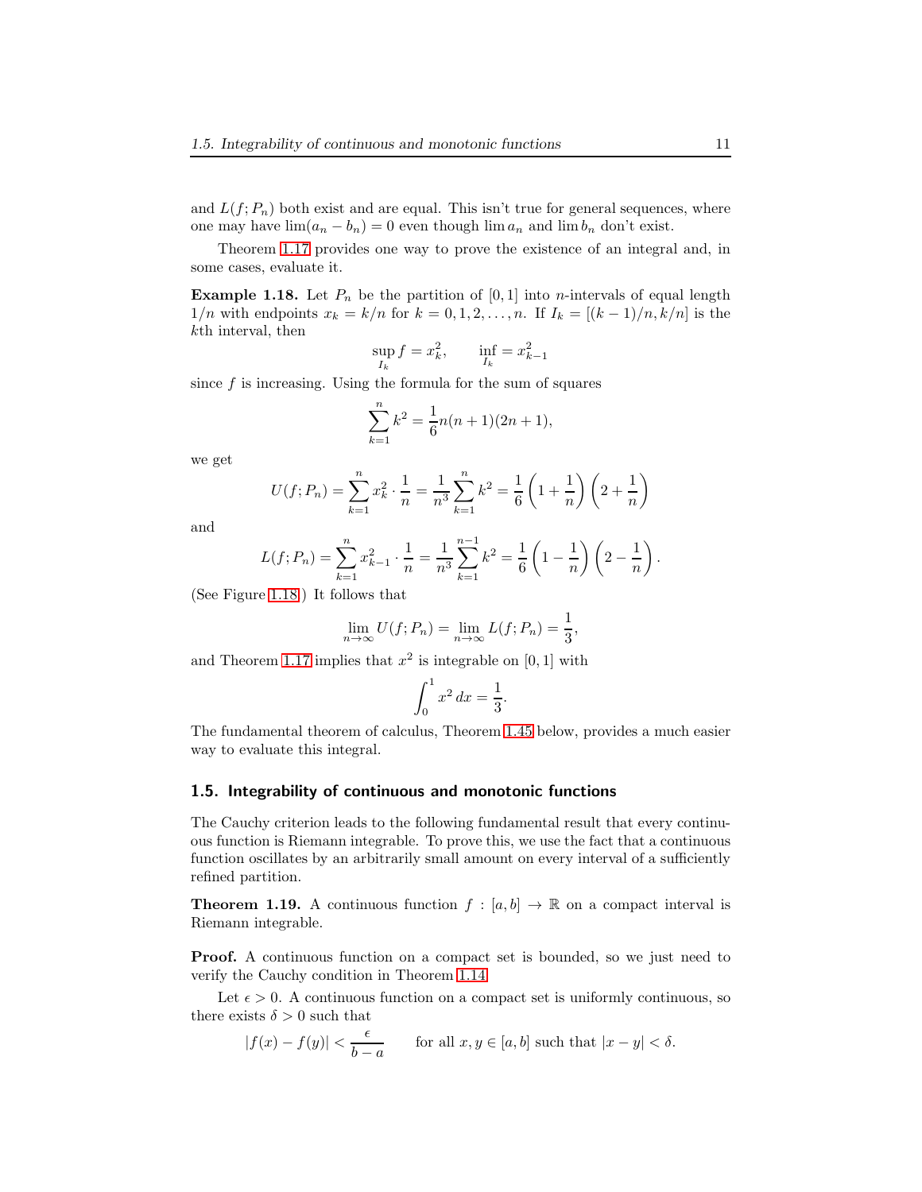and $L(f; P_n)$ both exist and are equal. This isn't true for general sequences, where one may have $\lim(a_n - b_n) = 0$ even though $\lim a_n$ and $\lim b_n$ don't exist.

Theorem 1.17 provides one way to prove the existence of an integral and, in some cases, evaluate it.

**Example 1.18.** Let $P_n$ be the partition of $[0, 1]$ into $n$-intervals of equal length $1/n$ with endpoints $x_k = k/n$ for $k = 0, 1, 2, \ldots, n$. If $I_k = [(k-1)/n, k/n]$ is the $k$th interval, then

$$\sup_{I_k} f = x_k^2, \qquad \inf_{I_k} = x_{k-1}^2$$

since $f$ is increasing. Using the formula for the sum of squares

$$\sum_{k=1}^{n} k^2 = \frac{1}{6}n(n+1)(2n+1),$$

we get

$$U(f; P_n) = \sum_{k=1}^{n} x_k^2 \cdot \frac{1}{n} = \frac{1}{n^3}\sum_{k=1}^{n} k^2 = \frac{1}{6}\left(1 + \frac{1}{n}\right)\left(2 + \frac{1}{n}\right)$$

and

$$L(f; P_n) = \sum_{k=1}^{n} x_{k-1}^2 \cdot \frac{1}{n} = \frac{1}{n^3}\sum_{k=1}^{n-1} k^2 = \frac{1}{6}\left(1 - \frac{1}{n}\right)\left(2 - \frac{1}{n}\right).$$

(See Figure 1.18.) It follows that

$$\lim_{n\to\infty} U(f; P_n) = \lim_{n\to\infty} L(f; P_n) = \frac{1}{3},$$

and Theorem 1.17 implies that $x^2$ is integrable on $[0, 1]$ with

$$\int_0^1 x^2\, dx = \frac{1}{3}.$$

The fundamental theorem of calculus, Theorem 1.45 below, provides a much easier way to evaluate this integral.

## 1.5. Integrability of continuous and monotonic functions

The Cauchy criterion leads to the following fundamental result that every continuous function is Riemann integrable. To prove this, we use the fact that a continuous function oscillates by an arbitrarily small amount on every interval of a sufficiently refined partition.

**Theorem 1.19.** A continuous function $f : [a, b] \to \mathbb{R}$ on a compact interval is Riemann integrable.

**Proof.** A continuous function on a compact set is bounded, so we just need to verify the Cauchy condition in Theorem 1.14.

Let $\epsilon > 0$. A continuous function on a compact set is uniformly continuous, so there exists $\delta > 0$ such that

$$|f(x) - f(y)| < \frac{\epsilon}{b-a} \qquad \text{for all } x, y \in [a, b] \text{ such that } |x - y| < \delta.$$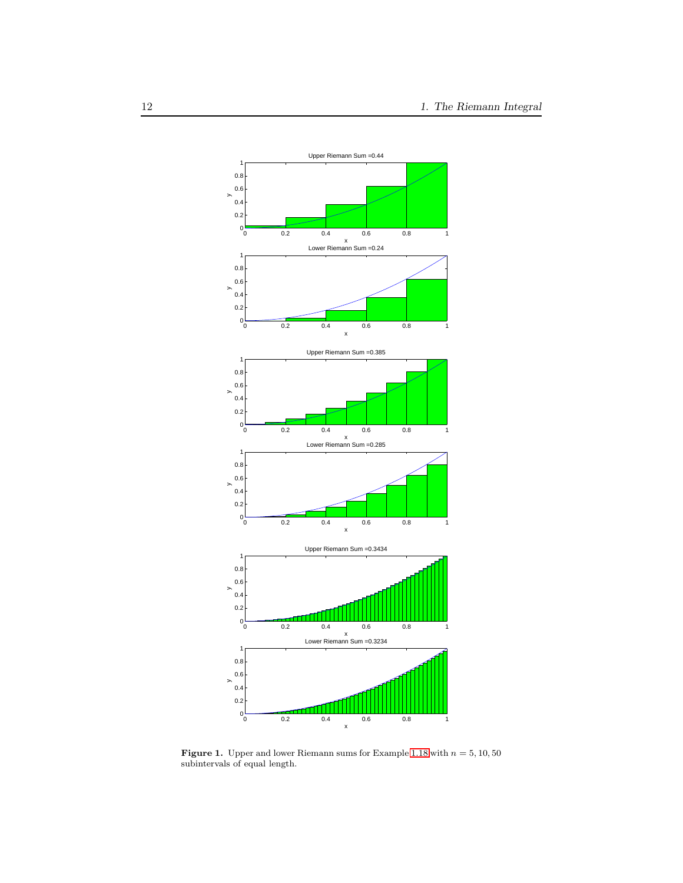**Figure 1.** Upper and lower Riemann sums for Example 1.18 with $n = 5, 10, 50$ subintervals of equal length.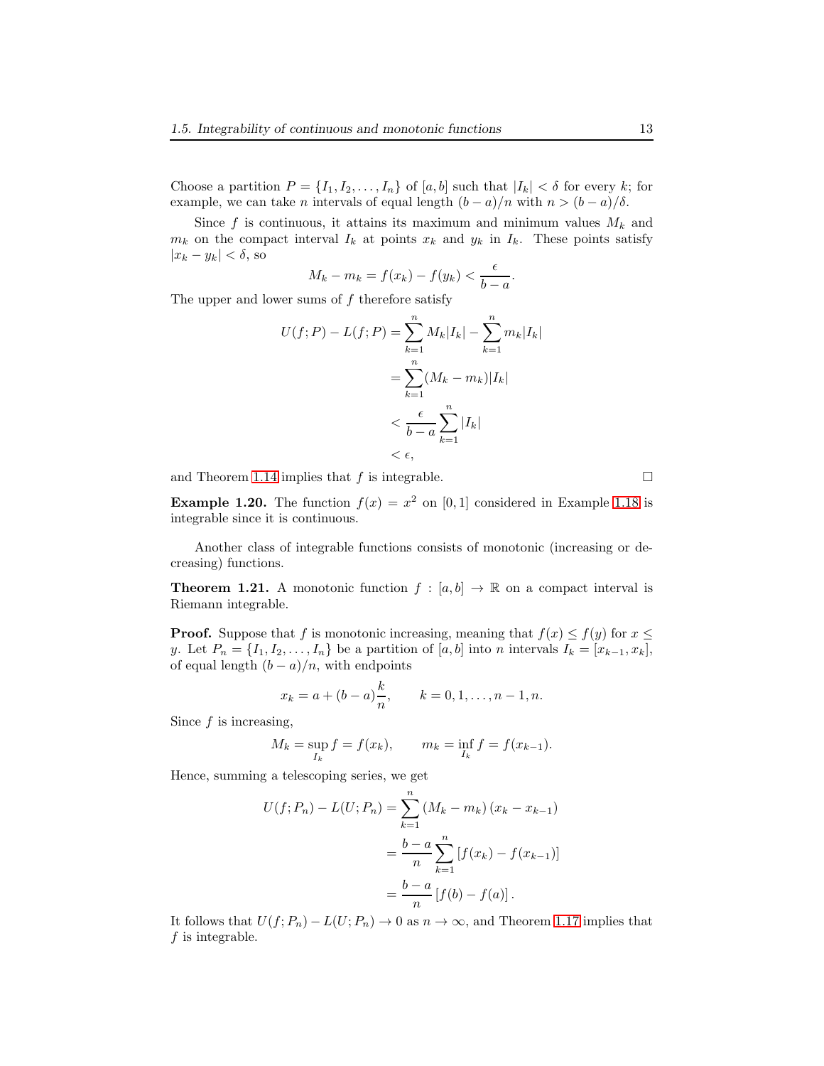Choose a partition $P = \{I_1, I_2, \ldots, I_n\}$ of $[a, b]$ such that $|I_k| < \delta$ for every $k$; for example, we can take $n$ intervals of equal length $(b-a)/n$ with $n > (b-a)/\delta$.

Since $f$ is continuous, it attains its maximum and minimum values $M_k$ and $m_k$ on the compact interval $I_k$ at points $x_k$ and $y_k$ in $I_k$. These points satisfy $|x_k - y_k| < \delta$, so

$$M_k - m_k = f(x_k) - f(y_k) < \frac{\epsilon}{b-a}.$$

The upper and lower sums of $f$ therefore satisfy

$$\begin{aligned}
U(f;P) - L(f;P) &= \sum_{k=1}^{n} M_k |I_k| - \sum_{k=1}^{n} m_k |I_k| \\
&= \sum_{k=1}^{n} (M_k - m_k)|I_k| \\
&< \frac{\epsilon}{b-a} \sum_{k=1}^{n} |I_k| \\
&< \epsilon,
\end{aligned}$$

and Theorem 1.14 implies that $f$ is integrable. □

**Example 1.20.** The function $f(x) = x^2$ on $[0, 1]$ considered in Example 1.18 is integrable since it is continuous.

Another class of integrable functions consists of monotonic (increasing or decreasing) functions.

**Theorem 1.21.** *A monotonic function $f : [a, b] \to \mathbb{R}$ on a compact interval is Riemann integrable.*

**Proof.** Suppose that $f$ is monotonic increasing, meaning that $f(x) \leq f(y)$ for $x \leq y$. Let $P_n = \{I_1, I_2, \ldots, I_n\}$ be a partition of $[a, b]$ into $n$ intervals $I_k = [x_{k-1}, x_k]$, of equal length $(b-a)/n$, with endpoints

$$x_k = a + (b-a)\frac{k}{n}, \qquad k = 0, 1, \ldots, n-1, n.$$

Since $f$ is increasing,

$$M_k = \sup_{I_k} f = f(x_k), \qquad m_k = \inf_{I_k} f = f(x_{k-1}).$$

Hence, summing a telescoping series, we get

$$\begin{aligned}
U(f;P_n) - L(U;P_n) &= \sum_{k=1}^{n} (M_k - m_k)(x_k - x_{k-1}) \\
&= \frac{b-a}{n} \sum_{k=1}^{n} [f(x_k) - f(x_{k-1})] \\
&= \frac{b-a}{n} [f(b) - f(a)].
\end{aligned}$$

It follows that $U(f;P_n) - L(U;P_n) \to 0$ as $n \to \infty$, and Theorem 1.17 implies that $f$ is integrable.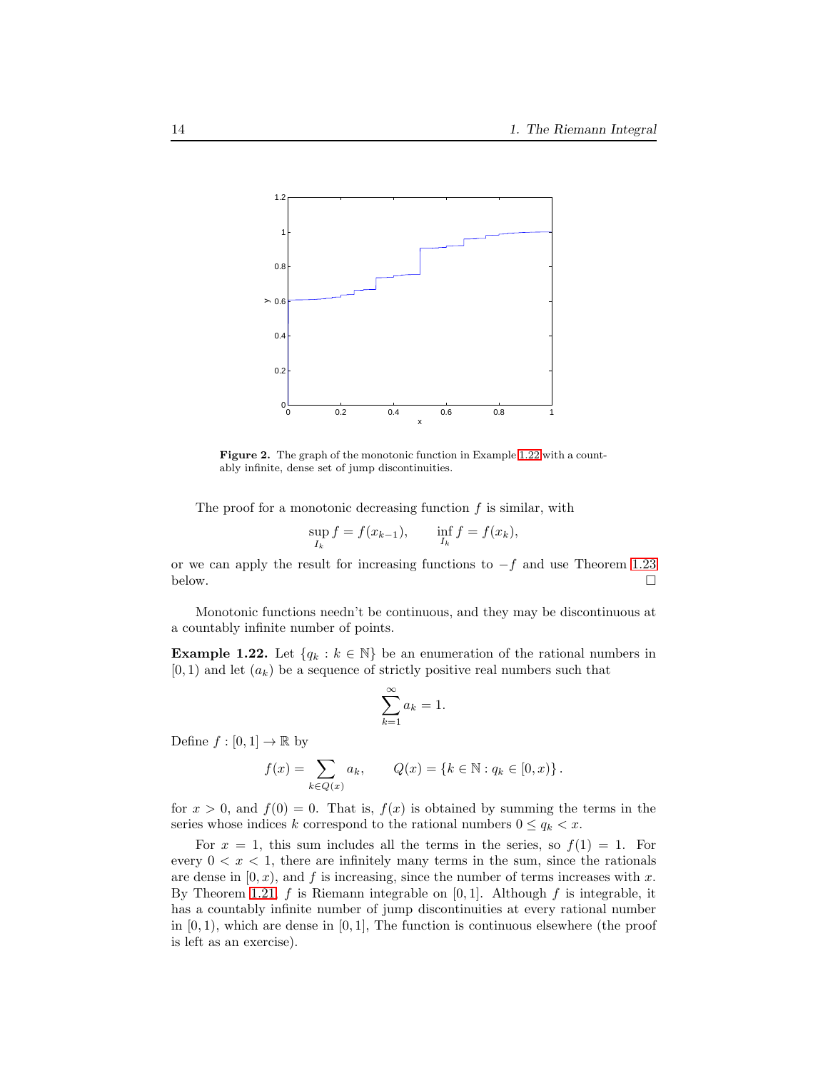**Figure 2.** The graph of the monotonic function in Example 1.22 with a countably infinite, dense set of jump discontinuities.

The proof for a monotonic decreasing function $f$ is similar, with

$$\sup_{I_k} f = f(x_{k-1}), \qquad \inf_{I_k} f = f(x_k),$$

or we can apply the result for increasing functions to $-f$ and use Theorem 1.23 below. □

Monotonic functions needn't be continuous, and they may be discontinuous at a countably infinite number of points.

**Example 1.22.** Let $\{q_k : k \in \mathbb{N}\}$ be an enumeration of the rational numbers in $[0, 1)$ and let $(a_k)$ be a sequence of strictly positive real numbers such that

$$\sum_{k=1}^{\infty} a_k = 1.$$

Define $f : [0, 1] \to \mathbb{R}$ by

$$f(x) = \sum_{k \in Q(x)} a_k, \qquad Q(x) = \{k \in \mathbb{N} : q_k \in [0, x)\}.$$

for $x > 0$, and $f(0) = 0$. That is, $f(x)$ is obtained by summing the terms in the series whose indices $k$ correspond to the rational numbers $0 \le q_k < x$.

For $x = 1$, this sum includes all the terms in the series, so $f(1) = 1$. For every $0 < x < 1$, there are infinitely many terms in the sum, since the rationals are dense in $[0, x)$, and $f$ is increasing, since the number of terms increases with $x$. By Theorem 1.21, $f$ is Riemann integrable on $[0, 1]$. Although $f$ is integrable, it has a countably infinite number of jump discontinuities at every rational number in $[0, 1)$, which are dense in $[0, 1]$, The function is continuous elsewhere (the proof is left as an exercise).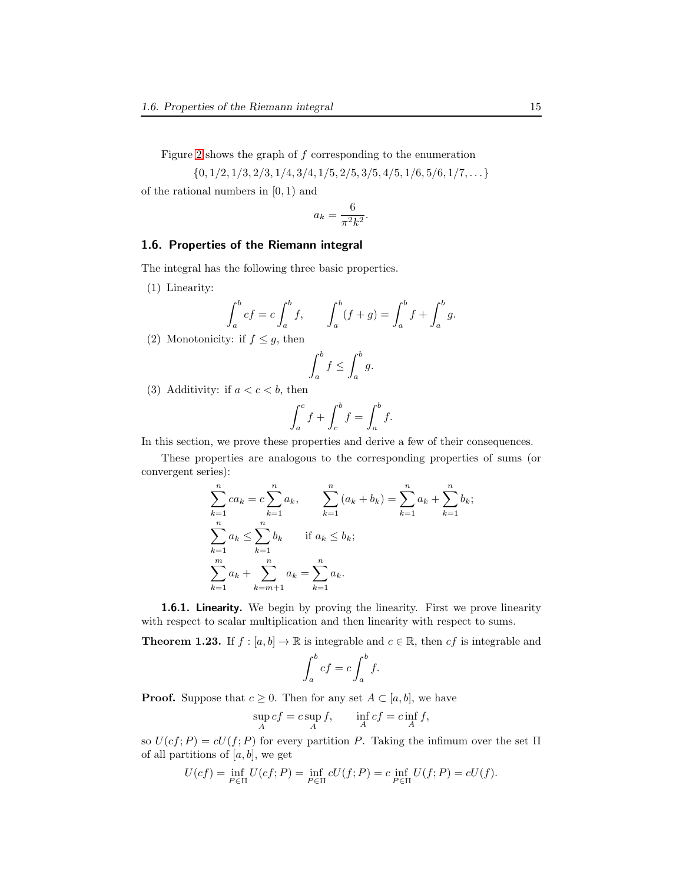Figure 2 shows the graph of $f$ corresponding to the enumeration

$$\{0, 1/2, 1/3, 2/3, 1/4, 3/4, 1/5, 2/5, 3/5, 4/5, 1/6, 5/6, 1/7, \dots\}$$

of the rational numbers in $[0, 1)$ and

$$a_k = \frac{6}{\pi^2 k^2}.$$

### 1.6. Properties of the Riemann integral

The integral has the following three basic properties.

(1) Linearity:

$$\int_a^b cf = c\int_a^b f, \qquad \int_a^b (f+g) = \int_a^b f + \int_a^b g.$$

(2) Monotonicity: if $f \le g$, then

$$\int_a^b f \le \int_a^b g.$$

(3) Additivity: if $a < c < b$, then

$$\int_a^c f + \int_c^b f = \int_a^b f.$$

In this section, we prove these properties and derive a few of their consequences.

These properties are analogous to the corresponding properties of sums (or convergent series):

$$\sum_{k=1}^n ca_k = c\sum_{k=1}^n a_k, \qquad \sum_{k=1}^n (a_k + b_k) = \sum_{k=1}^n a_k + \sum_{k=1}^n b_k;$$

$$\sum_{k=1}^n a_k \le \sum_{k=1}^n b_k \qquad \text{if } a_k \le b_k;$$

$$\sum_{k=1}^m a_k + \sum_{k=m+1}^n a_k = \sum_{k=1}^n a_k.$$

**1.6.1. Linearity.** We begin by proving the linearity. First we prove linearity with respect to scalar multiplication and then linearity with respect to sums.

**Theorem 1.23.** If $f : [a, b] \to \mathbb{R}$ is integrable and $c \in \mathbb{R}$, then $cf$ is integrable and

$$\int_a^b cf = c\int_a^b f.$$

**Proof.** Suppose that $c \ge 0$. Then for any set $A \subset [a, b]$, we have

$$\sup_A cf = c \sup_A f, \qquad \inf_A cf = c \inf_A f,$$

so $U(cf; P) = cU(f; P)$ for every partition $P$. Taking the infimum over the set $\Pi$ of all partitions of $[a, b]$, we get

$$U(cf) = \inf_{P\in\Pi} U(cf; P) = \inf_{P\in\Pi} cU(f; P) = c \inf_{P\in\Pi} U(f; P) = cU(f).$$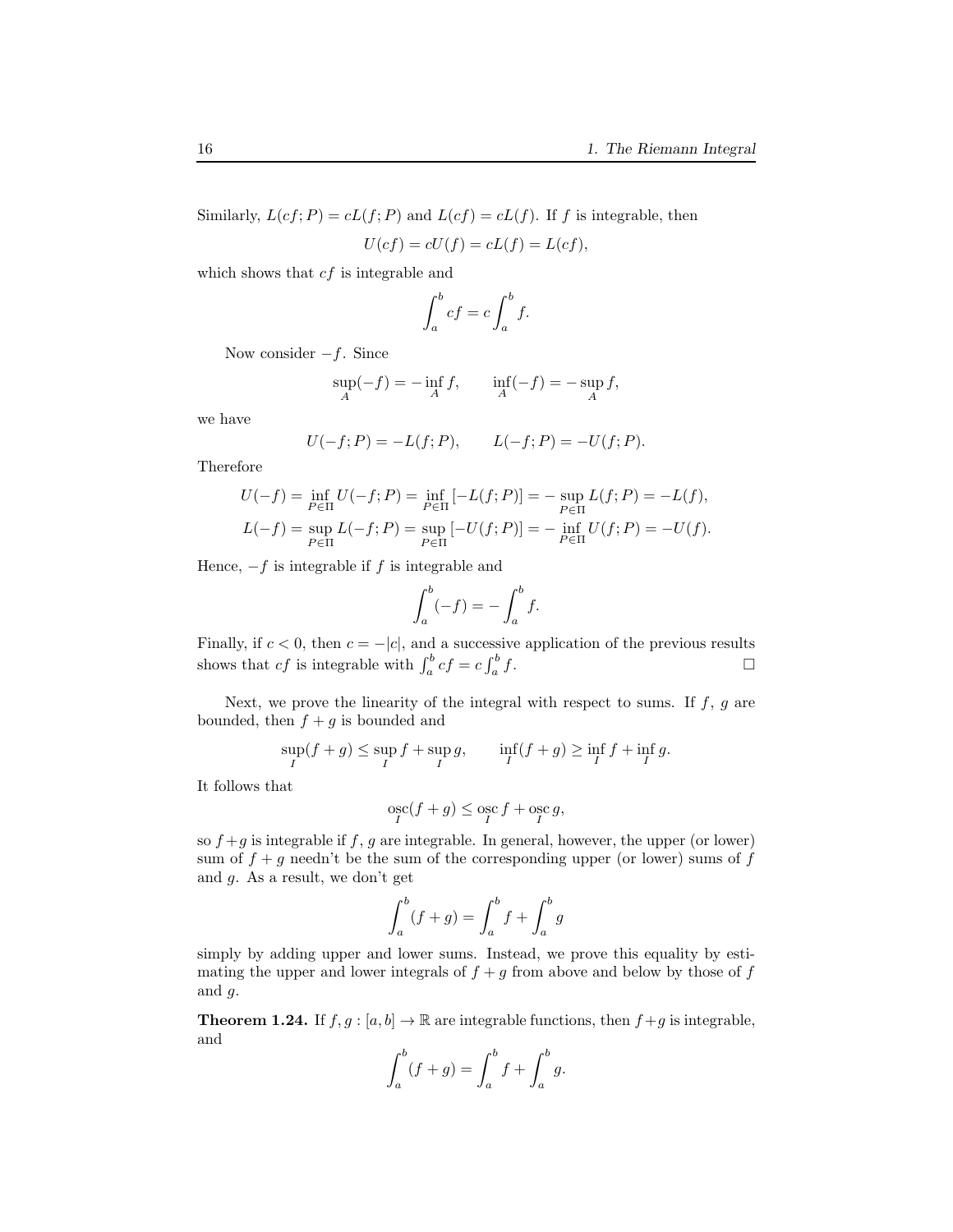Similarly, $L(cf;P) = cL(f;P)$ and $L(cf) = cL(f)$. If $f$ is integrable, then

$$U(cf) = cU(f) = cL(f) = L(cf),$$

which shows that $cf$ is integrable and

$$\int_a^b cf = c\int_a^b f.$$

Now consider $-f$. Since

$$\sup_A(-f) = -\inf_A f, \qquad \inf_A(-f) = -\sup_A f,$$

we have

$$U(-f;P) = -L(f;P), \qquad L(-f;P) = -U(f;P).$$

Therefore

$$U(-f) = \inf_{P\in\Pi} U(-f;P) = \inf_{P\in\Pi}\left[-L(f;P)\right] = -\sup_{P\in\Pi} L(f;P) = -L(f),$$
$$L(-f) = \sup_{P\in\Pi} L(-f;P) = \sup_{P\in\Pi}\left[-U(f;P)\right] = -\inf_{P\in\Pi} U(f;P) = -U(f).$$

Hence, $-f$ is integrable if $f$ is integrable and

$$\int_a^b (-f) = -\int_a^b f.$$

Finally, if $c < 0$, then $c = -|c|$, and a successive application of the previous results shows that $cf$ is integrable with $\int_a^b cf = c\int_a^b f$. $\square$

Next, we prove the linearity of the integral with respect to sums. If $f$, $g$ are bounded, then $f+g$ is bounded and

$$\sup_I(f+g) \leq \sup_I f + \sup_I g, \qquad \inf_I(f+g) \geq \inf_I f + \inf_I g.$$

It follows that

$$\operatorname*{osc}_I(f+g) \leq \operatorname*{osc}_I f + \operatorname*{osc}_I g,$$

so $f+g$ is integrable if $f$, $g$ are integrable. In general, however, the upper (or lower) sum of $f+g$ needn't be the sum of the corresponding upper (or lower) sums of $f$ and $g$. As a result, we don't get

$$\int_a^b (f+g) = \int_a^b f + \int_a^b g$$

simply by adding upper and lower sums. Instead, we prove this equality by estimating the upper and lower integrals of $f+g$ from above and below by those of $f$ and $g$.

**Theorem 1.24.** If $f, g : [a,b] \to \mathbb{R}$ are integrable functions, then $f+g$ is integrable, and

$$\int_a^b (f+g) = \int_a^b f + \int_a^b g.$$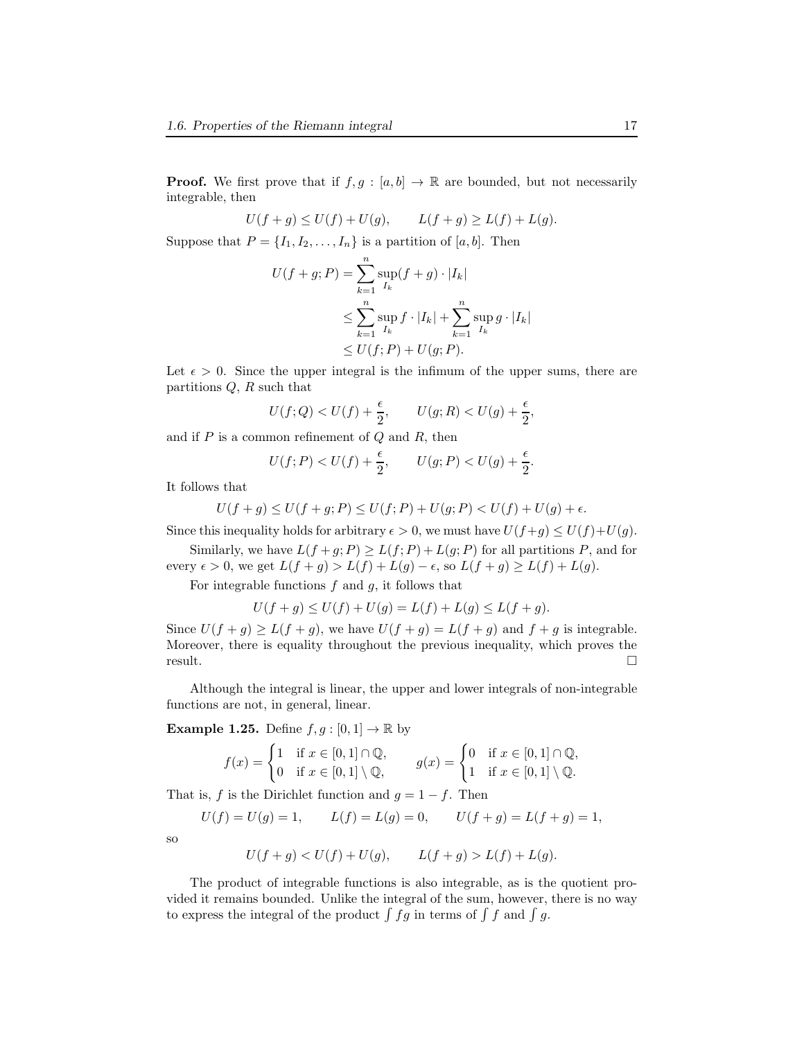**Proof.** We first prove that if $f, g : [a, b] \to \mathbb{R}$ are bounded, but not necessarily integrable, then

$$U(f+g) \le U(f) + U(g), \qquad L(f+g) \ge L(f) + L(g).$$

Suppose that $P = \{I_1, I_2, \dots, I_n\}$ is a partition of $[a, b]$. Then

$$\begin{aligned}
U(f+g; P) &= \sum_{k=1}^{n} \sup_{I_k}(f+g) \cdot |I_k| \\
&\le \sum_{k=1}^{n} \sup_{I_k} f \cdot |I_k| + \sum_{k=1}^{n} \sup_{I_k} g \cdot |I_k| \\
&\le U(f; P) + U(g; P).
\end{aligned}$$

Let $\epsilon > 0$. Since the upper integral is the infimum of the upper sums, there are partitions $Q$, $R$ such that

$$U(f; Q) < U(f) + \frac{\epsilon}{2}, \qquad U(g; R) < U(g) + \frac{\epsilon}{2},$$

and if $P$ is a common refinement of $Q$ and $R$, then

$$U(f; P) < U(f) + \frac{\epsilon}{2}, \qquad U(g; P) < U(g) + \frac{\epsilon}{2}.$$

It follows that

$$U(f+g) \le U(f+g; P) \le U(f; P) + U(g; P) < U(f) + U(g) + \epsilon.$$

Since this inequality holds for arbitrary $\epsilon > 0$, we must have $U(f+g) \le U(f) + U(g)$.

Similarly, we have $L(f+g; P) \ge L(f; P) + L(g; P)$ for all partitions $P$, and for every $\epsilon > 0$, we get $L(f+g) > L(f) + L(g) - \epsilon$, so $L(f+g) \ge L(f) + L(g)$.

For integrable functions $f$ and $g$, it follows that

$$U(f+g) \le U(f) + U(g) = L(f) + L(g) \le L(f+g).$$

Since $U(f+g) \ge L(f+g)$, we have $U(f+g) = L(f+g)$ and $f+g$ is integrable. Moreover, there is equality throughout the previous inequality, which proves the result. □

Although the integral is linear, the upper and lower integrals of non-integrable functions are not, in general, linear.

**Example 1.25.** Define $f, g : [0, 1] \to \mathbb{R}$ by

$$f(x) = \begin{cases} 1 & \text{if } x \in [0,1] \cap \mathbb{Q}, \\ 0 & \text{if } x \in [0,1] \setminus \mathbb{Q}, \end{cases} \qquad g(x) = \begin{cases} 0 & \text{if } x \in [0,1] \cap \mathbb{Q}, \\ 1 & \text{if } x \in [0,1] \setminus \mathbb{Q}. \end{cases}$$

That is, $f$ is the Dirichlet function and $g = 1 - f$. Then

$$U(f) = U(g) = 1, \qquad L(f) = L(g) = 0, \qquad U(f+g) = L(f+g) = 1,$$

so

$$U(f+g) < U(f) + U(g), \qquad L(f+g) > L(f) + L(g).$$

The product of integrable functions is also integrable, as is the quotient provided it remains bounded. Unlike the integral of the sum, however, there is no way to express the integral of the product $\int fg$ in terms of $\int f$ and $\int g$.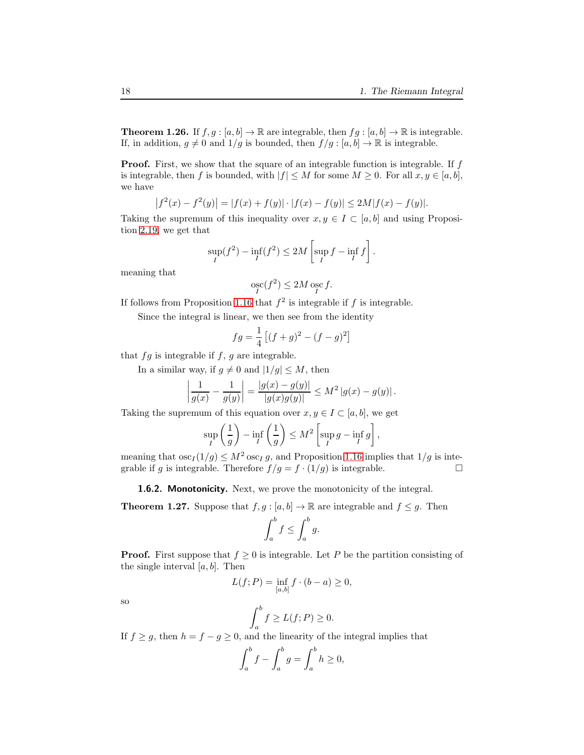**Theorem 1.26.** If $f, g : [a, b] \to \mathbb{R}$ are integrable, then $fg : [a, b] \to \mathbb{R}$ is integrable. If, in addition, $g \neq 0$ and $1/g$ is bounded, then $f/g : [a, b] \to \mathbb{R}$ is integrable.

**Proof.** First, we show that the square of an integrable function is integrable. If $f$ is integrable, then $f$ is bounded, with $|f| \leq M$ for some $M \geq 0$. For all $x, y \in [a, b]$, we have

$$\left|f^2(x) - f^2(y)\right| = |f(x) + f(y)| \cdot |f(x) - f(y)| \leq 2M|f(x) - f(y)|.$$

Taking the supremum of this inequality over $x, y \in I \subset [a, b]$ and using Proposition 2.19, we get that

$$\sup_I(f^2) - \inf_I(f^2) \leq 2M \left[\sup_I f - \inf_I f\right].$$

meaning that

$$\operatorname*{osc}_I(f^2) \leq 2M \operatorname*{osc}_I f.$$

If follows from Proposition 1.16 that $f^2$ is integrable if $f$ is integrable.

Since the integral is linear, we then see from the identity

$$fg = \frac{1}{4}\left[(f+g)^2 - (f-g)^2\right]$$

that $fg$ is integrable if $f$, $g$ are integrable.

In a similar way, if $g \neq 0$ and $|1/g| \leq M$, then

$$\left|\frac{1}{g(x)} - \frac{1}{g(y)}\right| = \frac{|g(x) - g(y)|}{|g(x)g(y)|} \leq M^2 \left|g(x) - g(y)\right|.$$

Taking the supremum of this equation over $x, y \in I \subset [a, b]$, we get

$$\sup_I \left(\frac{1}{g}\right) - \inf_I \left(\frac{1}{g}\right) \leq M^2 \left[\sup_I g - \inf_I g\right],$$

meaning that $\operatorname{osc}_I(1/g) \leq M^2 \operatorname{osc}_I g$, and Proposition 1.16 implies that $1/g$ is integrable if $g$ is integrable. Therefore $f/g = f \cdot (1/g)$ is integrable. □

### 1.6.2. Monotonicity.

Next, we prove the monotonicity of the integral.

**Theorem 1.27.** Suppose that $f, g : [a, b] \to \mathbb{R}$ are integrable and $f \leq g$. Then

$$\int_a^b f \leq \int_a^b g.$$

**Proof.** First suppose that $f \geq 0$ is integrable. Let $P$ be the partition consisting of the single interval $[a, b]$. Then

$$L(f; P) = \inf_{[a,b]} f \cdot (b - a) \geq 0,$$

so

$$\int_a^b f \geq L(f; P) \geq 0.$$

If $f \geq g$, then $h = f - g \geq 0$, and the linearity of the integral implies that

$$\int_a^b f - \int_a^b g = \int_a^b h \geq 0,$$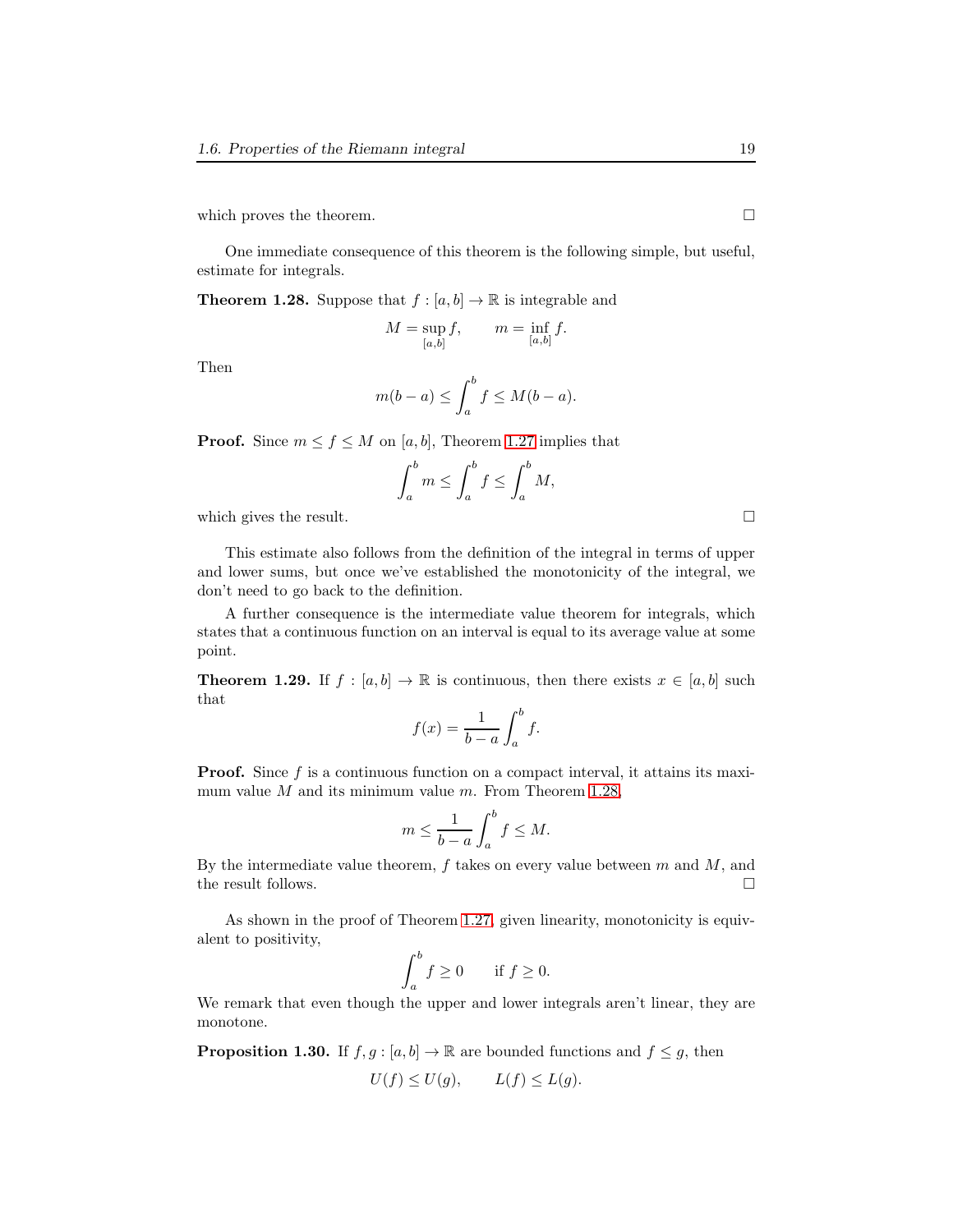which proves the theorem. □

One immediate consequence of this theorem is the following simple, but useful, estimate for integrals.

**Theorem 1.28.** Suppose that $f : [a, b] \to \mathbb{R}$ is integrable and

$$M = \sup_{[a,b]} f, \qquad m = \inf_{[a,b]} f.$$

Then

$$m(b - a) \leq \int_a^b f \leq M(b - a).$$

**Proof.** Since $m \leq f \leq M$ on $[a, b]$, Theorem 1.27 implies that

$$\int_a^b m \leq \int_a^b f \leq \int_a^b M,$$

which gives the result. □

This estimate also follows from the definition of the integral in terms of upper and lower sums, but once we've established the monotonicity of the integral, we don't need to go back to the definition.

A further consequence is the intermediate value theorem for integrals, which states that a continuous function on an interval is equal to its average value at some point.

**Theorem 1.29.** If $f : [a, b] \to \mathbb{R}$ is continuous, then there exists $x \in [a, b]$ such that

$$f(x) = \frac{1}{b - a} \int_a^b f.$$

**Proof.** Since $f$ is a continuous function on a compact interval, it attains its maximum value $M$ and its minimum value $m$. From Theorem 1.28,

$$m \leq \frac{1}{b - a} \int_a^b f \leq M.$$

By the intermediate value theorem, $f$ takes on every value between $m$ and $M$, and the result follows. □

As shown in the proof of Theorem 1.27, given linearity, monotonicity is equivalent to positivity,

$$\int_a^b f \geq 0 \qquad \text{if } f \geq 0.$$

We remark that even though the upper and lower integrals aren't linear, they are monotone.

**Proposition 1.30.** If $f, g : [a, b] \to \mathbb{R}$ are bounded functions and $f \leq g$, then

$$U(f) \leq U(g), \qquad L(f) \leq L(g).$$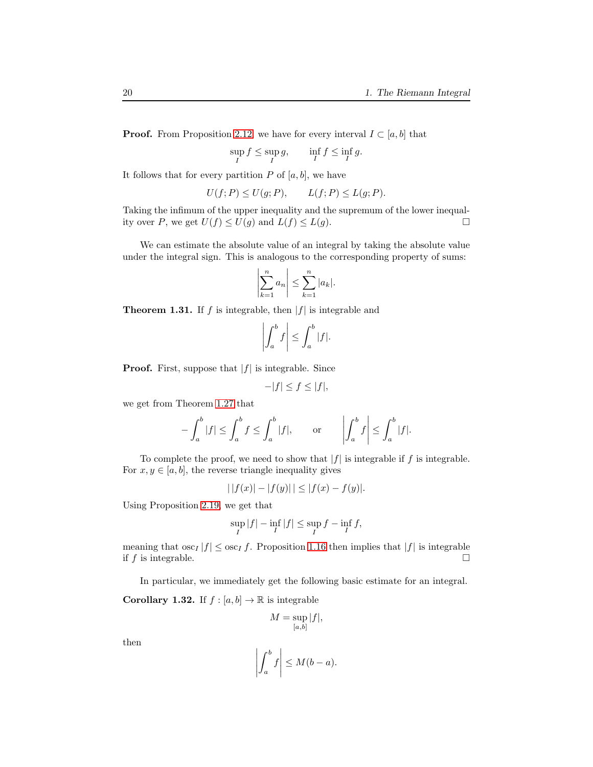**Proof.** From Proposition 2.12, we have for every interval $I \subset [a, b]$ that

$$\sup_I f \leq \sup_I g, \qquad \inf_I f \leq \inf_I g.$$

It follows that for every partition $P$ of $[a, b]$, we have

$$U(f; P) \leq U(g; P), \qquad L(f; P) \leq L(g; P).$$

Taking the infimum of the upper inequality and the supremum of the lower inequality over $P$, we get $U(f) \leq U(g)$ and $L(f) \leq L(g)$. □

We can estimate the absolute value of an integral by taking the absolute value under the integral sign. This is analogous to the corresponding property of sums:

$$\left| \sum_{k=1}^{n} a_n \right| \leq \sum_{k=1}^{n} |a_k|.$$

**Theorem 1.31.** If $f$ is integrable, then $|f|$ is integrable and

$$\left| \int_a^b f \right| \leq \int_a^b |f|.$$

**Proof.** First, suppose that $|f|$ is integrable. Since

$$-|f| \leq f \leq |f|,$$

we get from Theorem 1.27 that

$$-\int_a^b |f| \leq \int_a^b f \leq \int_a^b |f|, \qquad \text{or} \qquad \left| \int_a^b f \right| \leq \int_a^b |f|.$$

To complete the proof, we need to show that $|f|$ is integrable if $f$ is integrable. For $x, y \in [a, b]$, the reverse triangle inequality gives

$$| \, |f(x)| - |f(y)| \, | \leq |f(x) - f(y)|.$$

Using Proposition 2.19, we get that

$$\sup_I |f| - \inf_I |f| \leq \sup_I f - \inf_I f,$$

meaning that $\operatorname{osc}_I |f| \leq \operatorname{osc}_I f$. Proposition 1.16 then implies that $|f|$ is integrable if $f$ is integrable. □

In particular, we immediately get the following basic estimate for an integral.

**Corollary 1.32.** If $f : [a, b] \to \mathbb{R}$ is integrable

$$M = \sup_{[a,b]} |f|,$$

then

$$\left| \int_a^b f \right| \leq M(b - a).$$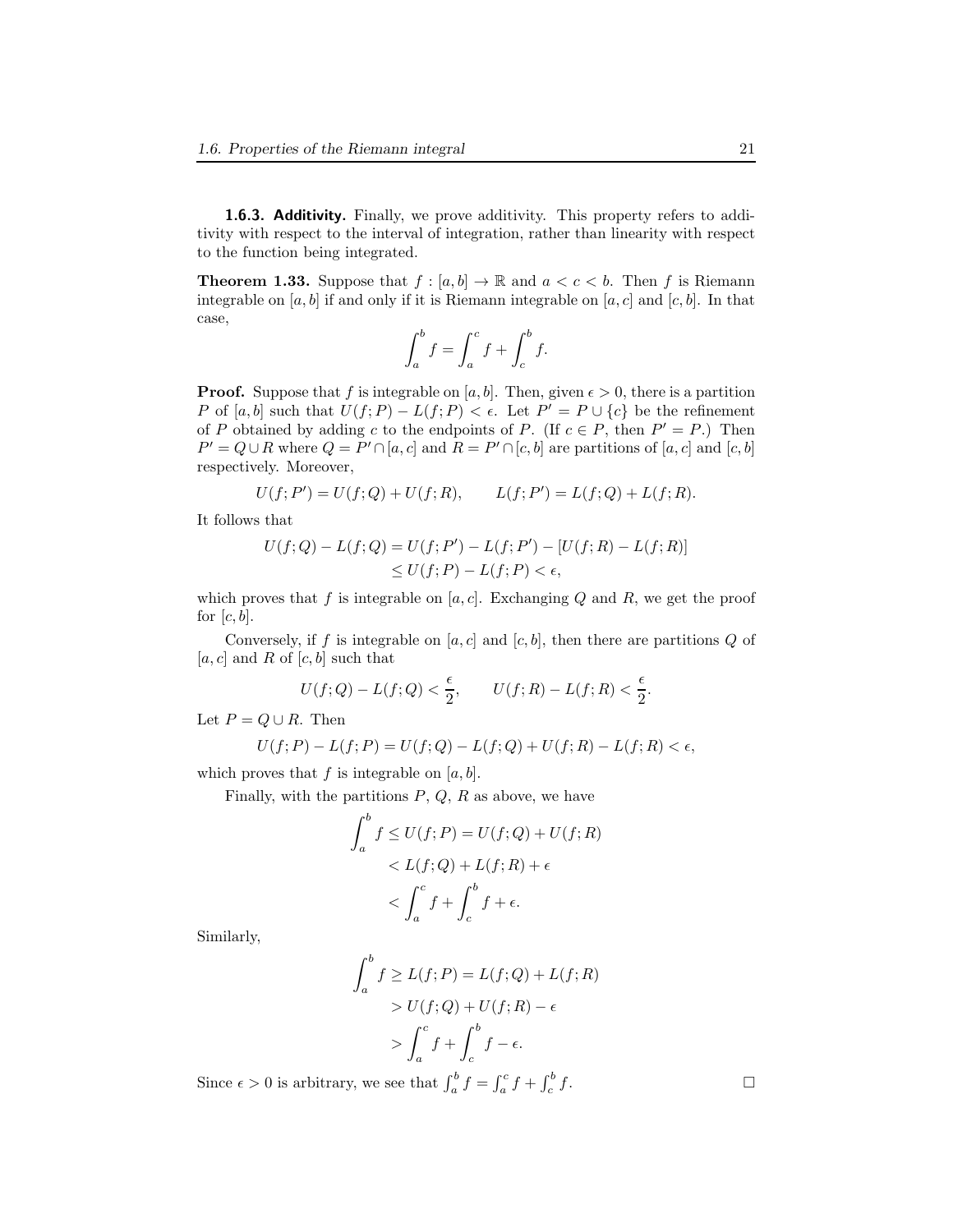### 1.6.3. Additivity.

Finally, we prove additivity. This property refers to additivity with respect to the interval of integration, rather than linearity with respect to the function being integrated.

**Theorem 1.33.** *Suppose that $f : [a,b] \to \mathbb{R}$ and $a < c < b$. Then $f$ is Riemann integrable on $[a,b]$ if and only if it is Riemann integrable on $[a,c]$ and $[c,b]$. In that case,*

$$\int_a^b f = \int_a^c f + \int_c^b f.$$

**Proof.** Suppose that $f$ is integrable on $[a,b]$. Then, given $\epsilon > 0$, there is a partition $P$ of $[a,b]$ such that $U(f;P) - L(f;P) < \epsilon$. Let $P' = P \cup \{c\}$ be the refinement of $P$ obtained by adding $c$ to the endpoints of $P$. (If $c \in P$, then $P' = P$.) Then $P' = Q \cup R$ where $Q = P' \cap [a,c]$ and $R = P' \cap [c,b]$ are partitions of $[a,c]$ and $[c,b]$ respectively. Moreover,

$$U(f;P') = U(f;Q) + U(f;R), \qquad L(f;P') = L(f;Q) + L(f;R).$$

It follows that

$$\begin{aligned} U(f;Q) - L(f;Q) &= U(f;P') - L(f;P') - [U(f;R) - L(f;R)] \\ &\leq U(f;P) - L(f;P) < \epsilon, \end{aligned}$$

which proves that $f$ is integrable on $[a,c]$. Exchanging $Q$ and $R$, we get the proof for $[c,b]$.

Conversely, if $f$ is integrable on $[a,c]$ and $[c,b]$, then there are partitions $Q$ of $[a,c]$ and $R$ of $[c,b]$ such that

$$U(f;Q) - L(f;Q) < \frac{\epsilon}{2}, \qquad U(f;R) - L(f;R) < \frac{\epsilon}{2}.$$

Let $P = Q \cup R$. Then

$$U(f;P) - L(f;P) = U(f;Q) - L(f;Q) + U(f;R) - L(f;R) < \epsilon,$$

which proves that $f$ is integrable on $[a,b]$.

Finally, with the partitions $P$, $Q$, $R$ as above, we have

$$\begin{aligned} \int_a^b f \leq U(f;P) &= U(f;Q) + U(f;R) \\ &< L(f;Q) + L(f;R) + \epsilon \\ &< \int_a^c f + \int_c^b f + \epsilon. \end{aligned}$$

Similarly,

$$\begin{aligned} \int_a^b f \geq L(f;P) &= L(f;Q) + L(f;R) \\ &> U(f;Q) + U(f;R) - \epsilon \\ &> \int_a^c f + \int_c^b f - \epsilon. \end{aligned}$$

Since $\epsilon > 0$ is arbitrary, we see that $\int_a^b f = \int_a^c f + \int_c^b f$. □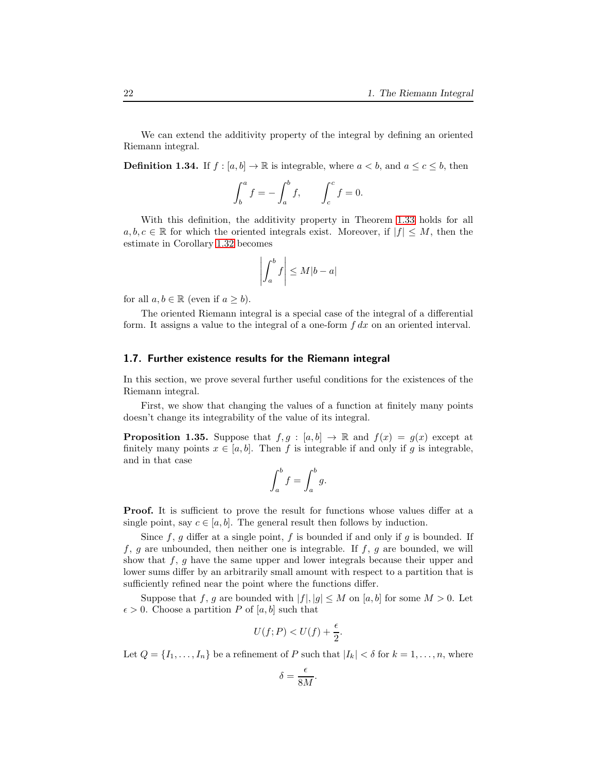We can extend the additivity property of the integral by defining an oriented Riemann integral.

**Definition 1.34.** If $f : [a, b] \to \mathbb{R}$ is integrable, where $a < b$, and $a \le c \le b$, then

$$\int_b^a f = -\int_a^b f, \qquad \int_c^c f = 0.$$

With this definition, the additivity property in Theorem 1.33 holds for all $a, b, c \in \mathbb{R}$ for which the oriented integrals exist. Moreover, if $|f| \le M$, then the estimate in Corollary 1.32 becomes

$$\left| \int_a^b f \right| \le M|b - a|$$

for all $a, b \in \mathbb{R}$ (even if $a \ge b$).

The oriented Riemann integral is a special case of the integral of a differential form. It assigns a value to the integral of a one-form $f\, dx$ on an oriented interval.

## 1.7. Further existence results for the Riemann integral

In this section, we prove several further useful conditions for the existences of the Riemann integral.

First, we show that changing the values of a function at finitely many points doesn't change its integrability of the value of its integral.

**Proposition 1.35.** Suppose that $f, g : [a, b] \to \mathbb{R}$ and $f(x) = g(x)$ except at finitely many points $x \in [a, b]$. Then $f$ is integrable if and only if $g$ is integrable, and in that case

$$\int_a^b f = \int_a^b g.$$

**Proof.** It is sufficient to prove the result for functions whose values differ at a single point, say $c \in [a, b]$. The general result then follows by induction.

Since $f$, $g$ differ at a single point, $f$ is bounded if and only if $g$ is bounded. If $f$, $g$ are unbounded, then neither one is integrable. If $f$, $g$ are bounded, we will show that $f$, $g$ have the same upper and lower integrals because their upper and lower sums differ by an arbitrarily small amount with respect to a partition that is sufficiently refined near the point where the functions differ.

Suppose that $f$, $g$ are bounded with $|f|, |g| \le M$ on $[a, b]$ for some $M > 0$. Let $\epsilon > 0$. Choose a partition $P$ of $[a, b]$ such that

$$U(f; P) < U(f) + \frac{\epsilon}{2}.$$

Let $Q = \{I_1, \dots, I_n\}$ be a refinement of $P$ such that $|I_k| < \delta$ for $k = 1, \dots, n$, where

$$\delta = \frac{\epsilon}{8M}.$$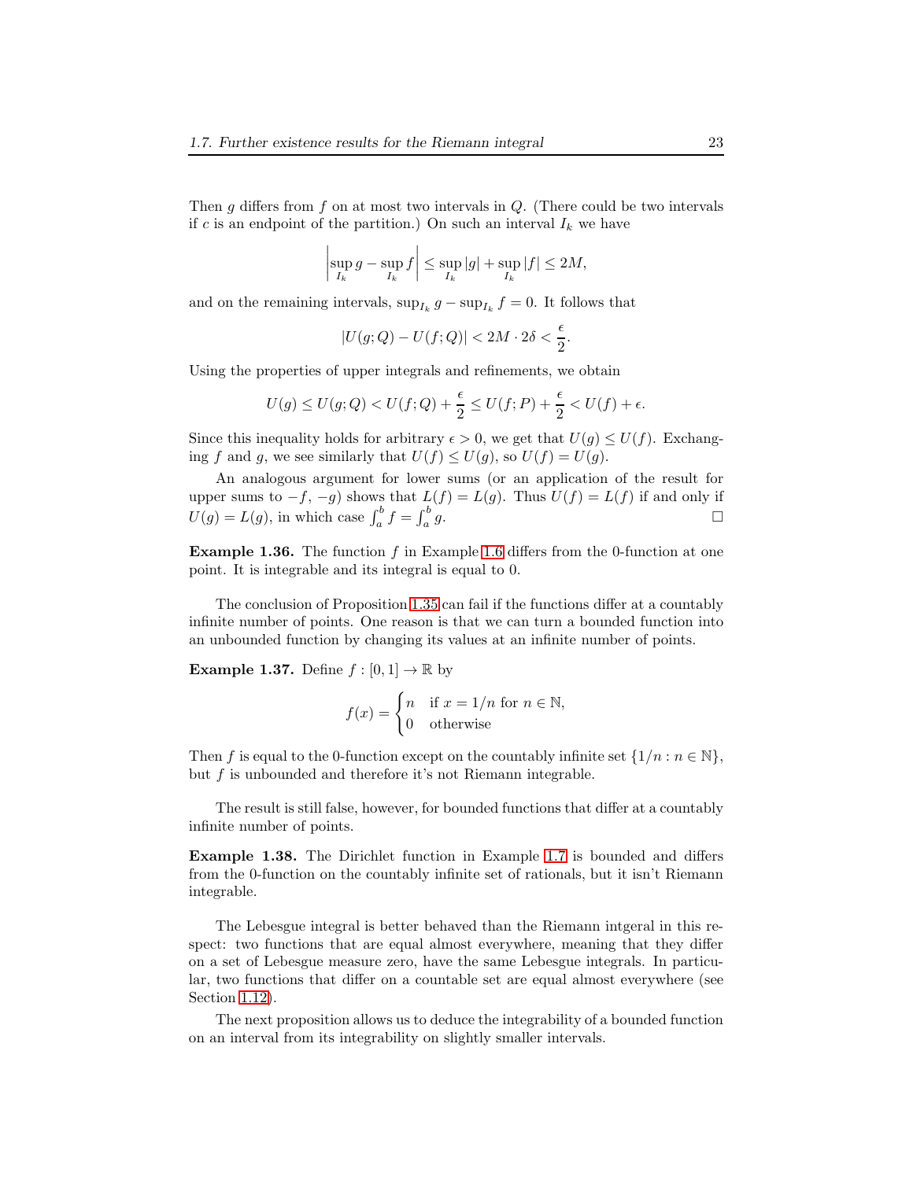Then $g$ differs from $f$ on at most two intervals in $Q$. (There could be two intervals if $c$ is an endpoint of the partition.) On such an interval $I_k$ we have

$$\left| \sup_{I_k} g - \sup_{I_k} f \right| \leq \sup_{I_k} |g| + \sup_{I_k} |f| \leq 2M,$$

and on the remaining intervals, $\sup_{I_k} g - \sup_{I_k} f = 0$. It follows that

$$|U(g;Q) - U(f;Q)| < 2M \cdot 2\delta < \frac{\epsilon}{2}.$$

Using the properties of upper integrals and refinements, we obtain

$$U(g) \leq U(g;Q) < U(f;Q) + \frac{\epsilon}{2} \leq U(f;P) + \frac{\epsilon}{2} < U(f) + \epsilon.$$

Since this inequality holds for arbitrary $\epsilon > 0$, we get that $U(g) \leq U(f)$. Exchanging $f$ and $g$, we see similarly that $U(f) \leq U(g)$, so $U(f) = U(g)$.

An analogous argument for lower sums (or an application of the result for upper sums to $-f$, $-g$) shows that $L(f) = L(g)$. Thus $U(f) = L(f)$ if and only if $U(g) = L(g)$, in which case $\int_a^b f = \int_a^b g$. □

**Example 1.36.** The function $f$ in Example 1.6 differs from the 0-function at one point. It is integrable and its integral is equal to 0.

The conclusion of Proposition 1.35 can fail if the functions differ at a countably infinite number of points. One reason is that we can turn a bounded function into an unbounded function by changing its values at an infinite number of points.

**Example 1.37.** Define $f : [0, 1] \to \mathbb{R}$ by

$$f(x) = \begin{cases} n & \text{if } x = 1/n \text{ for } n \in \mathbb{N}, \\ 0 & \text{otherwise} \end{cases}$$

Then $f$ is equal to the 0-function except on the countably infinite set $\{1/n : n \in \mathbb{N}\}$, but $f$ is unbounded and therefore it's not Riemann integrable.

The result is still false, however, for bounded functions that differ at a countably infinite number of points.

**Example 1.38.** The Dirichlet function in Example 1.7 is bounded and differs from the 0-function on the countably infinite set of rationals, but it isn't Riemann integrable.

The Lebesgue integral is better behaved than the Riemann intgeral in this respect: two functions that are equal almost everywhere, meaning that they differ on a set of Lebesgue measure zero, have the same Lebesgue integrals. In particular, two functions that differ on a countable set are equal almost everywhere (see Section 1.12).

The next proposition allows us to deduce the integrability of a bounded function on an interval from its integrability on slightly smaller intervals.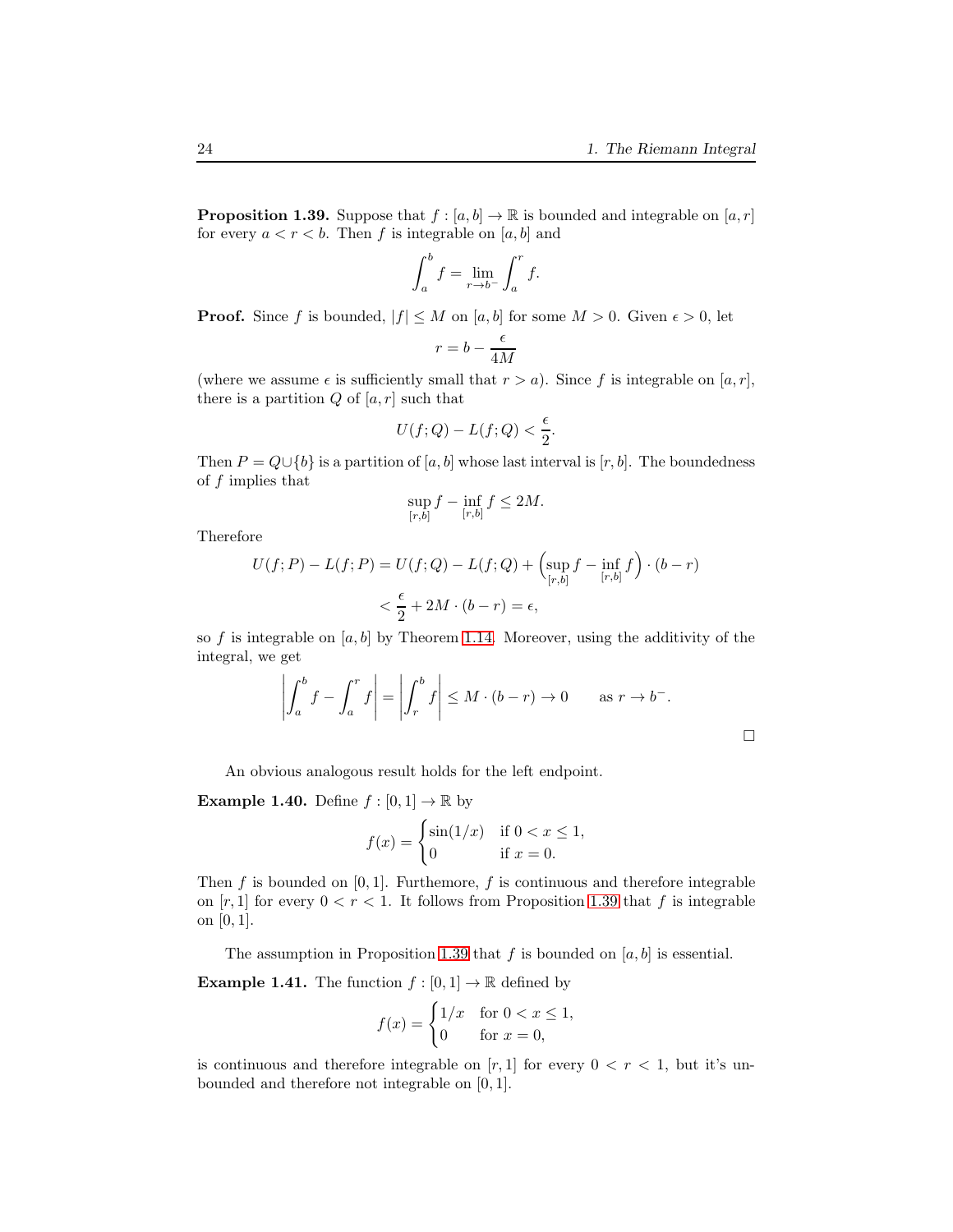**Proposition 1.39.** Suppose that $f : [a, b] \to \mathbb{R}$ is bounded and integrable on $[a, r]$ for every $a < r < b$. Then $f$ is integrable on $[a, b]$ and

$$\int_a^b f = \lim_{r \to b^-} \int_a^r f.$$

**Proof.** Since $f$ is bounded, $|f| \le M$ on $[a, b]$ for some $M > 0$. Given $\epsilon > 0$, let

$$r = b - \frac{\epsilon}{4M}$$

(where we assume $\epsilon$ is sufficiently small that $r > a$). Since $f$ is integrable on $[a, r]$, there is a partition $Q$ of $[a, r]$ such that

$$U(f; Q) - L(f; Q) < \frac{\epsilon}{2}.$$

Then $P = Q \cup \{b\}$ is a partition of $[a, b]$ whose last interval is $[r, b]$. The boundedness of $f$ implies that

$$\sup_{[r,b]} f - \inf_{[r,b]} f \le 2M.$$

Therefore

$$\begin{aligned}
U(f; P) - L(f; P) &= U(f; Q) - L(f; Q) + \Big(\sup_{[r,b]} f - \inf_{[r,b]} f\Big) \cdot (b - r) \\
&< \frac{\epsilon}{2} + 2M \cdot (b - r) = \epsilon,
\end{aligned}$$

so $f$ is integrable on $[a, b]$ by Theorem 1.14. Moreover, using the additivity of the integral, we get

$$\left| \int_a^b f - \int_a^r f \right| = \left| \int_r^b f \right| \le M \cdot (b - r) \to 0 \qquad \text{as } r \to b^-.$$

□

An obvious analogous result holds for the left endpoint.

**Example 1.40.** Define $f : [0, 1] \to \mathbb{R}$ by

$$f(x) = \begin{cases} \sin(1/x) & \text{if } 0 < x \le 1, \\ 0 & \text{if } x = 0. \end{cases}$$

Then $f$ is bounded on $[0, 1]$. Furthemore, $f$ is continuous and therefore integrable on $[r, 1]$ for every $0 < r < 1$. It follows from Proposition 1.39 that $f$ is integrable on $[0, 1]$.

The assumption in Proposition 1.39 that $f$ is bounded on $[a, b]$ is essential.

**Example 1.41.** The function $f : [0, 1] \to \mathbb{R}$ defined by

$$f(x) = \begin{cases} 1/x & \text{for } 0 < x \le 1, \\ 0 & \text{for } x = 0, \end{cases}$$

is continuous and therefore integrable on $[r, 1]$ for every $0 < r < 1$, but it's unbounded and therefore not integrable on $[0, 1]$.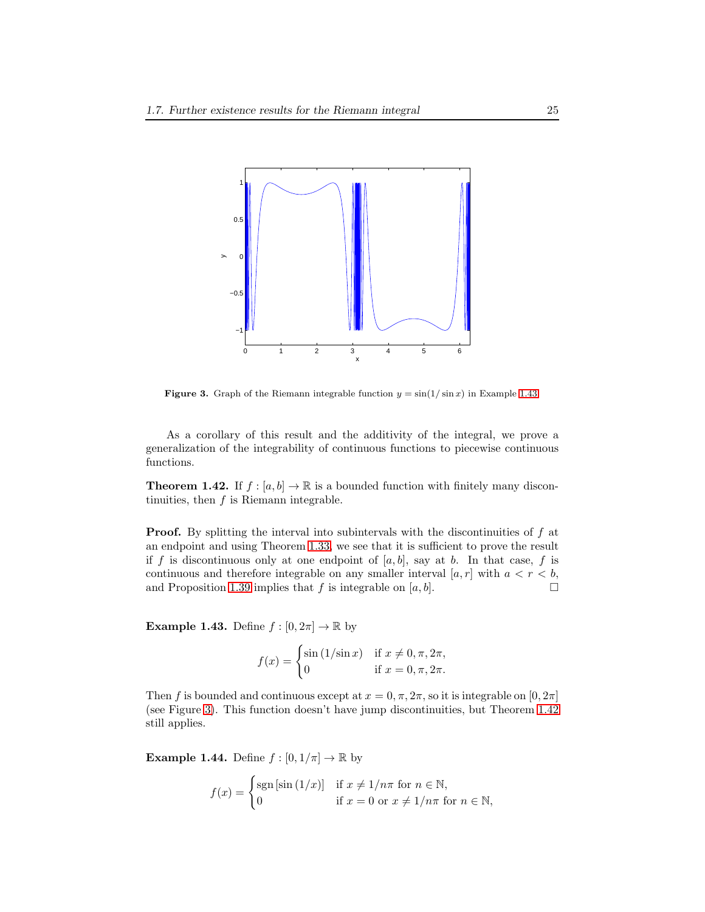**Figure 3.** Graph of the Riemann integrable function $y = \sin(1/\sin x)$ in Example 1.43.

As a corollary of this result and the additivity of the integral, we prove a generalization of the integrability of continuous functions to piecewise continuous functions.

**Theorem 1.42.** If $f : [a, b] \to \mathbb{R}$ is a bounded function with finitely many discontinuities, then $f$ is Riemann integrable.

**Proof.** By splitting the interval into subintervals with the discontinuities of $f$ at an endpoint and using Theorem 1.33, we see that it is sufficient to prove the result if $f$ is discontinuous only at one endpoint of $[a, b]$, say at $b$. In that case, $f$ is continuous and therefore integrable on any smaller interval $[a, r]$ with $a < r < b$, and Proposition 1.39 implies that $f$ is integrable on $[a, b]$. □

**Example 1.43.** Define $f : [0, 2\pi] \to \mathbb{R}$ by

$$f(x) = \begin{cases} \sin(1/\sin x) & \text{if } x \neq 0, \pi, 2\pi, \\ 0 & \text{if } x = 0, \pi, 2\pi. \end{cases}$$

Then $f$ is bounded and continuous except at $x = 0, \pi, 2\pi$, so it is integrable on $[0, 2\pi]$ (see Figure 3). This function doesn't have jump discontinuities, but Theorem 1.42 still applies.

**Example 1.44.** Define $f : [0, 1/\pi] \to \mathbb{R}$ by

$$f(x) = \begin{cases} \operatorname{sgn}\left[\sin(1/x)\right] & \text{if } x \neq 1/n\pi \text{ for } n \in \mathbb{N}, \\ 0 & \text{if } x = 0 \text{ or } x \neq 1/n\pi \text{ for } n \in \mathbb{N}, \end{cases}$$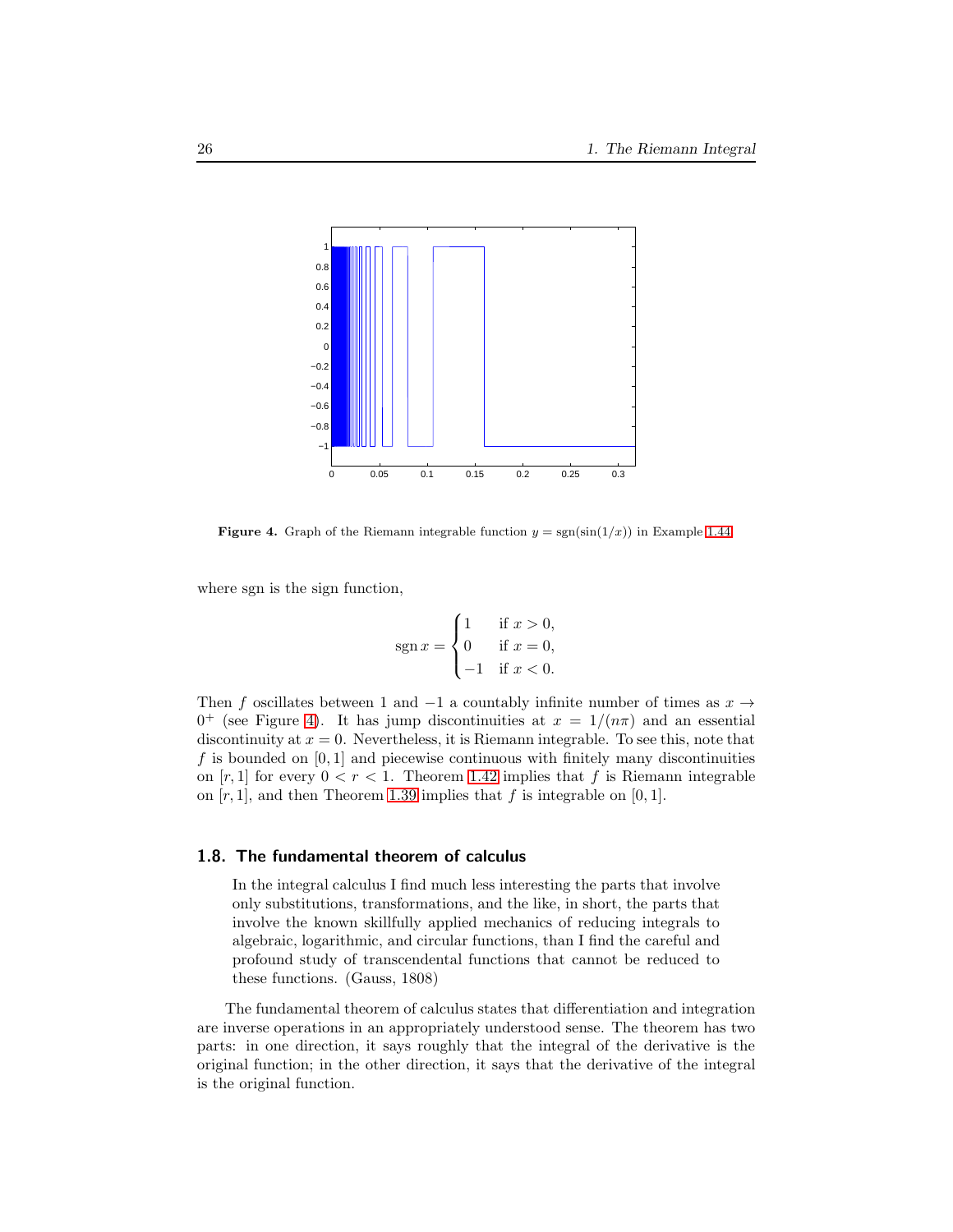**Figure 4.** Graph of the Riemann integrable function $y = \operatorname{sgn}(\sin(1/x))$ in Example 1.44.

where sgn is the sign function,

$$\operatorname{sgn} x = \begin{cases} 1 & \text{if } x > 0, \\ 0 & \text{if } x = 0, \\ -1 & \text{if } x < 0. \end{cases}$$

Then $f$ oscillates between 1 and $-1$ a countably infinite number of times as $x \to 0^+$ (see Figure 4). It has jump discontinuities at $x = 1/(n\pi)$ and an essential discontinuity at $x = 0$. Nevertheless, it is Riemann integrable. To see this, note that $f$ is bounded on $[0, 1]$ and piecewise continuous with finitely many discontinuities on $[r, 1]$ for every $0 < r < 1$. Theorem 1.42 implies that $f$ is Riemann integrable on $[r, 1]$, and then Theorem 1.39 implies that $f$ is integrable on $[0, 1]$.

## 1.8. The fundamental theorem of calculus

> In the integral calculus I find much less interesting the parts that involve only substitutions, transformations, and the like, in short, the parts that involve the known skillfully applied mechanics of reducing integrals to algebraic, logarithmic, and circular functions, than I find the careful and profound study of transcendental functions that cannot be reduced to these functions. (Gauss, 1808)

The fundamental theorem of calculus states that differentiation and integration are inverse operations in an appropriately understood sense. The theorem has two parts: in one direction, it says roughly that the integral of the derivative is the original function; in the other direction, it says that the derivative of the integral is the original function.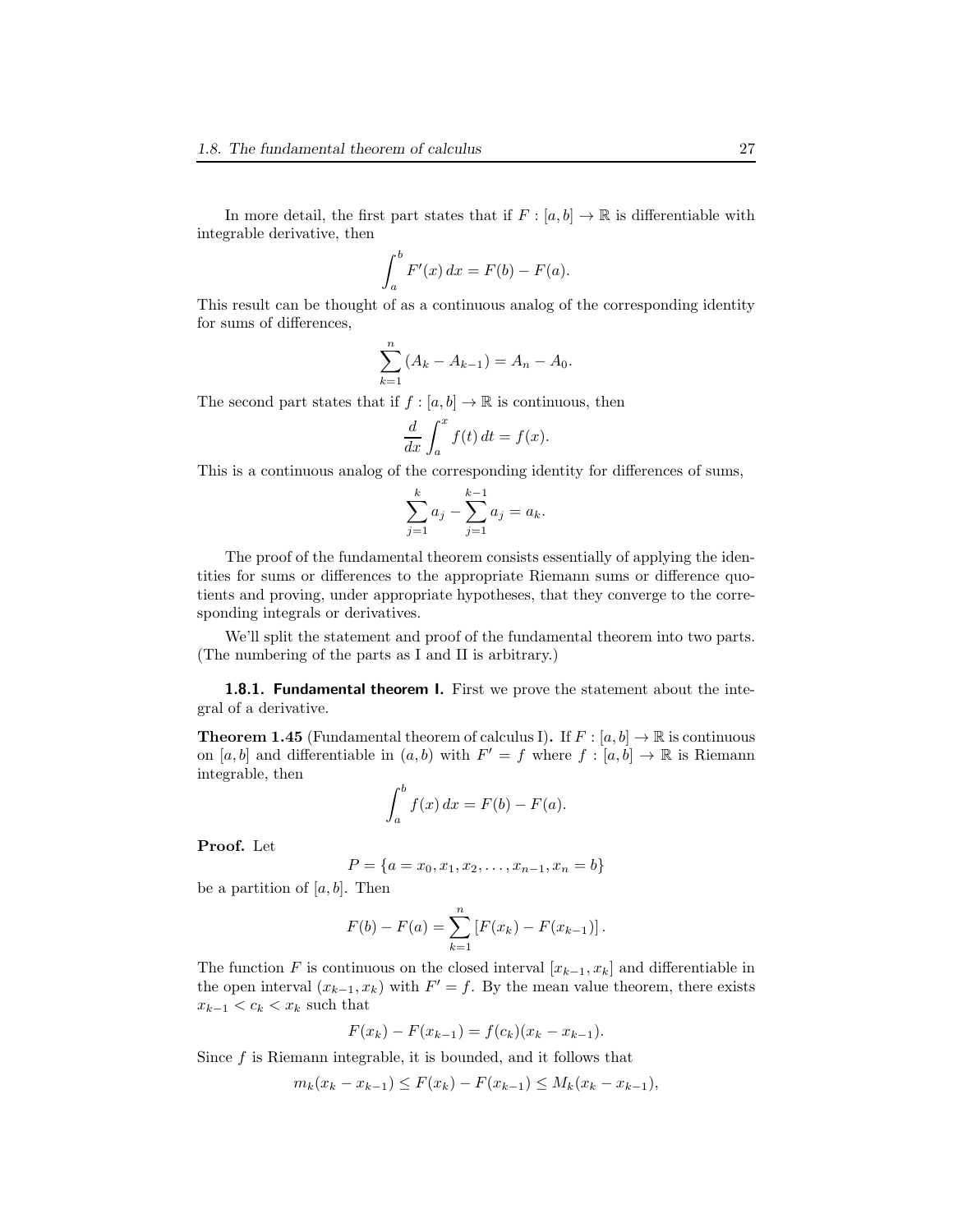In more detail, the first part states that if $F : [a, b] \to \mathbb{R}$ is differentiable with integrable derivative, then

$$\int_a^b F'(x)\, dx = F(b) - F(a).$$

This result can be thought of as a continuous analog of the corresponding identity for sums of differences,

$$\sum_{k=1}^{n} (A_k - A_{k-1}) = A_n - A_0.$$

The second part states that if $f : [a, b] \to \mathbb{R}$ is continuous, then

$$\frac{d}{dx} \int_a^x f(t)\, dt = f(x).$$

This is a continuous analog of the corresponding identity for differences of sums,

$$\sum_{j=1}^{k} a_j - \sum_{j=1}^{k-1} a_j = a_k.$$

The proof of the fundamental theorem consists essentially of applying the identities for sums or differences to the appropriate Riemann sums or difference quotients and proving, under appropriate hypotheses, that they converge to the corresponding integrals or derivatives.

We'll split the statement and proof of the fundamental theorem into two parts. (The numbering of the parts as I and II is arbitrary.)

### 1.8.1. Fundamental theorem I.

First we prove the statement about the integral of a derivative.

**Theorem 1.45** (Fundamental theorem of calculus I)**.** If $F : [a, b] \to \mathbb{R}$ is continuous on $[a, b]$ and differentiable in $(a, b)$ with $F' = f$ where $f : [a, b] \to \mathbb{R}$ is Riemann integrable, then

$$\int_a^b f(x)\, dx = F(b) - F(a).$$

**Proof.** Let

$$P = \{a = x_0, x_1, x_2, \dots, x_{n-1}, x_n = b\}$$

be a partition of $[a, b]$. Then

$$F(b) - F(a) = \sum_{k=1}^{n} \left[F(x_k) - F(x_{k-1})\right].$$

The function $F$ is continuous on the closed interval $[x_{k-1}, x_k]$ and differentiable in the open interval $(x_{k-1}, x_k)$ with $F' = f$. By the mean value theorem, there exists $x_{k-1} < c_k < x_k$ such that

$$F(x_k) - F(x_{k-1}) = f(c_k)(x_k - x_{k-1}).$$

Since $f$ is Riemann integrable, it is bounded, and it follows that

$$m_k(x_k - x_{k-1}) \leq F(x_k) - F(x_{k-1}) \leq M_k(x_k - x_{k-1}),$$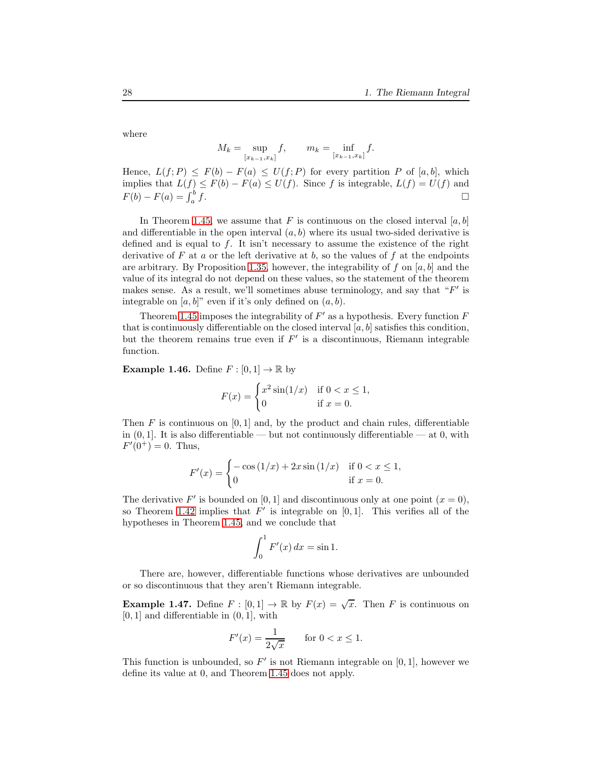where

$$M_k = \sup_{[x_{k-1}, x_k]} f, \qquad m_k = \inf_{[x_{k-1}, x_k]} f.$$

Hence, $L(f; P) \leq F(b) - F(a) \leq U(f; P)$ for every partition $P$ of $[a, b]$, which implies that $L(f) \leq F(b) - F(a) \leq U(f)$. Since $f$ is integrable, $L(f) = U(f)$ and $F(b) - F(a) = \int_a^b f$. $\square$

In Theorem 1.45, we assume that $F$ is continuous on the closed interval $[a, b]$ and differentiable in the open interval $(a, b)$ where its usual two-sided derivative is defined and is equal to $f$. It isn't necessary to assume the existence of the right derivative of $F$ at $a$ or the left derivative at $b$, so the values of $f$ at the endpoints are arbitrary. By Proposition 1.35, however, the integrability of $f$ on $[a, b]$ and the value of its integral do not depend on these values, so the statement of the theorem makes sense. As a result, we'll sometimes abuse terminology, and say that "$F'$ is integrable on $[a, b]$" even if it's only defined on $(a, b)$.

Theorem 1.45 imposes the integrability of $F'$ as a hypothesis. Every function $F$ that is continuously differentiable on the closed interval $[a, b]$ satisfies this condition, but the theorem remains true even if $F'$ is a discontinuous, Riemann integrable function.

**Example 1.46.** Define $F : [0, 1] \to \mathbb{R}$ by

$$F(x) = \begin{cases} x^2 \sin(1/x) & \text{if } 0 < x \leq 1, \\ 0 & \text{if } x = 0. \end{cases}$$

Then $F$ is continuous on $[0, 1]$ and, by the product and chain rules, differentiable in $(0, 1]$. It is also differentiable — but not continuously differentiable — at 0, with $F'(0^+) = 0$. Thus,

$$F'(x) = \begin{cases} -\cos(1/x) + 2x \sin(1/x) & \text{if } 0 < x \leq 1, \\ 0 & \text{if } x = 0. \end{cases}$$

The derivative $F'$ is bounded on $[0, 1]$ and discontinuous only at one point ($x = 0$), so Theorem 1.42 implies that $F'$ is integrable on $[0, 1]$. This verifies all of the hypotheses in Theorem 1.45, and we conclude that

$$\int_0^1 F'(x)\, dx = \sin 1.$$

There are, however, differentiable functions whose derivatives are unbounded or so discontinuous that they aren't Riemann integrable.

**Example 1.47.** Define $F : [0, 1] \to \mathbb{R}$ by $F(x) = \sqrt{x}$. Then $F$ is continuous on $[0, 1]$ and differentiable in $(0, 1]$, with

$$F'(x) = \frac{1}{2\sqrt{x}} \qquad \text{for } 0 < x \leq 1.$$

This function is unbounded, so $F'$ is not Riemann integrable on $[0, 1]$, however we define its value at 0, and Theorem 1.45 does not apply.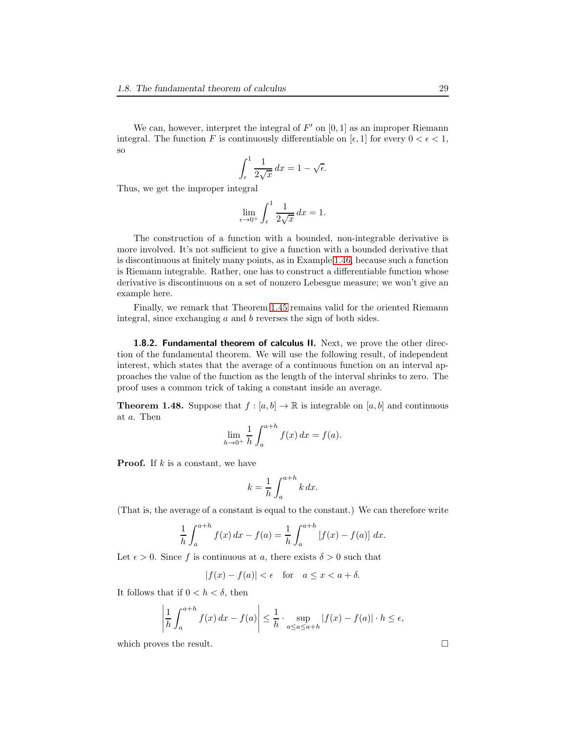We can, however, interpret the integral of $F'$ on $[0, 1]$ as an improper Riemann integral. The function $F$ is continuously differentiable on $[\epsilon, 1]$ for every $0 < \epsilon < 1$, so

$$\int_\epsilon^1 \frac{1}{2\sqrt{x}}\, dx = 1 - \sqrt{\epsilon}.$$

Thus, we get the improper integral

$$\lim_{\epsilon \to 0^+} \int_\epsilon^1 \frac{1}{2\sqrt{x}}\, dx = 1.$$

The construction of a function with a bounded, non-integrable derivative is more involved. It's not sufficient to give a function with a bounded derivative that is discontinuous at finitely many points, as in Example 1.46, because such a function is Riemann integrable. Rather, one has to construct a differentiable function whose derivative is discontinuous on a set of nonzero Lebesgue measure; we won't give an example here.

Finally, we remark that Theorem 1.45 remains valid for the oriented Riemann integral, since exchanging $a$ and $b$ reverses the sign of both sides.

### 1.8.2. Fundamental theorem of calculus II.

Next, we prove the other direction of the fundamental theorem. We will use the following result, of independent interest, which states that the average of a continuous function on an interval approaches the value of the function as the length of the interval shrinks to zero. The proof uses a common trick of taking a constant inside an average.

**Theorem 1.48.** Suppose that $f : [a, b] \to \mathbb{R}$ is integrable on $[a, b]$ and continuous at $a$. Then

$$\lim_{h \to 0^+} \frac{1}{h} \int_a^{a+h} f(x)\, dx = f(a).$$

**Proof.** If $k$ is a constant, we have

$$k = \frac{1}{h} \int_a^{a+h} k\, dx.$$

(That is, the average of a constant is equal to the constant.) We can therefore write

$$\frac{1}{h} \int_a^{a+h} f(x)\, dx - f(a) = \frac{1}{h} \int_a^{a+h} [f(x) - f(a)]\, dx.$$

Let $\epsilon > 0$. Since $f$ is continuous at $a$, there exists $\delta > 0$ such that

$$|f(x) - f(a)| < \epsilon \quad \text{for} \quad a \le x < a + \delta.$$

It follows that if $0 < h < \delta$, then

$$\left| \frac{1}{h} \int_a^{a+h} f(x)\, dx - f(a) \right| \le \frac{1}{h} \cdot \sup_{a \le a \le a+h} |f(x) - f(a)| \cdot h \le \epsilon,$$

which proves the result. □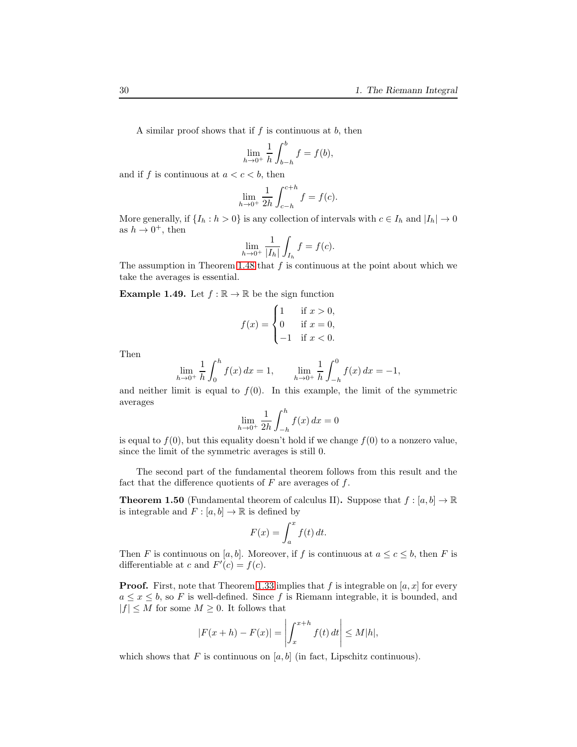A similar proof shows that if $f$ is continuous at $b$, then

$$\lim_{h\to 0^+} \frac{1}{h}\int_{b-h}^{b} f = f(b),$$

and if $f$ is continuous at $a < c < b$, then

$$\lim_{h\to 0^+} \frac{1}{2h}\int_{c-h}^{c+h} f = f(c).$$

More generally, if $\{I_h : h > 0\}$ is any collection of intervals with $c \in I_h$ and $|I_h| \to 0$ as $h \to 0^+$, then

$$\lim_{h\to 0^+} \frac{1}{|I_h|}\int_{I_h} f = f(c).$$

The assumption in Theorem 1.48 that $f$ is continuous at the point about which we take the averages is essential.

**Example 1.49.** Let $f : \mathbb{R} \to \mathbb{R}$ be the sign function

$$f(x) = \begin{cases} 1 & \text{if } x > 0, \\ 0 & \text{if } x = 0, \\ -1 & \text{if } x < 0. \end{cases}$$

Then

$$\lim_{h\to 0^+} \frac{1}{h}\int_{0}^{h} f(x)\,dx = 1, \qquad \lim_{h\to 0^+} \frac{1}{h}\int_{-h}^{0} f(x)\,dx = -1,$$

and neither limit is equal to $f(0)$. In this example, the limit of the symmetric averages

$$\lim_{h\to 0^+} \frac{1}{2h}\int_{-h}^{h} f(x)\,dx = 0$$

is equal to $f(0)$, but this equality doesn't hold if we change $f(0)$ to a nonzero value, since the limit of the symmetric averages is still 0.

The second part of the fundamental theorem follows from this result and the fact that the difference quotients of $F$ are averages of $f$.

**Theorem 1.50** (Fundamental theorem of calculus II)**.** Suppose that $f : [a, b] \to \mathbb{R}$ is integrable and $F : [a, b] \to \mathbb{R}$ is defined by

$$F(x) = \int_a^x f(t)\,dt.$$

Then $F$ is continuous on $[a, b]$. Moreover, if $f$ is continuous at $a \le c \le b$, then $F$ is differentiable at $c$ and $F'(c) = f(c)$.

**Proof.** First, note that Theorem 1.33 implies that $f$ is integrable on $[a, x]$ for every $a \le x \le b$, so $F$ is well-defined. Since $f$ is Riemann integrable, it is bounded, and $|f| \le M$ for some $M \ge 0$. It follows that

$$|F(x + h) - F(x)| = \left|\int_x^{x+h} f(t)\,dt\right| \le M|h|,$$

which shows that $F$ is continuous on $[a, b]$ (in fact, Lipschitz continuous).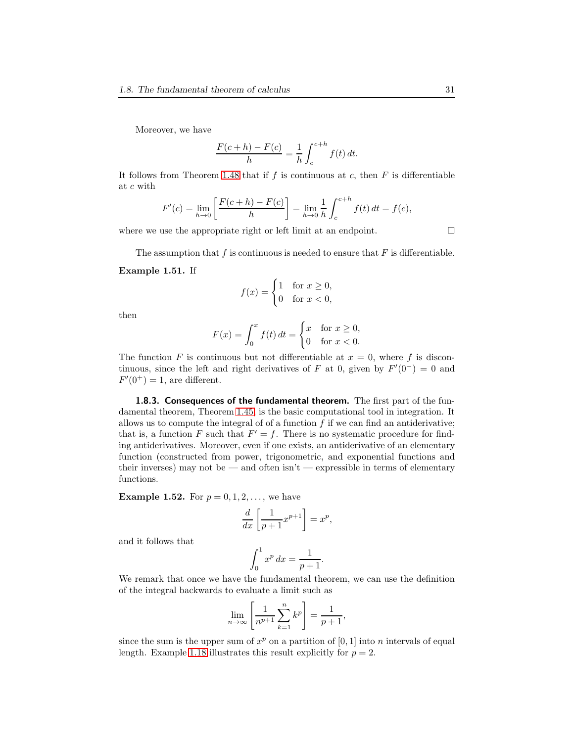Moreover, we have

$$\frac{F(c+h) - F(c)}{h} = \frac{1}{h} \int_c^{c+h} f(t)\, dt.$$

It follows from Theorem 1.48 that if $f$ is continuous at $c$, then $F$ is differentiable at $c$ with

$$F'(c) = \lim_{h \to 0} \left[ \frac{F(c+h) - F(c)}{h} \right] = \lim_{h \to 0} \frac{1}{h} \int_c^{c+h} f(t)\, dt = f(c),$$

where we use the appropriate right or left limit at an endpoint. □

The assumption that $f$ is continuous is needed to ensure that $F$ is differentiable.

**Example 1.51.** If

$$f(x) = \begin{cases} 1 & \text{for } x \geq 0, \\ 0 & \text{for } x < 0, \end{cases}$$

then

$$F(x) = \int_0^x f(t)\, dt = \begin{cases} x & \text{for } x \geq 0, \\ 0 & \text{for } x < 0. \end{cases}$$

The function $F$ is continuous but not differentiable at $x = 0$, where $f$ is discontinuous, since the left and right derivatives of $F$ at 0, given by $F'(0^-) = 0$ and $F'(0^+) = 1$, are different.

### 1.8.3. Consequences of the fundamental theorem.

The first part of the fundamental theorem, Theorem 1.45, is the basic computational tool in integration. It allows us to compute the integral of of a function $f$ if we can find an antiderivative; that is, a function $F$ such that $F' = f$. There is no systematic procedure for finding antiderivatives. Moreover, even if one exists, an antiderivative of an elementary function (constructed from power, trigonometric, and exponential functions and their inverses) may not be — and often isn't — expressible in terms of elementary functions.

**Example 1.52.** For $p = 0, 1, 2, \ldots$, we have

$$\frac{d}{dx} \left[ \frac{1}{p+1} x^{p+1} \right] = x^p,$$

and it follows that

$$\int_0^1 x^p\, dx = \frac{1}{p+1}.$$

We remark that once we have the fundamental theorem, we can use the definition of the integral backwards to evaluate a limit such as

$$\lim_{n \to \infty} \left[ \frac{1}{n^{p+1}} \sum_{k=1}^{n} k^p \right] = \frac{1}{p+1},$$

since the sum is the upper sum of $x^p$ on a partition of $[0, 1]$ into $n$ intervals of equal length. Example 1.18 illustrates this result explicitly for $p = 2$.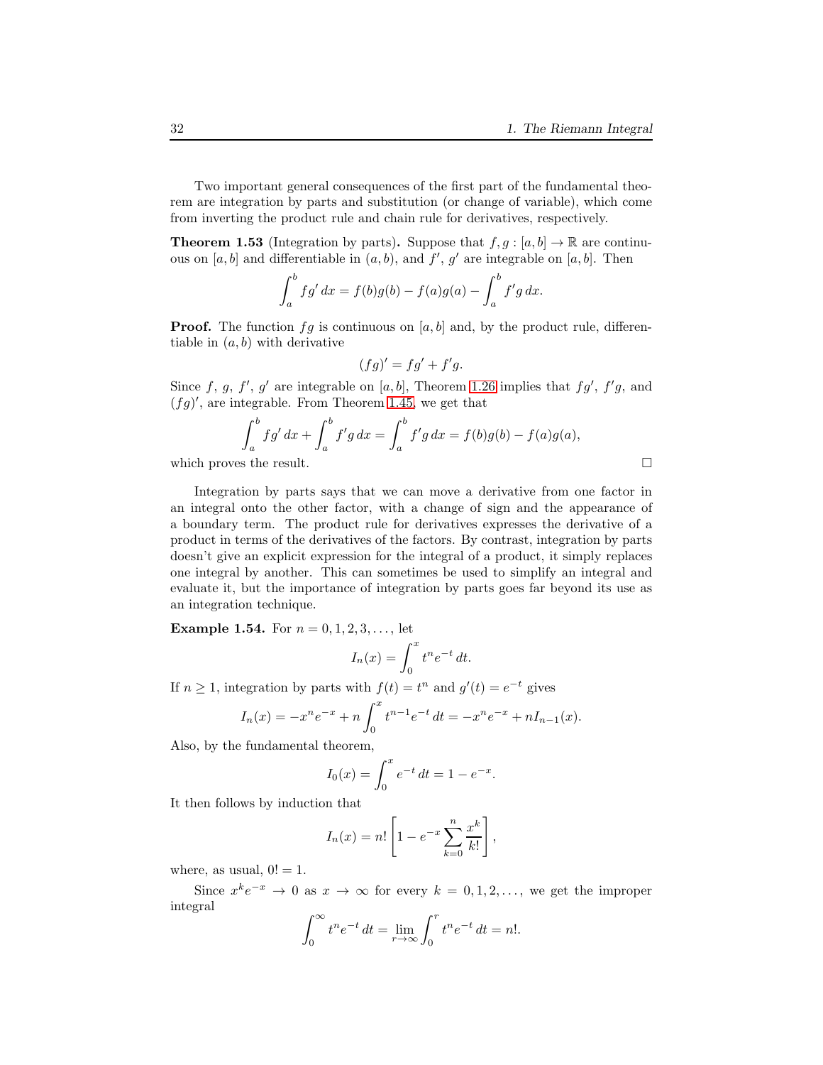Two important general consequences of the first part of the fundamental theorem are integration by parts and substitution (or change of variable), which come from inverting the product rule and chain rule for derivatives, respectively.

**Theorem 1.53** (Integration by parts)**.** Suppose that $f, g : [a, b] \to \mathbb{R}$ are continuous on $[a, b]$ and differentiable in $(a, b)$, and $f'$, $g'$ are integrable on $[a, b]$. Then

$$\int_a^b f g'\, dx = f(b)g(b) - f(a)g(a) - \int_a^b f' g\, dx.$$

**Proof.** The function $fg$ is continuous on $[a, b]$ and, by the product rule, differentiable in $(a, b)$ with derivative

$$(fg)' = fg' + f'g.$$

Since $f$, $g$, $f'$, $g'$ are integrable on $[a, b]$, Theorem 1.26 implies that $fg'$, $f'g$, and $(fg)'$, are integrable. From Theorem 1.45, we get that

$$\int_a^b f g'\, dx + \int_a^b f' g\, dx = \int_a^b f' g\, dx = f(b)g(b) - f(a)g(a),$$

which proves the result. □

Integration by parts says that we can move a derivative from one factor in an integral onto the other factor, with a change of sign and the appearance of a boundary term. The product rule for derivatives expresses the derivative of a product in terms of the derivatives of the factors. By contrast, integration by parts doesn't give an explicit expression for the integral of a product, it simply replaces one integral by another. This can sometimes be used to simplify an integral and evaluate it, but the importance of integration by parts goes far beyond its use as an integration technique.

**Example 1.54.** For $n = 0, 1, 2, 3, \dots$, let

$$I_n(x) = \int_0^x t^n e^{-t}\, dt.$$

If $n \geq 1$, integration by parts with $f(t) = t^n$ and $g'(t) = e^{-t}$ gives

$$I_n(x) = -x^n e^{-x} + n \int_0^x t^{n-1} e^{-t}\, dt = -x^n e^{-x} + n I_{n-1}(x).$$

Also, by the fundamental theorem,

$$I_0(x) = \int_0^x e^{-t}\, dt = 1 - e^{-x}.$$

It then follows by induction that

$$I_n(x) = n! \left[ 1 - e^{-x} \sum_{k=0}^{n} \frac{x^k}{k!} \right],$$

where, as usual, $0! = 1$.

Since $x^k e^{-x} \to 0$ as $x \to \infty$ for every $k = 0, 1, 2, \dots$, we get the improper integral

$$\int_0^\infty t^n e^{-t}\, dt = \lim_{r \to \infty} \int_0^r t^n e^{-t}\, dt = n!.$$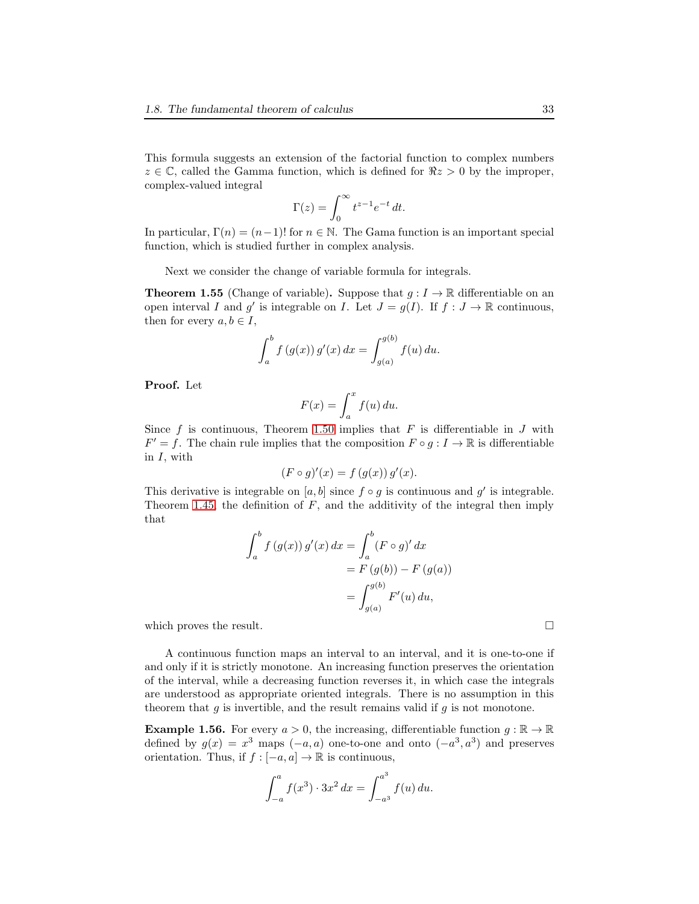This formula suggests an extension of the factorial function to complex numbers $z \in \mathbb{C}$, called the Gamma function, which is defined for $\Re z > 0$ by the improper, complex-valued integral

$$\Gamma(z) = \int_0^\infty t^{z-1} e^{-t}\, dt.$$

In particular, $\Gamma(n) = (n-1)!$ for $n \in \mathbb{N}$. The Gama function is an important special function, which is studied further in complex analysis.

Next we consider the change of variable formula for integrals.

**Theorem 1.55** (Change of variable)**.** Suppose that $g : I \to \mathbb{R}$ differentiable on an open interval $I$ and $g'$ is integrable on $I$. Let $J = g(I)$. If $f : J \to \mathbb{R}$ continuous, then for every $a, b \in I$,

$$\int_a^b f\left(g(x)\right) g'(x)\, dx = \int_{g(a)}^{g(b)} f(u)\, du.$$

**Proof.** Let

$$F(x) = \int_a^x f(u)\, du.$$

Since $f$ is continuous, Theorem 1.50 implies that $F$ is differentiable in $J$ with $F' = f$. The chain rule implies that the composition $F \circ g : I \to \mathbb{R}$ is differentiable in $I$, with

$$(F \circ g)'(x) = f\left(g(x)\right) g'(x).$$

This derivative is integrable on $[a, b]$ since $f \circ g$ is continuous and $g'$ is integrable. Theorem 1.45, the definition of $F$, and the additivity of the integral then imply that

$$\begin{aligned}
\int_a^b f\left(g(x)\right) g'(x)\, dx &= \int_a^b (F \circ g)'\, dx \\
&= F\left(g(b)\right) - F\left(g(a)\right) \\
&= \int_{g(a)}^{g(b)} F'(u)\, du,
\end{aligned}$$

which proves the result. □

A continuous function maps an interval to an interval, and it is one-to-one if and only if it is strictly monotone. An increasing function preserves the orientation of the interval, while a decreasing function reverses it, in which case the integrals are understood as appropriate oriented integrals. There is no assumption in this theorem that $g$ is invertible, and the result remains valid if $g$ is not monotone.

**Example 1.56.** For every $a > 0$, the increasing, differentiable function $g : \mathbb{R} \to \mathbb{R}$ defined by $g(x) = x^3$ maps $(-a, a)$ one-to-one and onto $(-a^3, a^3)$ and preserves orientation. Thus, if $f : [-a, a] \to \mathbb{R}$ is continuous,

$$\int_{-a}^{a} f(x^3) \cdot 3x^2\, dx = \int_{-a^3}^{a^3} f(u)\, du.$$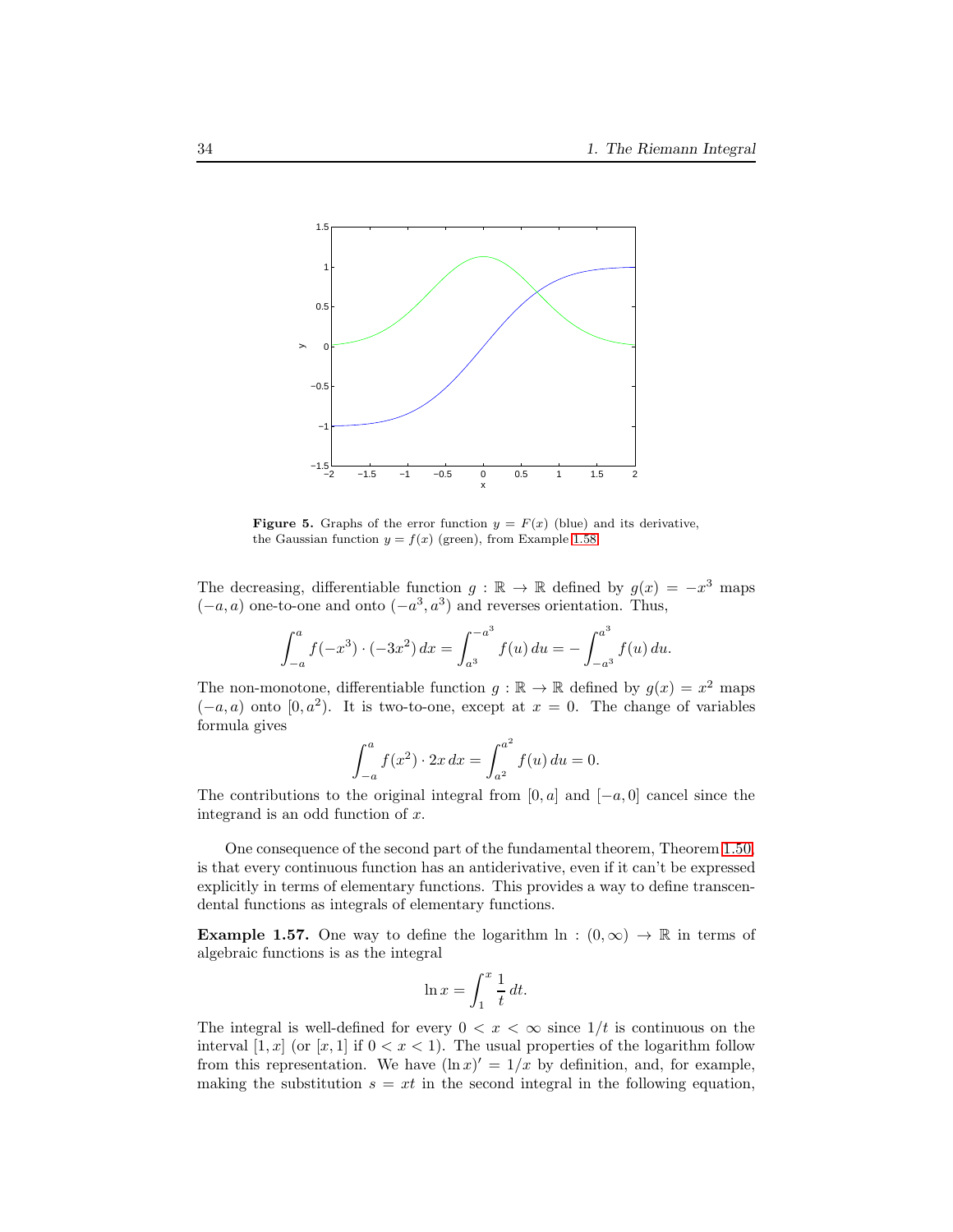**Figure 5.** Graphs of the error function $y = F(x)$ (blue) and its derivative, the Gaussian function $y = f(x)$ (green), from Example 1.58.

The decreasing, differentiable function $g : \mathbb{R} \to \mathbb{R}$ defined by $g(x) = -x^3$ maps $(-a, a)$ one-to-one and onto $(-a^3, a^3)$ and reverses orientation. Thus,

$$\int_{-a}^{a} f(-x^3) \cdot (-3x^2)\, dx = \int_{a^3}^{-a^3} f(u)\, du = -\int_{-a^3}^{a^3} f(u)\, du.$$

The non-monotone, differentiable function $g : \mathbb{R} \to \mathbb{R}$ defined by $g(x) = x^2$ maps $(-a, a)$ onto $[0, a^2)$. It is two-to-one, except at $x = 0$. The change of variables formula gives

$$\int_{-a}^{a} f(x^2) \cdot 2x\, dx = \int_{a^2}^{a^2} f(u)\, du = 0.$$

The contributions to the original integral from $[0, a]$ and $[-a, 0]$ cancel since the integrand is an odd function of $x$.

One consequence of the second part of the fundamental theorem, Theorem 1.50, is that every continuous function has an antiderivative, even if it can't be expressed explicitly in terms of elementary functions. This provides a way to define transcendental functions as integrals of elementary functions.

**Example 1.57.** One way to define the logarithm $\ln : (0, \infty) \to \mathbb{R}$ in terms of algebraic functions is as the integral

$$\ln x = \int_1^x \frac{1}{t}\, dt.$$

The integral is well-defined for every $0 < x < \infty$ since $1/t$ is continuous on the interval $[1, x]$ (or $[x, 1]$ if $0 < x < 1$). The usual properties of the logarithm follow from this representation. We have $(\ln x)' = 1/x$ by definition, and, for example, making the substitution $s = xt$ in the second integral in the following equation,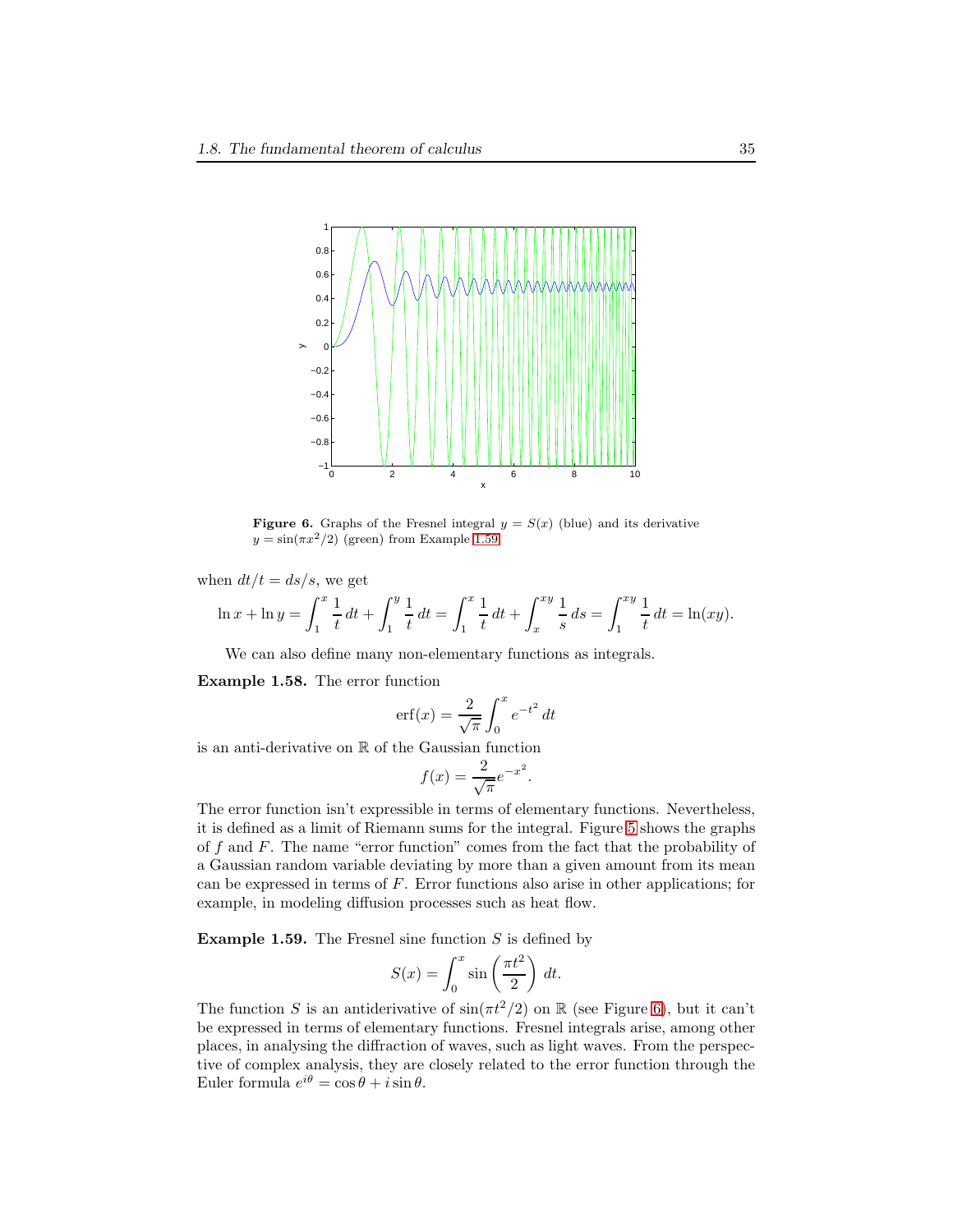**Figure 6.** Graphs of the Fresnel integral $y = S(x)$ (blue) and its derivative $y = \sin(\pi x^2/2)$ (green) from Example 1.59.

when $dt/t = ds/s$, we get

$$\ln x + \ln y = \int_1^x \frac{1}{t}\,dt + \int_1^y \frac{1}{t}\,dt = \int_1^x \frac{1}{t}\,dt + \int_x^{xy} \frac{1}{s}\,ds = \int_1^{xy} \frac{1}{t}\,dt = \ln(xy).$$

We can also define many non-elementary functions as integrals.

**Example 1.58.** The error function

$$\operatorname{erf}(x) = \frac{2}{\sqrt{\pi}} \int_0^x e^{-t^2}\,dt$$

is an anti-derivative on $\mathbb{R}$ of the Gaussian function

$$f(x) = \frac{2}{\sqrt{\pi}} e^{-x^2}.$$

The error function isn't expressible in terms of elementary functions. Nevertheless, it is defined as a limit of Riemann sums for the integral. Figure 5 shows the graphs of $f$ and $F$. The name "error function" comes from the fact that the probability of a Gaussian random variable deviating by more than a given amount from its mean can be expressed in terms of $F$. Error functions also arise in other applications; for example, in modeling diffusion processes such as heat flow.

**Example 1.59.** The Fresnel sine function $S$ is defined by

$$S(x) = \int_0^x \sin\left(\frac{\pi t^2}{2}\right)\,dt.$$

The function $S$ is an antiderivative of $\sin(\pi t^2/2)$ on $\mathbb{R}$ (see Figure 6), but it can't be expressed in terms of elementary functions. Fresnel integrals arise, among other places, in analysing the diffraction of waves, such as light waves. From the perspective of complex analysis, they are closely related to the error function through the Euler formula $e^{i\theta} = \cos\theta + i\sin\theta$.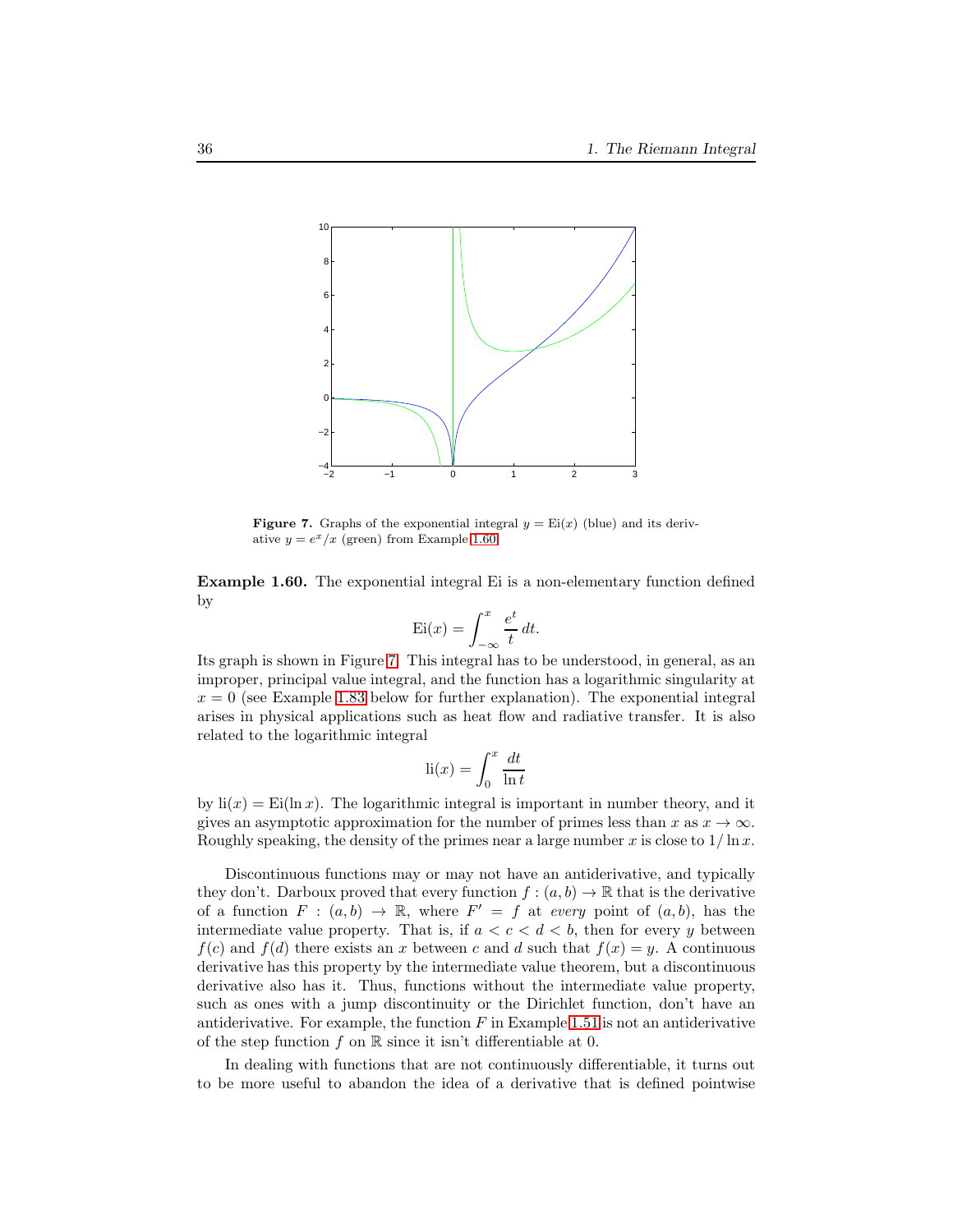**Figure 7.** Graphs of the exponential integral $y = \mathrm{Ei}(x)$ (blue) and its derivative $y = e^x/x$ (green) from Example 1.60.

**Example 1.60.** The exponential integral Ei is a non-elementary function defined by

$$\mathrm{Ei}(x) = \int_{-\infty}^{x} \frac{e^t}{t}\,dt.$$

Its graph is shown in Figure 7. This integral has to be understood, in general, as an improper, principal value integral, and the function has a logarithmic singularity at $x = 0$ (see Example 1.83 below for further explanation). The exponential integral arises in physical applications such as heat flow and radiative transfer. It is also related to the logarithmic integral

$$\mathrm{li}(x) = \int_{0}^{x} \frac{dt}{\ln t}$$

by $\mathrm{li}(x) = \mathrm{Ei}(\ln x)$. The logarithmic integral is important in number theory, and it gives an asymptotic approximation for the number of primes less than $x$ as $x \to \infty$. Roughly speaking, the density of the primes near a large number $x$ is close to $1/\ln x$.

Discontinuous functions may or may not have an antiderivative, and typically they don't. Darboux proved that every function $f : (a, b) \to \mathbb{R}$ that is the derivative of a function $F : (a, b) \to \mathbb{R}$, where $F' = f$ at *every* point of $(a, b)$, has the intermediate value property. That is, if $a < c < d < b$, then for every $y$ between $f(c)$ and $f(d)$ there exists an $x$ between $c$ and $d$ such that $f(x) = y$. A continuous derivative has this property by the intermediate value theorem, but a discontinuous derivative also has it. Thus, functions without the intermediate value property, such as ones with a jump discontinuity or the Dirichlet function, don't have an antiderivative. For example, the function $F$ in Example 1.51 is not an antiderivative of the step function $f$ on $\mathbb{R}$ since it isn't differentiable at 0.

In dealing with functions that are not continuously differentiable, it turns out to be more useful to abandon the idea of a derivative that is defined pointwise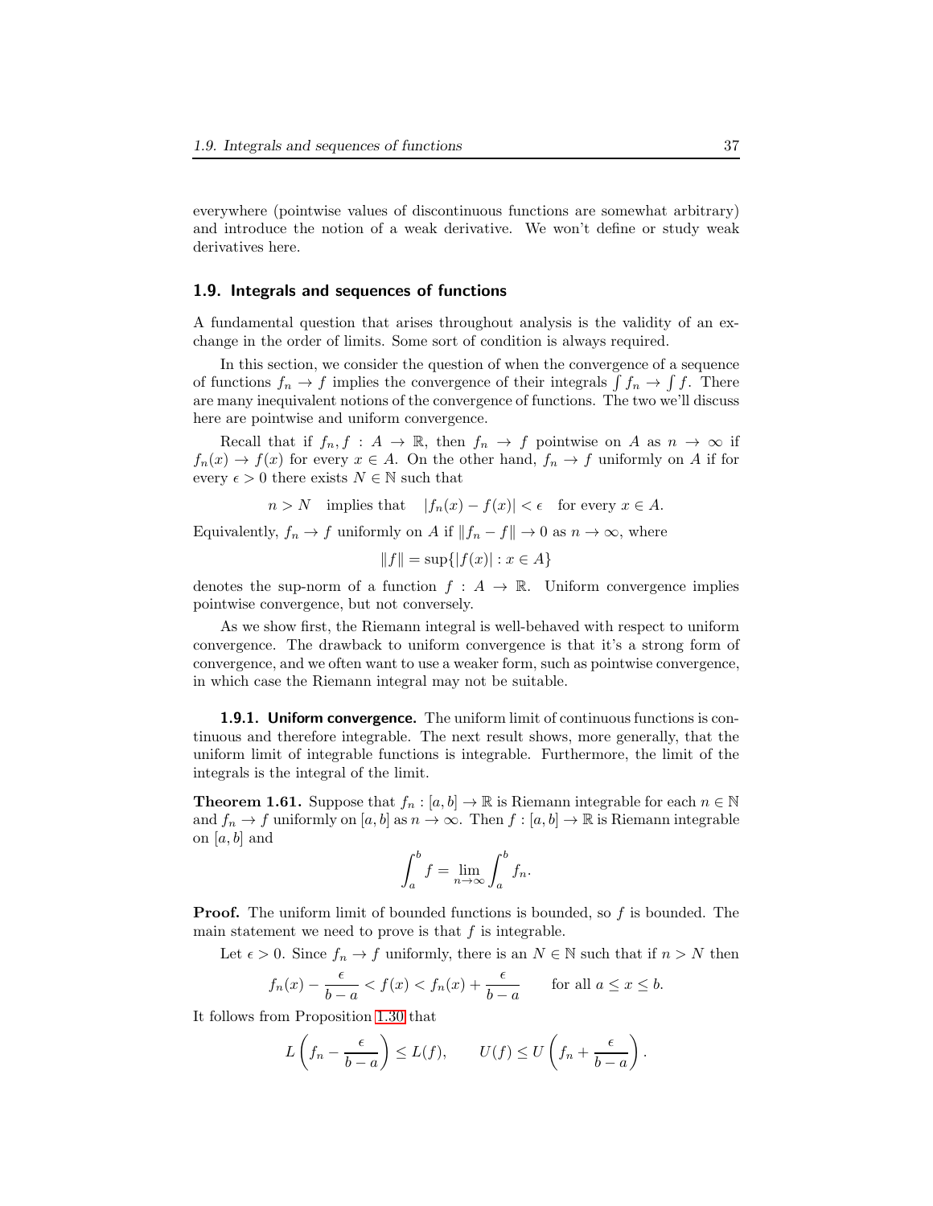everywhere (pointwise values of discontinuous functions are somewhat arbitrary) and introduce the notion of a weak derivative. We won't define or study weak derivatives here.

## 1.9. Integrals and sequences of functions

A fundamental question that arises throughout analysis is the validity of an exchange in the order of limits. Some sort of condition is always required.

In this section, we consider the question of when the convergence of a sequence of functions $f_n \to f$ implies the convergence of their integrals $\int f_n \to \int f$. There are many inequivalent notions of the convergence of functions. The two we'll discuss here are pointwise and uniform convergence.

Recall that if $f_n, f : A \to \mathbb{R}$, then $f_n \to f$ pointwise on $A$ as $n \to \infty$ if $f_n(x) \to f(x)$ for every $x \in A$. On the other hand, $f_n \to f$ uniformly on $A$ if for every $\epsilon > 0$ there exists $N \in \mathbb{N}$ such that

$$n > N \quad \text{implies that} \quad |f_n(x) - f(x)| < \epsilon \quad \text{for every } x \in A.$$

Equivalently, $f_n \to f$ uniformly on $A$ if $\|f_n - f\| \to 0$ as $n \to \infty$, where

$$\|f\| = \sup\{|f(x)| : x \in A\}$$

denotes the sup-norm of a function $f : A \to \mathbb{R}$. Uniform convergence implies pointwise convergence, but not conversely.

As we show first, the Riemann integral is well-behaved with respect to uniform convergence. The drawback to uniform convergence is that it's a strong form of convergence, and we often want to use a weaker form, such as pointwise convergence, in which case the Riemann integral may not be suitable.

### 1.9.1. Uniform convergence.

The uniform limit of continuous functions is continuous and therefore integrable. The next result shows, more generally, that the uniform limit of integrable functions is integrable. Furthermore, the limit of the integrals is the integral of the limit.

**Theorem 1.61.** Suppose that $f_n : [a, b] \to \mathbb{R}$ is Riemann integrable for each $n \in \mathbb{N}$ and $f_n \to f$ uniformly on $[a, b]$ as $n \to \infty$. Then $f : [a, b] \to \mathbb{R}$ is Riemann integrable on $[a, b]$ and

$$\int_a^b f = \lim_{n\to\infty} \int_a^b f_n.$$

**Proof.** The uniform limit of bounded functions is bounded, so $f$ is bounded. The main statement we need to prove is that $f$ is integrable.

Let $\epsilon > 0$. Since $f_n \to f$ uniformly, there is an $N \in \mathbb{N}$ such that if $n > N$ then

$$f_n(x) - \frac{\epsilon}{b-a} < f(x) < f_n(x) + \frac{\epsilon}{b-a} \qquad \text{for all } a \le x \le b.$$

It follows from Proposition 1.30 that

$$L\left(f_n - \frac{\epsilon}{b-a}\right) \le L(f), \qquad U(f) \le U\left(f_n + \frac{\epsilon}{b-a}\right).$$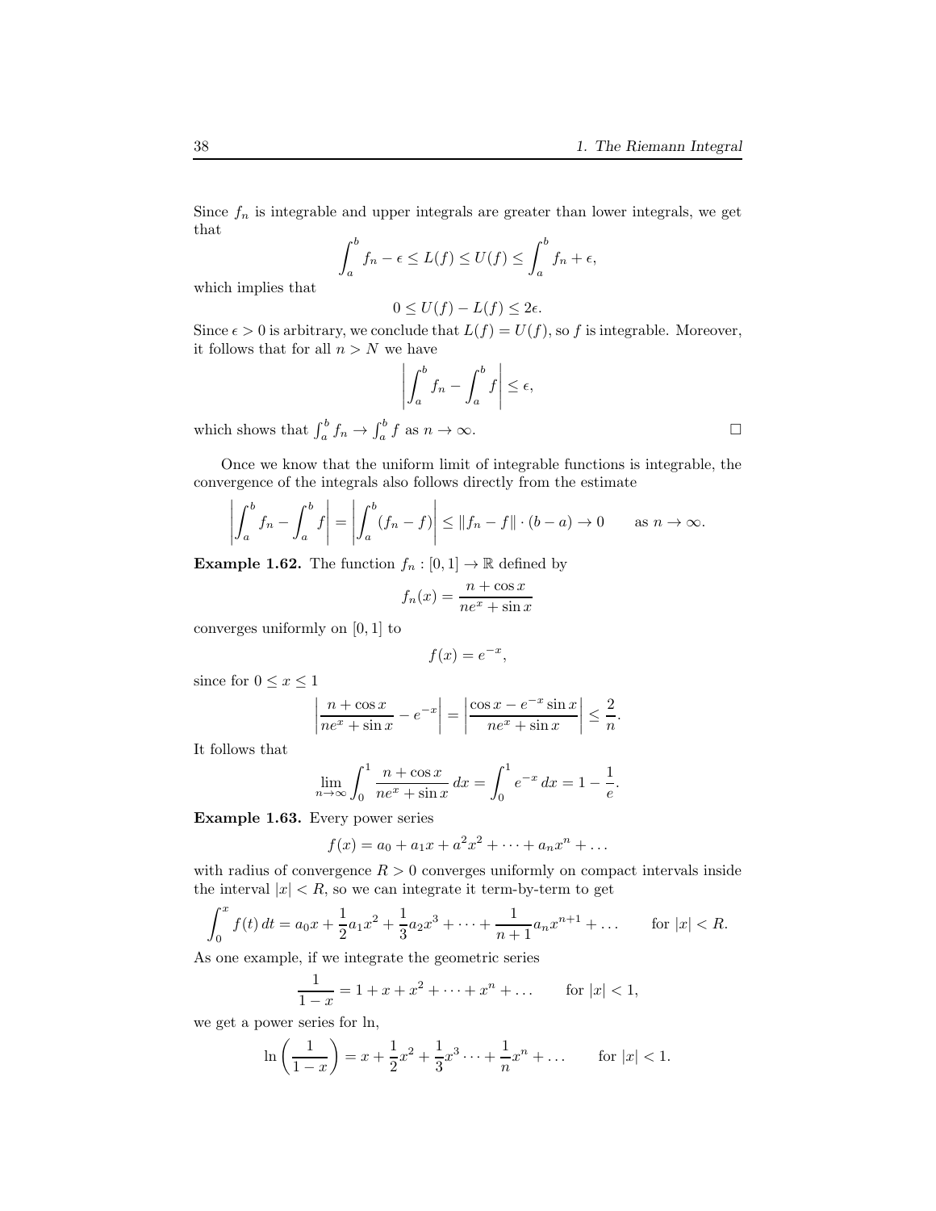Since $f_n$ is integrable and upper integrals are greater than lower integrals, we get that

$$\int_a^b f_n - \epsilon \leq L(f) \leq U(f) \leq \int_a^b f_n + \epsilon,$$

which implies that

$$0 \leq U(f) - L(f) \leq 2\epsilon.$$

Since $\epsilon > 0$ is arbitrary, we conclude that $L(f) = U(f)$, so $f$ is integrable. Moreover, it follows that for all $n > N$ we have

$$\left| \int_a^b f_n - \int_a^b f \right| \leq \epsilon,$$

which shows that $\int_a^b f_n \to \int_a^b f$ as $n \to \infty$. $\square$

Once we know that the uniform limit of integrable functions is integrable, the convergence of the integrals also follows directly from the estimate

$$\left| \int_a^b f_n - \int_a^b f \right| = \left| \int_a^b (f_n - f) \right| \leq \|f_n - f\| \cdot (b - a) \to 0 \qquad \text{as } n \to \infty.$$

**Example 1.62.** The function $f_n : [0, 1] \to \mathbb{R}$ defined by

$$f_n(x) = \frac{n + \cos x}{ne^x + \sin x}$$

converges uniformly on $[0, 1]$ to

$$f(x) = e^{-x},$$

since for $0 \leq x \leq 1$

$$\left| \frac{n + \cos x}{ne^x + \sin x} - e^{-x} \right| = \left| \frac{\cos x - e^{-x} \sin x}{ne^x + \sin x} \right| \leq \frac{2}{n}.$$

It follows that

$$\lim_{n\to\infty} \int_0^1 \frac{n + \cos x}{ne^x + \sin x}\, dx = \int_0^1 e^{-x}\, dx = 1 - \frac{1}{e}.$$

**Example 1.63.** Every power series

$$f(x) = a_0 + a_1 x + a^2 x^2 + \cdots + a_n x^n + \ldots$$

with radius of convergence $R > 0$ converges uniformly on compact intervals inside the interval $|x| < R$, so we can integrate it term-by-term to get

$$\int_0^x f(t)\, dt = a_0 x + \frac{1}{2} a_1 x^2 + \frac{1}{3} a_2 x^3 + \cdots + \frac{1}{n+1} a_n x^{n+1} + \ldots \qquad \text{for } |x| < R.$$

As one example, if we integrate the geometric series

$$\frac{1}{1-x} = 1 + x + x^2 + \cdots + x^n + \ldots \qquad \text{for } |x| < 1,$$

we get a power series for ln,

$$\ln\left( \frac{1}{1-x} \right) = x + \frac{1}{2} x^2 + \frac{1}{3} x^3 \cdots + \frac{1}{n} x^n + \ldots \qquad \text{for } |x| < 1.$$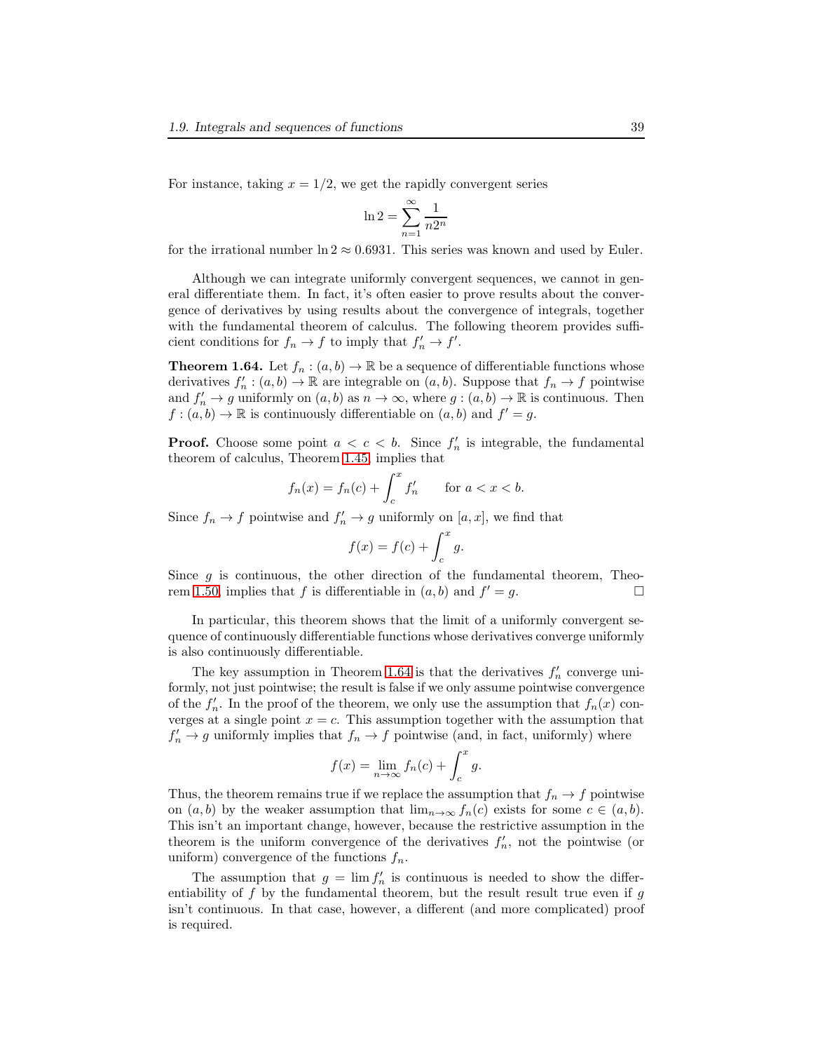For instance, taking $x = 1/2$, we get the rapidly convergent series

$$\ln 2 = \sum_{n=1}^{\infty} \frac{1}{n 2^n}$$

for the irrational number $\ln 2 \approx 0.6931$. This series was known and used by Euler.

Although we can integrate uniformly convergent sequences, we cannot in general differentiate them. In fact, it's often easier to prove results about the convergence of derivatives by using results about the convergence of integrals, together with the fundamental theorem of calculus. The following theorem provides sufficient conditions for $f_n \to f$ to imply that $f_n' \to f'$.

**Theorem 1.64.** Let $f_n : (a, b) \to \mathbb{R}$ be a sequence of differentiable functions whose derivatives $f_n' : (a, b) \to \mathbb{R}$ are integrable on $(a, b)$. Suppose that $f_n \to f$ pointwise and $f_n' \to g$ uniformly on $(a, b)$ as $n \to \infty$, where $g : (a, b) \to \mathbb{R}$ is continuous. Then $f : (a, b) \to \mathbb{R}$ is continuously differentiable on $(a, b)$ and $f' = g$.

**Proof.** Choose some point $a < c < b$. Since $f_n'$ is integrable, the fundamental theorem of calculus, Theorem 1.45, implies that

$$f_n(x) = f_n(c) + \int_c^x f_n' \qquad \text{for } a < x < b.$$

Since $f_n \to f$ pointwise and $f_n' \to g$ uniformly on $[a, x]$, we find that

$$f(x) = f(c) + \int_c^x g.$$

Since $g$ is continuous, the other direction of the fundamental theorem, Theorem 1.50, implies that $f$ is differentiable in $(a, b)$ and $f' = g$. □

In particular, this theorem shows that the limit of a uniformly convergent sequence of continuously differentiable functions whose derivatives converge uniformly is also continuously differentiable.

The key assumption in Theorem 1.64 is that the derivatives $f_n'$ converge uniformly, not just pointwise; the result is false if we only assume pointwise convergence of the $f_n'$. In the proof of the theorem, we only use the assumption that $f_n(x)$ converges at a single point $x = c$. This assumption together with the assumption that $f_n' \to g$ uniformly implies that $f_n \to f$ pointwise (and, in fact, uniformly) where

$$f(x) = \lim_{n \to \infty} f_n(c) + \int_c^x g.$$

Thus, the theorem remains true if we replace the assumption that $f_n \to f$ pointwise on $(a, b)$ by the weaker assumption that $\lim_{n \to \infty} f_n(c)$ exists for some $c \in (a, b)$. This isn't an important change, however, because the restrictive assumption in the theorem is the uniform convergence of the derivatives $f_n'$, not the pointwise (or uniform) convergence of the functions $f_n$.

The assumption that $g = \lim f_n'$ is continuous is needed to show the differentiability of $f$ by the fundamental theorem, but the result result true even if $g$ isn't continuous. In that case, however, a different (and more complicated) proof is required.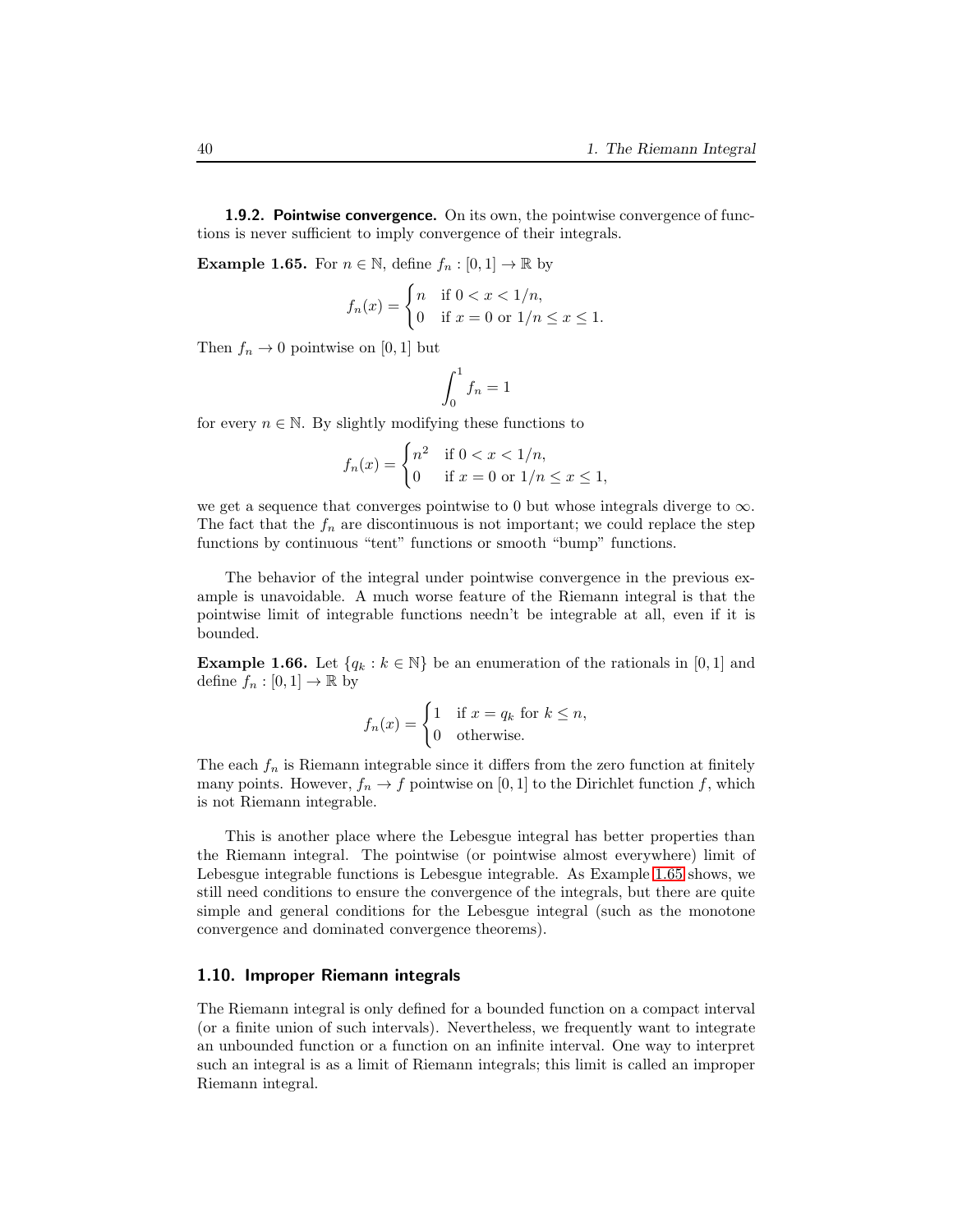### 1.9.2. Pointwise convergence.

On its own, the pointwise convergence of functions is never sufficient to imply convergence of their integrals.

**Example 1.65.** For $n \in \mathbb{N}$, define $f_n : [0,1] \to \mathbb{R}$ by

$$f_n(x) = \begin{cases} n & \text{if } 0 < x < 1/n, \\ 0 & \text{if } x = 0 \text{ or } 1/n \leq x \leq 1. \end{cases}$$

Then $f_n \to 0$ pointwise on $[0,1]$ but

$$\int_0^1 f_n = 1$$

for every $n \in \mathbb{N}$. By slightly modifying these functions to

$$f_n(x) = \begin{cases} n^2 & \text{if } 0 < x < 1/n, \\ 0 & \text{if } x = 0 \text{ or } 1/n \leq x \leq 1, \end{cases}$$

we get a sequence that converges pointwise to 0 but whose integrals diverge to $\infty$. The fact that the $f_n$ are discontinuous is not important; we could replace the step functions by continuous "tent" functions or smooth "bump" functions.

The behavior of the integral under pointwise convergence in the previous example is unavoidable. A much worse feature of the Riemann integral is that the pointwise limit of integrable functions needn't be integrable at all, even if it is bounded.

**Example 1.66.** Let $\{q_k : k \in \mathbb{N}\}$ be an enumeration of the rationals in $[0,1]$ and define $f_n : [0,1] \to \mathbb{R}$ by

$$f_n(x) = \begin{cases} 1 & \text{if } x = q_k \text{ for } k \leq n, \\ 0 & \text{otherwise.} \end{cases}$$

The each $f_n$ is Riemann integrable since it differs from the zero function at finitely many points. However, $f_n \to f$ pointwise on $[0,1]$ to the Dirichlet function $f$, which is not Riemann integrable.

This is another place where the Lebesgue integral has better properties than the Riemann integral. The pointwise (or pointwise almost everywhere) limit of Lebesgue integrable functions is Lebesgue integrable. As Example 1.65 shows, we still need conditions to ensure the convergence of the integrals, but there are quite simple and general conditions for the Lebesgue integral (such as the monotone convergence and dominated convergence theorems).

## 1.10. Improper Riemann integrals

The Riemann integral is only defined for a bounded function on a compact interval (or a finite union of such intervals). Nevertheless, we frequently want to integrate an unbounded function or a function on an infinite interval. One way to interpret such an integral is as a limit of Riemann integrals; this limit is called an improper Riemann integral.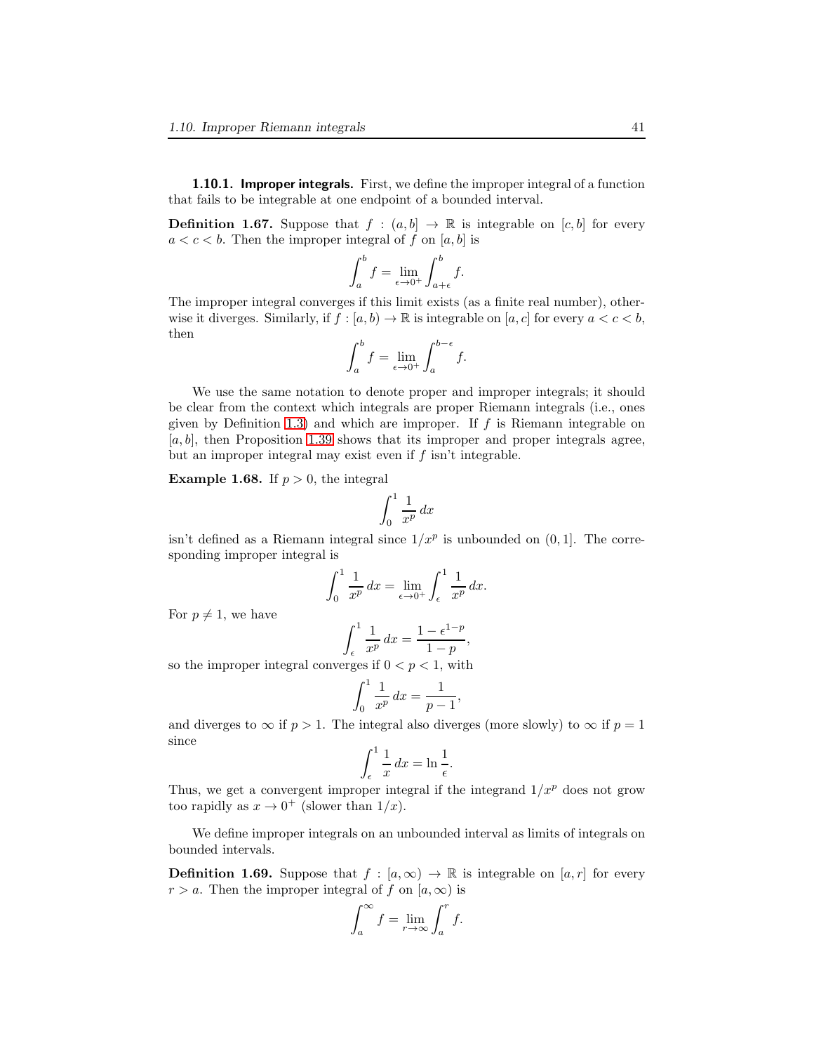**1.10.1. Improper integrals.** First, we define the improper integral of a function that fails to be integrable at one endpoint of a bounded interval.

**Definition 1.67.** Suppose that $f : (a, b] \to \mathbb{R}$ is integrable on $[c, b]$ for every $a < c < b$. Then the improper integral of $f$ on $[a, b]$ is

$$\int_a^b f = \lim_{\epsilon \to 0^+} \int_{a+\epsilon}^b f.$$

The improper integral converges if this limit exists (as a finite real number), otherwise it diverges. Similarly, if $f : [a, b) \to \mathbb{R}$ is integrable on $[a, c]$ for every $a < c < b$, then

$$\int_a^b f = \lim_{\epsilon \to 0^+} \int_a^{b-\epsilon} f.$$

We use the same notation to denote proper and improper integrals; it should be clear from the context which integrals are proper Riemann integrals (i.e., ones given by Definition 1.3) and which are improper. If $f$ is Riemann integrable on $[a, b]$, then Proposition 1.39 shows that its improper and proper integrals agree, but an improper integral may exist even if $f$ isn't integrable.

**Example 1.68.** If $p > 0$, the integral

$$\int_0^1 \frac{1}{x^p}\, dx$$

isn't defined as a Riemann integral since $1/x^p$ is unbounded on $(0, 1]$. The corresponding improper integral is

$$\int_0^1 \frac{1}{x^p}\, dx = \lim_{\epsilon \to 0^+} \int_\epsilon^1 \frac{1}{x^p}\, dx.$$

For $p \neq 1$, we have

$$\int_\epsilon^1 \frac{1}{x^p}\, dx = \frac{1 - \epsilon^{1-p}}{1 - p},$$

so the improper integral converges if $0 < p < 1$, with

$$\int_0^1 \frac{1}{x^p}\, dx = \frac{1}{p - 1},$$

and diverges to $\infty$ if $p > 1$. The integral also diverges (more slowly) to $\infty$ if $p = 1$ since

$$\int_\epsilon^1 \frac{1}{x}\, dx = \ln \frac{1}{\epsilon}.$$

Thus, we get a convergent improper integral if the integrand $1/x^p$ does not grow too rapidly as $x \to 0^+$ (slower than $1/x$).

We define improper integrals on an unbounded interval as limits of integrals on bounded intervals.

**Definition 1.69.** Suppose that $f : [a, \infty) \to \mathbb{R}$ is integrable on $[a, r]$ for every $r > a$. Then the improper integral of $f$ on $[a, \infty)$ is

$$\int_a^\infty f = \lim_{r \to \infty} \int_a^r f.$$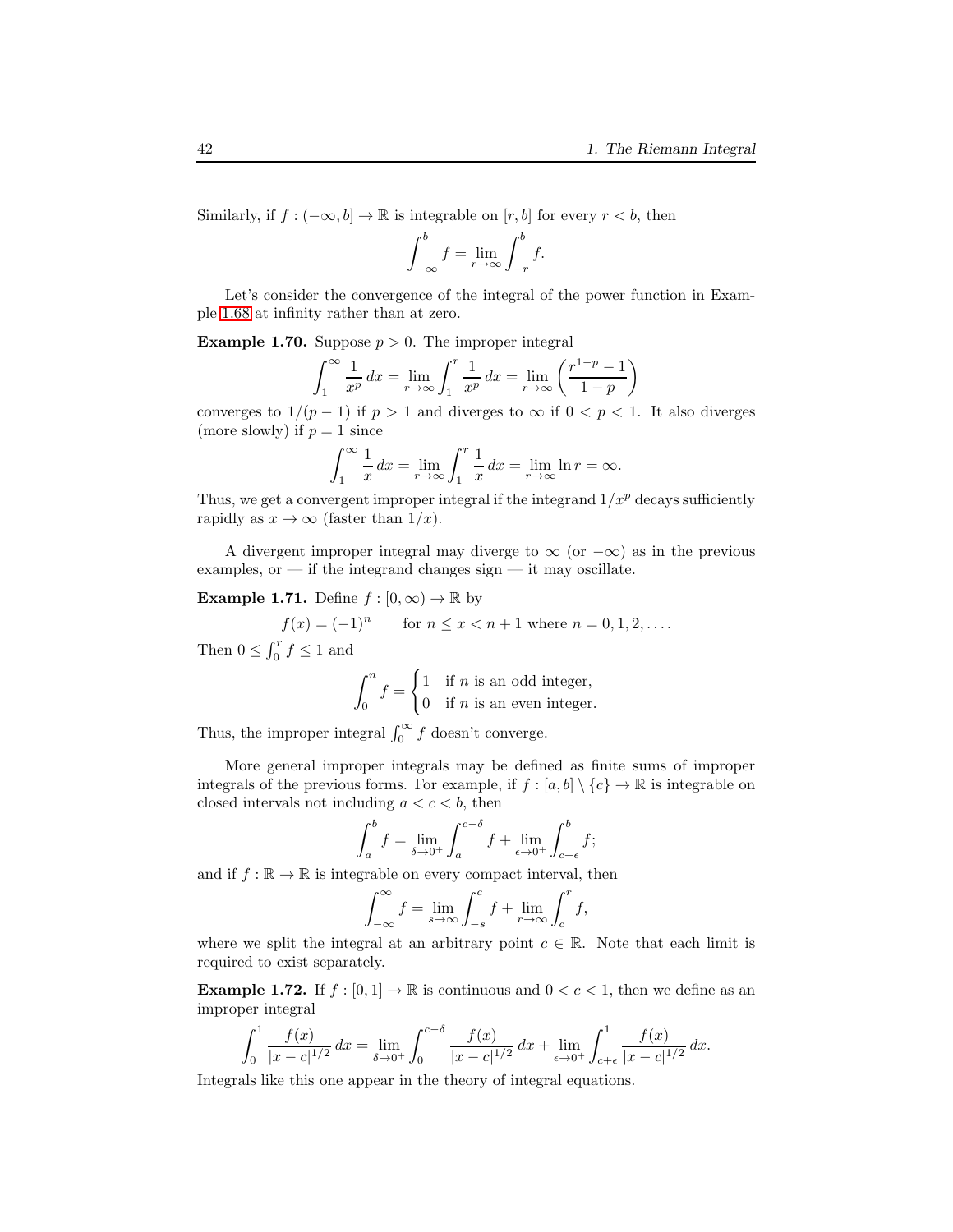Similarly, if $f : (-\infty, b] \to \mathbb{R}$ is integrable on $[r, b]$ for every $r < b$, then

$$\int_{-\infty}^{b} f = \lim_{r\to\infty} \int_{-r}^{b} f.$$

Let's consider the convergence of the integral of the power function in Example 1.68 at infinity rather than at zero.

**Example 1.70.** Suppose $p > 0$. The improper integral

$$\int_1^\infty \frac{1}{x^p}\,dx = \lim_{r\to\infty} \int_1^r \frac{1}{x^p}\,dx = \lim_{r\to\infty} \left( \frac{r^{1-p} - 1}{1-p} \right)$$

converges to $1/(p-1)$ if $p > 1$ and diverges to $\infty$ if $0 < p < 1$. It also diverges (more slowly) if $p = 1$ since

$$\int_1^\infty \frac{1}{x}\,dx = \lim_{r\to\infty} \int_1^r \frac{1}{x}\,dx = \lim_{r\to\infty} \ln r = \infty.$$

Thus, we get a convergent improper integral if the integrand $1/x^p$ decays sufficiently rapidly as $x \to \infty$ (faster than $1/x$).

A divergent improper integral may diverge to $\infty$ (or $-\infty$) as in the previous examples, or — if the integrand changes sign — it may oscillate.

**Example 1.71.** Define $f : [0, \infty) \to \mathbb{R}$ by

$$f(x) = (-1)^n \qquad \text{for } n \le x < n+1 \text{ where } n = 0, 1, 2, \dots.$$

Then $0 \le \int_0^r f \le 1$ and

$$\int_0^n f = \begin{cases} 1 & \text{if } n \text{ is an odd integer,} \\ 0 & \text{if } n \text{ is an even integer.} \end{cases}$$

Thus, the improper integral $\int_0^\infty f$ doesn't converge.

More general improper integrals may be defined as finite sums of improper integrals of the previous forms. For example, if $f : [a, b] \setminus \{c\} \to \mathbb{R}$ is integrable on closed intervals not including $a < c < b$, then

$$\int_a^b f = \lim_{\delta\to 0^+} \int_a^{c-\delta} f + \lim_{\epsilon\to 0^+} \int_{c+\epsilon}^b f;$$

and if $f : \mathbb{R} \to \mathbb{R}$ is integrable on every compact interval, then

$$\int_{-\infty}^\infty f = \lim_{s\to\infty} \int_{-s}^c f + \lim_{r\to\infty} \int_c^r f,$$

where we split the integral at an arbitrary point $c \in \mathbb{R}$. Note that each limit is required to exist separately.

**Example 1.72.** If $f : [0, 1] \to \mathbb{R}$ is continuous and $0 < c < 1$, then we define as an improper integral

$$\int_0^1 \frac{f(x)}{|x-c|^{1/2}}\,dx = \lim_{\delta\to 0^+} \int_0^{c-\delta} \frac{f(x)}{|x-c|^{1/2}}\,dx + \lim_{\epsilon\to 0^+} \int_{c+\epsilon}^1 \frac{f(x)}{|x-c|^{1/2}}\,dx.$$

Integrals like this one appear in the theory of integral equations.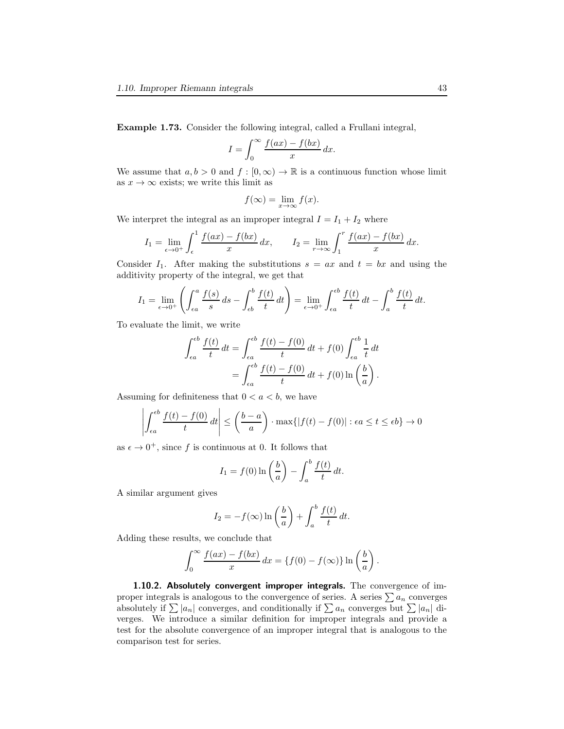**Example 1.73.** Consider the following integral, called a Frullani integral,

$$I = \int_0^\infty \frac{f(ax) - f(bx)}{x}\, dx.$$

We assume that $a, b > 0$ and $f : [0, \infty) \to \mathbb{R}$ is a continuous function whose limit as $x \to \infty$ exists; we write this limit as

$$f(\infty) = \lim_{x \to \infty} f(x).$$

We interpret the integral as an improper integral $I = I_1 + I_2$ where

$$I_1 = \lim_{\epsilon \to 0^+} \int_\epsilon^1 \frac{f(ax) - f(bx)}{x}\, dx, \qquad I_2 = \lim_{r \to \infty} \int_1^r \frac{f(ax) - f(bx)}{x}\, dx.$$

Consider $I_1$. After making the substitutions $s = ax$ and $t = bx$ and using the additivity property of the integral, we get that

$$I_1 = \lim_{\epsilon \to 0^+} \left( \int_{\epsilon a}^a \frac{f(s)}{s}\, ds - \int_{\epsilon b}^b \frac{f(t)}{t}\, dt \right) = \lim_{\epsilon \to 0^+} \int_{\epsilon a}^{\epsilon b} \frac{f(t)}{t}\, dt - \int_a^b \frac{f(t)}{t}\, dt.$$

To evaluate the limit, we write

$$\begin{aligned} \int_{\epsilon a}^{\epsilon b} \frac{f(t)}{t}\, dt &= \int_{\epsilon a}^{\epsilon b} \frac{f(t) - f(0)}{t}\, dt + f(0) \int_{\epsilon a}^{\epsilon b} \frac{1}{t}\, dt \\ &= \int_{\epsilon a}^{\epsilon b} \frac{f(t) - f(0)}{t}\, dt + f(0) \ln\left(\frac{b}{a}\right). \end{aligned}$$

Assuming for definiteness that $0 < a < b$, we have

$$\left| \int_{\epsilon a}^{\epsilon b} \frac{f(t) - f(0)}{t}\, dt \right| \le \left( \frac{b - a}{a} \right) \cdot \max\{|f(t) - f(0)| : \epsilon a \le t \le \epsilon b\} \to 0$$

as $\epsilon \to 0^+$, since $f$ is continuous at 0. It follows that

$$I_1 = f(0) \ln\left(\frac{b}{a}\right) - \int_a^b \frac{f(t)}{t}\, dt.$$

A similar argument gives

$$I_2 = -f(\infty) \ln\left(\frac{b}{a}\right) + \int_a^b \frac{f(t)}{t}\, dt.$$

Adding these results, we conclude that

$$\int_0^\infty \frac{f(ax) - f(bx)}{x}\, dx = \{f(0) - f(\infty)\} \ln\left(\frac{b}{a}\right).$$

### 1.10.2. Absolutely convergent improper integrals.

The convergence of improper integrals is analogous to the convergence of series. A series $\sum a_n$ converges absolutely if $\sum |a_n|$ converges, and conditionally if $\sum a_n$ converges but $\sum |a_n|$ diverges. We introduce a similar definition for improper integrals and provide a test for the absolute convergence of an improper integral that is analogous to the comparison test for series.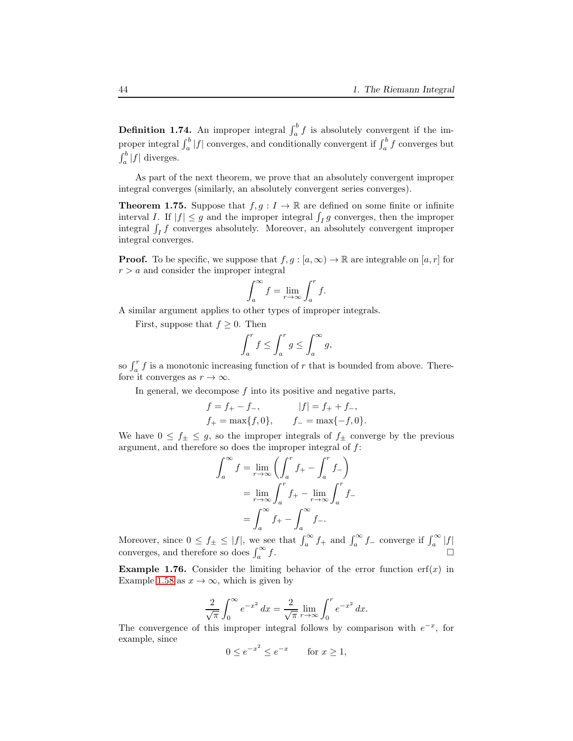**Definition 1.74.** An improper integral $\int_a^b f$ is absolutely convergent if the improper integral $\int_a^b |f|$ converges, and conditionally convergent if $\int_a^b f$ converges but $\int_a^b |f|$ diverges.

As part of the next theorem, we prove that an absolutely convergent improper integral converges (similarly, an absolutely convergent series converges).

**Theorem 1.75.** Suppose that $f, g : I \to \mathbb{R}$ are defined on some finite or infinite interval $I$. If $|f| \le g$ and the improper integral $\int_I g$ converges, then the improper integral $\int_I f$ converges absolutely. Moreover, an absolutely convergent improper integral converges.

**Proof.** To be specific, we suppose that $f, g : [a, \infty) \to \mathbb{R}$ are integrable on $[a, r]$ for $r > a$ and consider the improper integral

$$\int_a^\infty f = \lim_{r \to \infty} \int_a^r f.$$

A similar argument applies to other types of improper integrals.

First, suppose that $f \ge 0$. Then

$$\int_a^r f \le \int_a^r g \le \int_a^\infty g,$$

so $\int_a^r f$ is a monotonic increasing function of $r$ that is bounded from above. Therefore it converges as $r \to \infty$.

In general, we decompose $f$ into its positive and negative parts,

$$f = f_+ - f_-, \qquad |f| = f_+ + f_-,$$
$$f_+ = \max\{f, 0\}, \qquad f_- = \max\{-f, 0\}.$$

We have $0 \le f_\pm \le g$, so the improper integrals of $f_\pm$ converge by the previous argument, and therefore so does the improper integral of $f$:

$$\begin{aligned}
\int_a^\infty f &= \lim_{r \to \infty} \left( \int_a^r f_+ - \int_a^r f_- \right) \\
&= \lim_{r \to \infty} \int_a^r f_+ - \lim_{r \to \infty} \int_a^r f_- \\
&= \int_a^\infty f_+ - \int_a^\infty f_-.
\end{aligned}$$

Moreover, since $0 \le f_\pm \le |f|$, we see that $\int_a^\infty f_+$ and $\int_a^\infty f_-$ converge if $\int_a^\infty |f|$ converges, and therefore so does $\int_a^\infty f$. □

**Example 1.76.** Consider the limiting behavior of the error function $\operatorname{erf}(x)$ in Example 1.58 as $x \to \infty$, which is given by

$$\frac{2}{\sqrt{\pi}} \int_0^\infty e^{-x^2}\, dx = \frac{2}{\sqrt{\pi}} \lim_{r \to \infty} \int_0^r e^{-x^2}\, dx.$$

The convergence of this improper integral follows by comparison with $e^{-x}$, for example, since

$$0 \le e^{-x^2} \le e^{-x} \qquad \text{for } x \ge 1,$$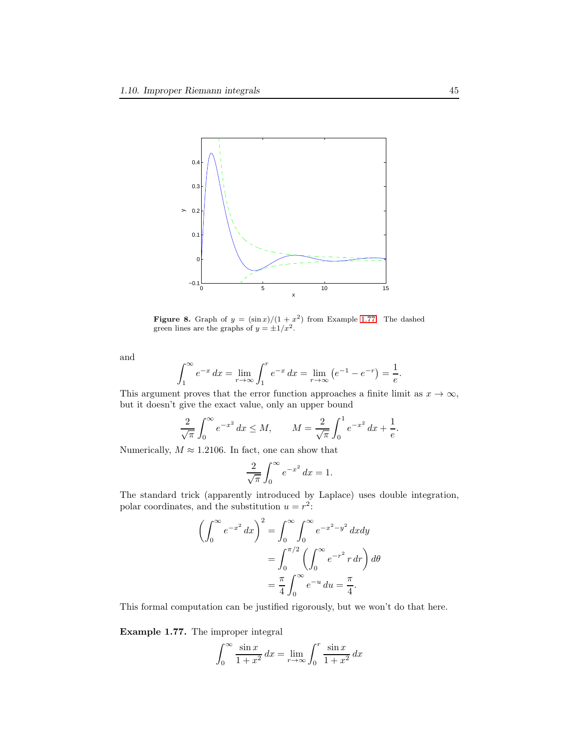**Figure 8.** Graph of $y = (\sin x)/(1 + x^2)$ from Example 1.77. The dashed green lines are the graphs of $y = \pm 1/x^2$.

and

$$\int_1^\infty e^{-x}\,dx = \lim_{r\to\infty} \int_1^r e^{-x}\,dx = \lim_{r\to\infty}\left(e^{-1} - e^{-r}\right) = \frac{1}{e}.$$

This argument proves that the error function approaches a finite limit as $x \to \infty$, but it doesn't give the exact value, only an upper bound

$$\frac{2}{\sqrt{\pi}} \int_0^\infty e^{-x^2}\,dx \le M, \qquad M = \frac{2}{\sqrt{\pi}} \int_0^1 e^{-x^2}\,dx + \frac{1}{e}.$$

Numerically, $M \approx 1.2106$. In fact, one can show that

$$\frac{2}{\sqrt{\pi}} \int_0^\infty e^{-x^2}\,dx = 1.$$

The standard trick (apparently introduced by Laplace) uses double integration, polar coordinates, and the substitution $u = r^2$:

$$\begin{aligned}
\left(\int_0^\infty e^{-x^2}\,dx\right)^2 &= \int_0^\infty \int_0^\infty e^{-x^2-y^2}\,dxdy \\
&= \int_0^{\pi/2} \left(\int_0^\infty e^{-r^2}\,r\,dr\right) d\theta \\
&= \frac{\pi}{4} \int_0^\infty e^{-u}\,du = \frac{\pi}{4}.
\end{aligned}$$

This formal computation can be justified rigorously, but we won't do that here.

**Example 1.77.** The improper integral

$$\int_0^\infty \frac{\sin x}{1+x^2}\,dx = \lim_{r\to\infty} \int_0^r \frac{\sin x}{1+x^2}\,dx$$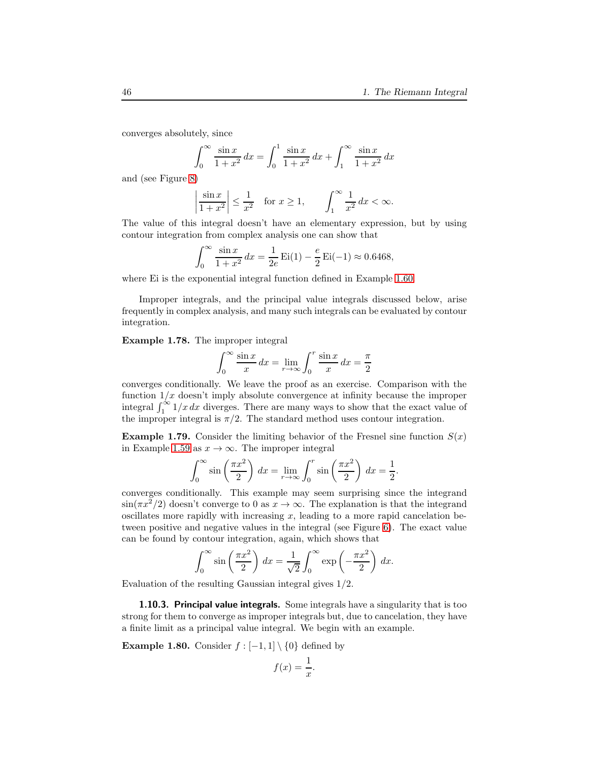converges absolutely, since

$$\int_0^\infty \frac{\sin x}{1+x^2}\,dx = \int_0^1 \frac{\sin x}{1+x^2}\,dx + \int_1^\infty \frac{\sin x}{1+x^2}\,dx$$

and (see Figure 8)

$$\left|\frac{\sin x}{1+x^2}\right| \le \frac{1}{x^2} \quad \text{for } x \ge 1, \qquad \int_1^\infty \frac{1}{x^2}\,dx < \infty.$$

The value of this integral doesn't have an elementary expression, but by using contour integration from complex analysis one can show that

$$\int_0^\infty \frac{\sin x}{1+x^2}\,dx = \frac{1}{2e}\,\mathrm{Ei}(1) - \frac{e}{2}\,\mathrm{Ei}(-1) \approx 0.6468,$$

where Ei is the exponential integral function defined in Example 1.60.

Improper integrals, and the principal value integrals discussed below, arise frequently in complex analysis, and many such integrals can be evaluated by contour integration.

**Example 1.78.** The improper integral

$$\int_0^\infty \frac{\sin x}{x}\,dx = \lim_{r\to\infty}\int_0^r \frac{\sin x}{x}\,dx = \frac{\pi}{2}$$

converges conditionally. We leave the proof as an exercise. Comparison with the function $1/x$ doesn't imply absolute convergence at infinity because the improper integral $\int_1^\infty 1/x\,dx$ diverges. There are many ways to show that the exact value of the improper integral is $\pi/2$. The standard method uses contour integration.

**Example 1.79.** Consider the limiting behavior of the Fresnel sine function $S(x)$ in Example 1.59 as $x \to \infty$. The improper integral

$$\int_0^\infty \sin\left(\frac{\pi x^2}{2}\right)\,dx = \lim_{r\to\infty}\int_0^r \sin\left(\frac{\pi x^2}{2}\right)\,dx = \frac{1}{2}.$$

converges conditionally. This example may seem surprising since the integrand $\sin(\pi x^2/2)$ doesn't converge to 0 as $x \to \infty$. The explanation is that the integrand oscillates more rapidly with increasing $x$, leading to a more rapid cancelation between positive and negative values in the integral (see Figure 6). The exact value can be found by contour integration, again, which shows that

$$\int_0^\infty \sin\left(\frac{\pi x^2}{2}\right)\,dx = \frac{1}{\sqrt{2}}\int_0^\infty \exp\left(-\frac{\pi x^2}{2}\right)\,dx.$$

Evaluation of the resulting Gaussian integral gives $1/2$.

### 1.10.3. Principal value integrals.

Some integrals have a singularity that is too strong for them to converge as improper integrals but, due to cancelation, they have a finite limit as a principal value integral. We begin with an example.

**Example 1.80.** Consider $f : [-1,1] \setminus \{0\}$ defined by

$$f(x) = \frac{1}{x}.$$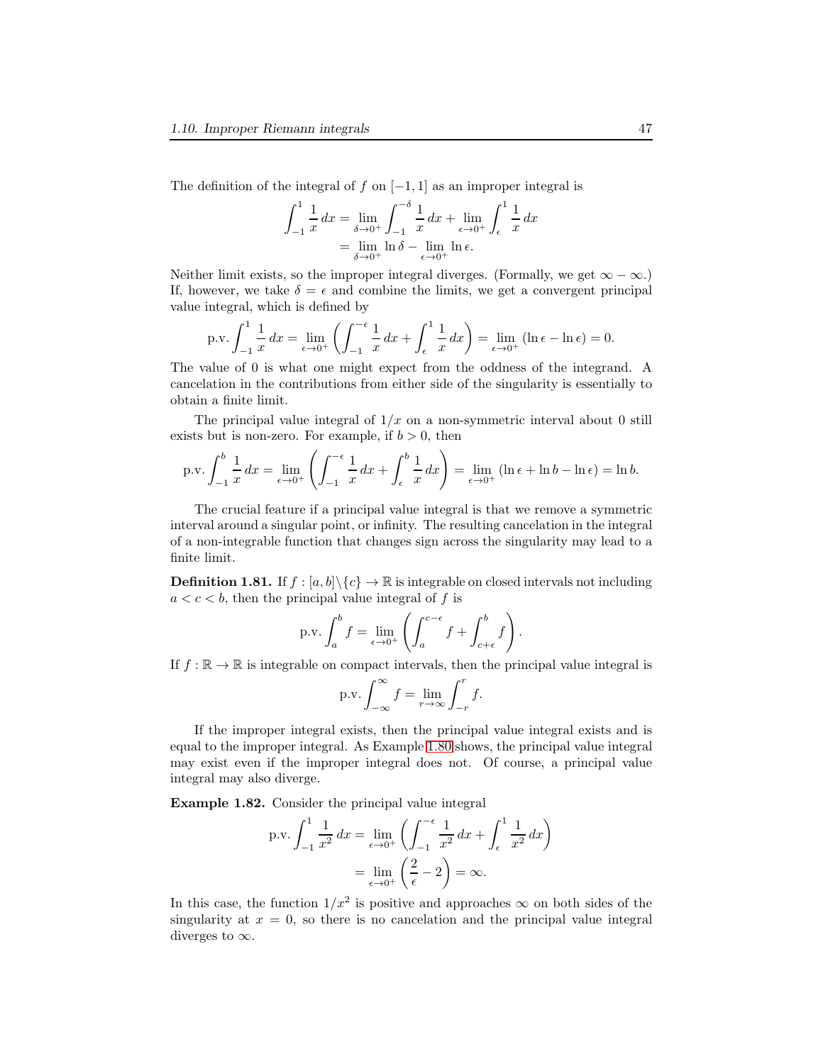The definition of the integral of $f$ on $[-1, 1]$ as an improper integral is

$$\begin{aligned}\int_{-1}^{1} \frac{1}{x}\, dx &= \lim_{\delta \to 0^+} \int_{-1}^{-\delta} \frac{1}{x}\, dx + \lim_{\epsilon \to 0^+} \int_{\epsilon}^{1} \frac{1}{x}\, dx \\ &= \lim_{\delta \to 0^+} \ln \delta - \lim_{\epsilon \to 0^+} \ln \epsilon.\end{aligned}$$

Neither limit exists, so the improper integral diverges. (Formally, we get $\infty - \infty$.) If, however, we take $\delta = \epsilon$ and combine the limits, we get a convergent principal value integral, which is defined by

$$\text{p.v.} \int_{-1}^{1} \frac{1}{x}\, dx = \lim_{\epsilon \to 0^+} \left( \int_{-1}^{-\epsilon} \frac{1}{x}\, dx + \int_{\epsilon}^{1} \frac{1}{x}\, dx \right) = \lim_{\epsilon \to 0^+} (\ln \epsilon - \ln \epsilon) = 0.$$

The value of 0 is what one might expect from the oddness of the integrand. A cancelation in the contributions from either side of the singularity is essentially to obtain a finite limit.

The principal value integral of $1/x$ on a non-symmetric interval about 0 still exists but is non-zero. For example, if $b > 0$, then

$$\text{p.v.} \int_{-1}^{b} \frac{1}{x}\, dx = \lim_{\epsilon \to 0^+} \left( \int_{-1}^{-\epsilon} \frac{1}{x}\, dx + \int_{\epsilon}^{b} \frac{1}{x}\, dx \right) = \lim_{\epsilon \to 0^+} (\ln \epsilon + \ln b - \ln \epsilon) = \ln b.$$

The crucial feature if a principal value integral is that we remove a symmetric interval around a singular point, or infinity. The resulting cancelation in the integral of a non-integrable function that changes sign across the singularity may lead to a finite limit.

**Definition 1.81.** If $f : [a, b] \setminus \{c\} \to \mathbb{R}$ is integrable on closed intervals not including $a < c < b$, then the principal value integral of $f$ is

$$\text{p.v.} \int_{a}^{b} f = \lim_{\epsilon \to 0^+} \left( \int_{a}^{c-\epsilon} f + \int_{c+\epsilon}^{b} f \right).$$

If $f : \mathbb{R} \to \mathbb{R}$ is integrable on compact intervals, then the principal value integral is

$$\text{p.v.} \int_{-\infty}^{\infty} f = \lim_{r \to \infty} \int_{-r}^{r} f.$$

If the improper integral exists, then the principal value integral exists and is equal to the improper integral. As Example 1.80 shows, the principal value integral may exist even if the improper integral does not. Of course, a principal value integral may also diverge.

**Example 1.82.** Consider the principal value integral

$$\begin{aligned}\text{p.v.} \int_{-1}^{1} \frac{1}{x^2}\, dx &= \lim_{\epsilon \to 0^+} \left( \int_{-1}^{-\epsilon} \frac{1}{x^2}\, dx + \int_{\epsilon}^{1} \frac{1}{x^2}\, dx \right) \\ &= \lim_{\epsilon \to 0^+} \left( \frac{2}{\epsilon} - 2 \right) = \infty.\end{aligned}$$

In this case, the function $1/x^2$ is positive and approaches $\infty$ on both sides of the singularity at $x = 0$, so there is no cancelation and the principal value integral diverges to $\infty$.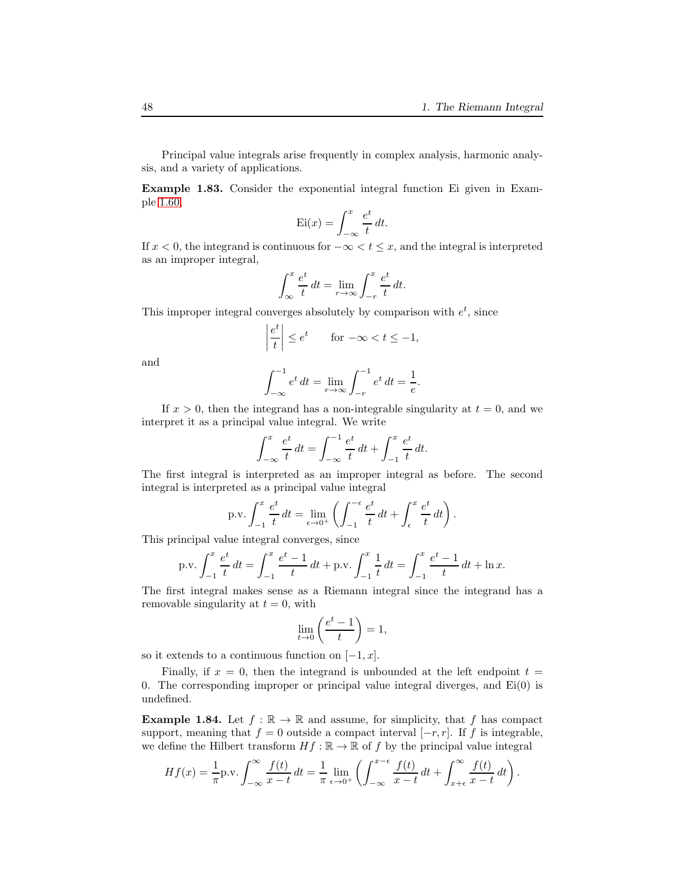Principal value integrals arise frequently in complex analysis, harmonic analysis, and a variety of applications.

**Example 1.83.** Consider the exponential integral function Ei given in Example 1.60,

$$\mathrm{Ei}(x) = \int_{-\infty}^{x} \frac{e^t}{t}\,dt.$$

If $x < 0$, the integrand is continuous for $-\infty < t \leq x$, and the integral is interpreted as an improper integral,

$$\int_{\infty}^{x} \frac{e^t}{t}\,dt = \lim_{r\to\infty} \int_{-r}^{x} \frac{e^t}{t}\,dt.$$

This improper integral converges absolutely by comparison with $e^t$, since

$$\left|\frac{e^t}{t}\right| \leq e^t \qquad \text{for } -\infty < t \leq -1,$$

and

$$\int_{-\infty}^{-1} e^t\,dt = \lim_{r\to\infty} \int_{-r}^{-1} e^t\,dt = \frac{1}{e}.$$

If $x > 0$, then the integrand has a non-integrable singularity at $t = 0$, and we interpret it as a principal value integral. We write

$$\int_{-\infty}^{x} \frac{e^t}{t}\,dt = \int_{-\infty}^{-1} \frac{e^t}{t}\,dt + \int_{-1}^{x} \frac{e^t}{t}\,dt.$$

The first integral is interpreted as an improper integral as before. The second integral is interpreted as a principal value integral

$$\text{p.v.} \int_{-1}^{x} \frac{e^t}{t}\,dt = \lim_{\epsilon\to 0^+} \left( \int_{-1}^{-\epsilon} \frac{e^t}{t}\,dt + \int_{\epsilon}^{x} \frac{e^t}{t}\,dt \right).$$

This principal value integral converges, since

$$\text{p.v.} \int_{-1}^{x} \frac{e^t}{t}\,dt = \int_{-1}^{x} \frac{e^t - 1}{t}\,dt + \text{p.v.} \int_{-1}^{x} \frac{1}{t}\,dt = \int_{-1}^{x} \frac{e^t - 1}{t}\,dt + \ln x.$$

The first integral makes sense as a Riemann integral since the integrand has a removable singularity at $t = 0$, with

$$\lim_{t\to 0} \left( \frac{e^t - 1}{t} \right) = 1,$$

so it extends to a continuous function on $[-1, x]$.

Finally, if $x = 0$, then the integrand is unbounded at the left endpoint $t = 0$. The corresponding improper or principal value integral diverges, and $\mathrm{Ei}(0)$ is undefined.

**Example 1.84.** Let $f : \mathbb{R} \to \mathbb{R}$ and assume, for simplicity, that $f$ has compact support, meaning that $f = 0$ outside a compact interval $[-r, r]$. If $f$ is integrable, we define the Hilbert transform $Hf : \mathbb{R} \to \mathbb{R}$ of $f$ by the principal value integral

$$Hf(x) = \frac{1}{\pi}\text{p.v.} \int_{-\infty}^{\infty} \frac{f(t)}{x - t}\,dt = \frac{1}{\pi} \lim_{\epsilon\to 0^+} \left( \int_{-\infty}^{x-\epsilon} \frac{f(t)}{x - t}\,dt + \int_{x+\epsilon}^{\infty} \frac{f(t)}{x - t}\,dt \right).$$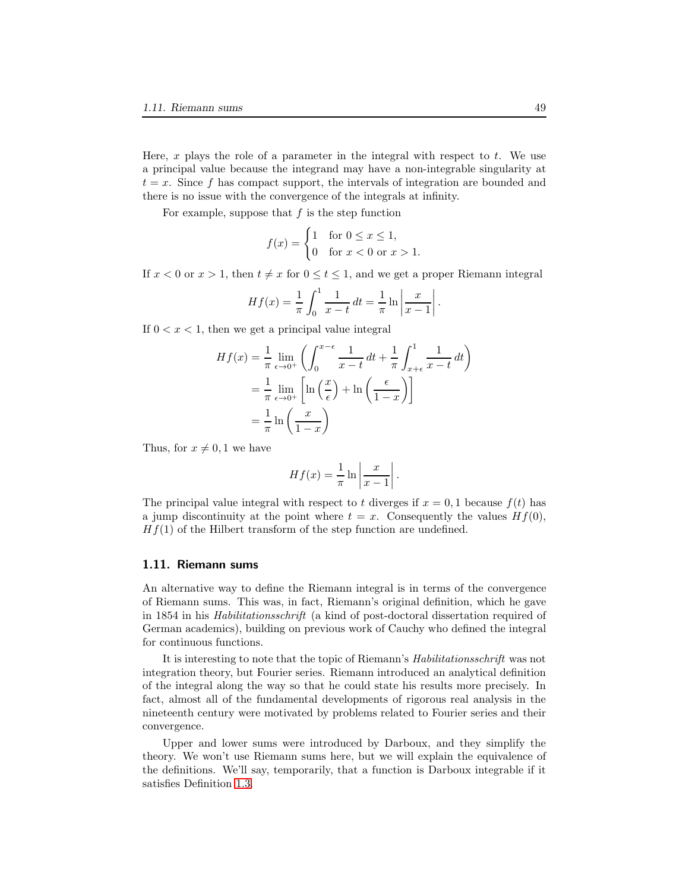Here, $x$ plays the role of a parameter in the integral with respect to $t$. We use a principal value because the integrand may have a non-integrable singularity at $t = x$. Since $f$ has compact support, the intervals of integration are bounded and there is no issue with the convergence of the integrals at infinity.

For example, suppose that $f$ is the step function

$$f(x) = \begin{cases} 1 & \text{for } 0 \leq x \leq 1, \\ 0 & \text{for } x < 0 \text{ or } x > 1. \end{cases}$$

If $x < 0$ or $x > 1$, then $t \neq x$ for $0 \leq t \leq 1$, and we get a proper Riemann integral

$$Hf(x) = \frac{1}{\pi} \int_0^1 \frac{1}{x-t} \, dt = \frac{1}{\pi} \ln \left| \frac{x}{x-1} \right|.$$

If $0 < x < 1$, then we get a principal value integral

$$\begin{aligned}
Hf(x) &= \frac{1}{\pi} \lim_{\epsilon \to 0^+} \left( \int_0^{x-\epsilon} \frac{1}{x-t} \, dt + \frac{1}{\pi} \int_{x+\epsilon}^1 \frac{1}{x-t} \, dt \right) \\
&= \frac{1}{\pi} \lim_{\epsilon \to 0^+} \left[ \ln \left( \frac{x}{\epsilon} \right) + \ln \left( \frac{\epsilon}{1-x} \right) \right] \\
&= \frac{1}{\pi} \ln \left( \frac{x}{1-x} \right)
\end{aligned}$$

Thus, for $x \neq 0, 1$ we have

$$Hf(x) = \frac{1}{\pi} \ln \left| \frac{x}{x-1} \right|.$$

The principal value integral with respect to $t$ diverges if $x = 0, 1$ because $f(t)$ has a jump discontinuity at the point where $t = x$. Consequently the values $Hf(0)$, $Hf(1)$ of the Hilbert transform of the step function are undefined.

## 1.11. Riemann sums

An alternative way to define the Riemann integral is in terms of the convergence of Riemann sums. This was, in fact, Riemann's original definition, which he gave in 1854 in his *Habilitationsschrift* (a kind of post-doctoral dissertation required of German academics), building on previous work of Cauchy who defined the integral for continuous functions.

It is interesting to note that the topic of Riemann's *Habilitationsschrift* was not integration theory, but Fourier series. Riemann introduced an analytical definition of the integral along the way so that he could state his results more precisely. In fact, almost all of the fundamental developments of rigorous real analysis in the nineteenth century were motivated by problems related to Fourier series and their convergence.

Upper and lower sums were introduced by Darboux, and they simplify the theory. We won't use Riemann sums here, but we will explain the equivalence of the definitions. We'll say, temporarily, that a function is Darboux integrable if it satisfies Definition 1.3.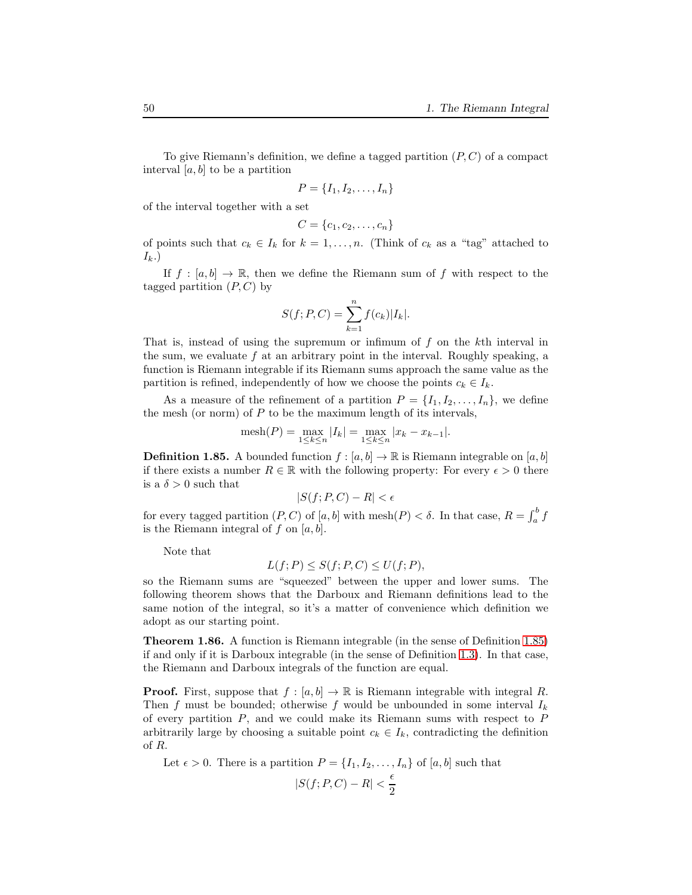To give Riemann's definition, we define a tagged partition $(P, C)$ of a compact interval $[a, b]$ to be a partition

$$P = \{I_1, I_2, \ldots, I_n\}$$

of the interval together with a set

$$C = \{c_1, c_2, \ldots, c_n\}$$

of points such that $c_k \in I_k$ for $k = 1, \ldots, n$. (Think of $c_k$ as a "tag" attached to $I_k$.)

If $f : [a, b] \to \mathbb{R}$, then we define the Riemann sum of $f$ with respect to the tagged partition $(P, C)$ by

$$S(f; P, C) = \sum_{k=1}^{n} f(c_k)|I_k|.$$

That is, instead of using the supremum or infimum of $f$ on the $k$th interval in the sum, we evaluate $f$ at an arbitrary point in the interval. Roughly speaking, a function is Riemann integrable if its Riemann sums approach the same value as the partition is refined, independently of how we choose the points $c_k \in I_k$.

As a measure of the refinement of a partition $P = \{I_1, I_2, \ldots, I_n\}$, we define the mesh (or norm) of $P$ to be the maximum length of its intervals,

$$\operatorname{mesh}(P) = \max_{1 \le k \le n} |I_k| = \max_{1 \le k \le n} |x_k - x_{k-1}|.$$

**Definition 1.85.** A bounded function $f : [a, b] \to \mathbb{R}$ is Riemann integrable on $[a, b]$ if there exists a number $R \in \mathbb{R}$ with the following property: For every $\epsilon > 0$ there is a $\delta > 0$ such that

$$|S(f; P, C) - R| < \epsilon$$

for every tagged partition $(P, C)$ of $[a, b]$ with $\operatorname{mesh}(P) < \delta$. In that case, $R = \int_a^b f$ is the Riemann integral of $f$ on $[a, b]$.

Note that

$$L(f; P) \le S(f; P, C) \le U(f; P),$$

so the Riemann sums are "squeezed" between the upper and lower sums. The following theorem shows that the Darboux and Riemann definitions lead to the same notion of the integral, so it's a matter of convenience which definition we adopt as our starting point.

**Theorem 1.86.** A function is Riemann integrable (in the sense of Definition 1.85) if and only if it is Darboux integrable (in the sense of Definition 1.3). In that case, the Riemann and Darboux integrals of the function are equal.

**Proof.** First, suppose that $f : [a, b] \to \mathbb{R}$ is Riemann integrable with integral $R$. Then $f$ must be bounded; otherwise $f$ would be unbounded in some interval $I_k$ of every partition $P$, and we could make its Riemann sums with respect to $P$ arbitrarily large by choosing a suitable point $c_k \in I_k$, contradicting the definition of $R$.

Let $\epsilon > 0$. There is a partition $P = \{I_1, I_2, \ldots, I_n\}$ of $[a, b]$ such that

$$|S(f; P, C) - R| < \frac{\epsilon}{2}$$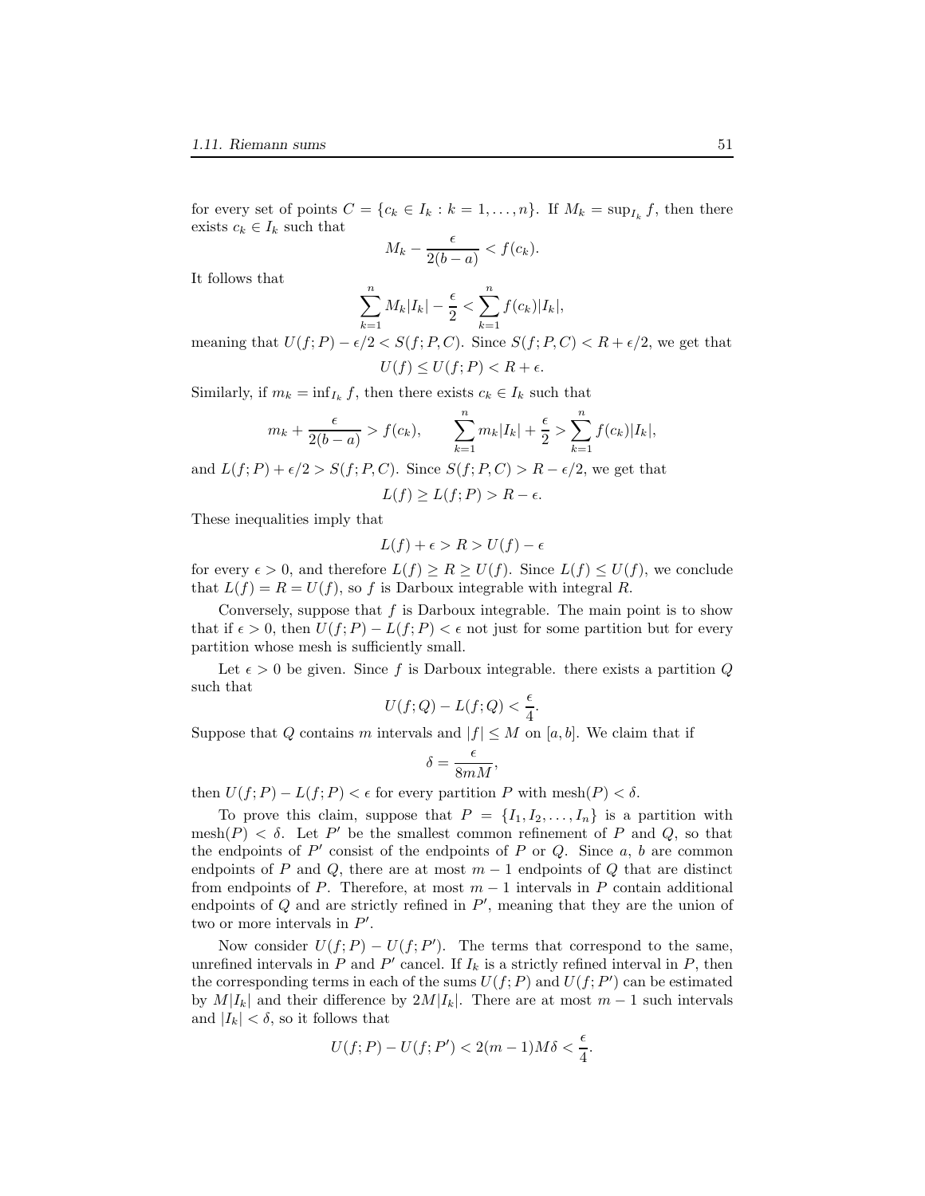for every set of points $C = \{c_k \in I_k : k = 1, \dots, n\}$. If $M_k = \sup_{I_k} f$, then there exists $c_k \in I_k$ such that

$$M_k - \frac{\epsilon}{2(b-a)} < f(c_k).$$

It follows that

$$\sum_{k=1}^{n} M_k |I_k| - \frac{\epsilon}{2} < \sum_{k=1}^{n} f(c_k)|I_k|,$$

meaning that $U(f; P) - \epsilon/2 < S(f; P, C)$. Since $S(f; P, C) < R + \epsilon/2$, we get that

$$U(f) \leq U(f; P) < R + \epsilon.$$

Similarly, if $m_k = \inf_{I_k} f$, then there exists $c_k \in I_k$ such that

$$m_k + \frac{\epsilon}{2(b-a)} > f(c_k), \qquad \sum_{k=1}^{n} m_k |I_k| + \frac{\epsilon}{2} > \sum_{k=1}^{n} f(c_k)|I_k|,$$

and $L(f; P) + \epsilon/2 > S(f; P, C)$. Since $S(f; P, C) > R - \epsilon/2$, we get that

$$L(f) \geq L(f; P) > R - \epsilon.$$

These inequalities imply that

$$L(f) + \epsilon > R > U(f) - \epsilon$$

for every $\epsilon > 0$, and therefore $L(f) \geq R \geq U(f)$. Since $L(f) \leq U(f)$, we conclude that $L(f) = R = U(f)$, so $f$ is Darboux integrable with integral $R$.

Conversely, suppose that $f$ is Darboux integrable. The main point is to show that if $\epsilon > 0$, then $U(f; P) - L(f; P) < \epsilon$ not just for some partition but for every partition whose mesh is sufficiently small.

Let $\epsilon > 0$ be given. Since $f$ is Darboux integrable. there exists a partition $Q$ such that

$$U(f; Q) - L(f; Q) < \frac{\epsilon}{4}.$$

Suppose that $Q$ contains $m$ intervals and $|f| \leq M$ on $[a, b]$. We claim that if

$$\delta = \frac{\epsilon}{8mM},$$

then $U(f; P) - L(f; P) < \epsilon$ for every partition $P$ with $\operatorname{mesh}(P) < \delta$.

To prove this claim, suppose that $P = \{I_1, I_2, \dots, I_n\}$ is a partition with $\operatorname{mesh}(P) < \delta$. Let $P'$ be the smallest common refinement of $P$ and $Q$, so that the endpoints of $P'$ consist of the endpoints of $P$ or $Q$. Since $a$, $b$ are common endpoints of $P$ and $Q$, there are at most $m-1$ endpoints of $Q$ that are distinct from endpoints of $P$. Therefore, at most $m-1$ intervals in $P$ contain additional endpoints of $Q$ and are strictly refined in $P'$, meaning that they are the union of two or more intervals in $P'$.

Now consider $U(f; P) - U(f; P')$. The terms that correspond to the same, unrefined intervals in $P$ and $P'$ cancel. If $I_k$ is a strictly refined interval in $P$, then the corresponding terms in each of the sums $U(f; P)$ and $U(f; P')$ can be estimated by $M|I_k|$ and their difference by $2M|I_k|$. There are at most $m-1$ such intervals and $|I_k| < \delta$, so it follows that

$$U(f; P) - U(f; P') < 2(m-1)M\delta < \frac{\epsilon}{4}.$$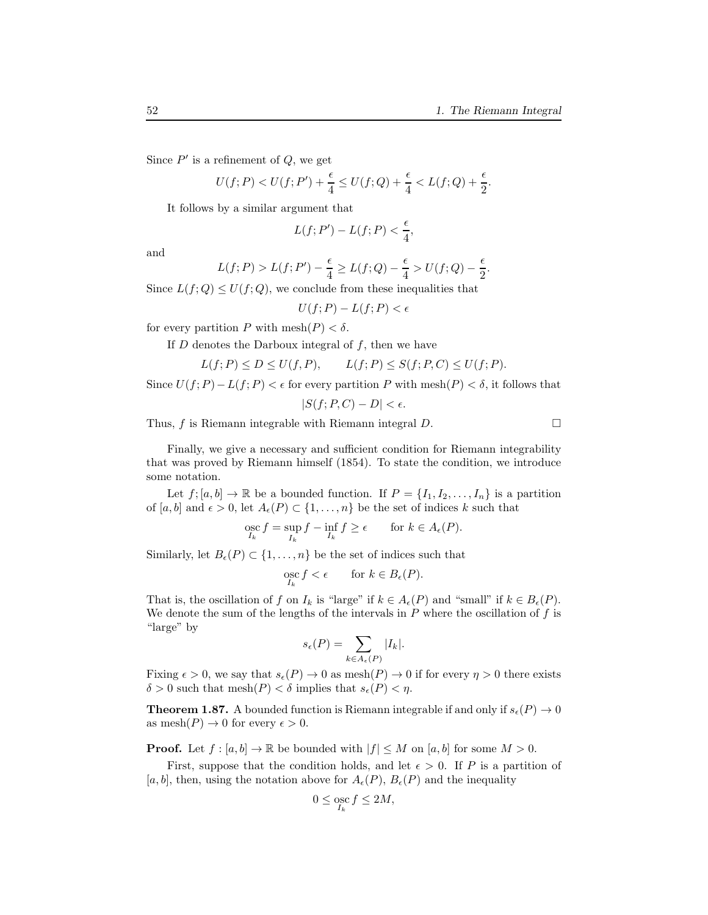Since $P'$ is a refinement of $Q$, we get

$$U(f;P) < U(f;P') + \frac{\epsilon}{4} \leq U(f;Q) + \frac{\epsilon}{4} < L(f;Q) + \frac{\epsilon}{2}.$$

It follows by a similar argument that

$$L(f;P') - L(f;P) < \frac{\epsilon}{4},$$

and

$$L(f;P) > L(f;P') - \frac{\epsilon}{4} \geq L(f;Q) - \frac{\epsilon}{4} > U(f;Q) - \frac{\epsilon}{2}.$$

Since $L(f;Q) \leq U(f;Q)$, we conclude from these inequalities that

$$U(f;P) - L(f;P) < \epsilon$$

for every partition $P$ with $\text{mesh}(P) < \delta$.

If $D$ denotes the Darboux integral of $f$, then we have

$$L(f;P) \leq D \leq U(f,P), \qquad L(f;P) \leq S(f;P,C) \leq U(f;P).$$

Since $U(f;P) - L(f;P) < \epsilon$ for every partition $P$ with $\text{mesh}(P) < \delta$, it follows that

$$|S(f;P,C) - D| < \epsilon.$$

Thus, $f$ is Riemann integrable with Riemann integral $D$. □

Finally, we give a necessary and sufficient condition for Riemann integrability that was proved by Riemann himself (1854). To state the condition, we introduce some notation.

Let $f;[a,b] \to \mathbb{R}$ be a bounded function. If $P = \{I_1, I_2, \ldots, I_n\}$ is a partition of $[a,b]$ and $\epsilon > 0$, let $A_\epsilon(P) \subset \{1, \ldots, n\}$ be the set of indices $k$ such that

$$\operatorname*{osc}_{I_k} f = \sup_{I_k} f - \inf_{I_k} f \geq \epsilon \qquad \text{for } k \in A_\epsilon(P).$$

Similarly, let $B_\epsilon(P) \subset \{1, \ldots, n\}$ be the set of indices such that

$$\operatorname*{osc}_{I_k} f < \epsilon \qquad \text{for } k \in B_\epsilon(P).$$

That is, the oscillation of $f$ on $I_k$ is "large" if $k \in A_\epsilon(P)$ and "small" if $k \in B_\epsilon(P)$. We denote the sum of the lengths of the intervals in $P$ where the oscillation of $f$ is "large" by

$$s_\epsilon(P) = \sum_{k \in A_\epsilon(P)} |I_k|.$$

Fixing $\epsilon > 0$, we say that $s_\epsilon(P) \to 0$ as $\text{mesh}(P) \to 0$ if for every $\eta > 0$ there exists $\delta > 0$ such that $\text{mesh}(P) < \delta$ implies that $s_\epsilon(P) < \eta$.

**Theorem 1.87.** A bounded function is Riemann integrable if and only if $s_\epsilon(P) \to 0$ as $\text{mesh}(P) \to 0$ for every $\epsilon > 0$.

**Proof.** Let $f : [a,b] \to \mathbb{R}$ be bounded with $|f| \leq M$ on $[a,b]$ for some $M > 0$.

First, suppose that the condition holds, and let $\epsilon > 0$. If $P$ is a partition of $[a,b]$, then, using the notation above for $A_\epsilon(P)$, $B_\epsilon(P)$ and the inequality

$$0 \leq \operatorname*{osc}_{I_k} f \leq 2M,$$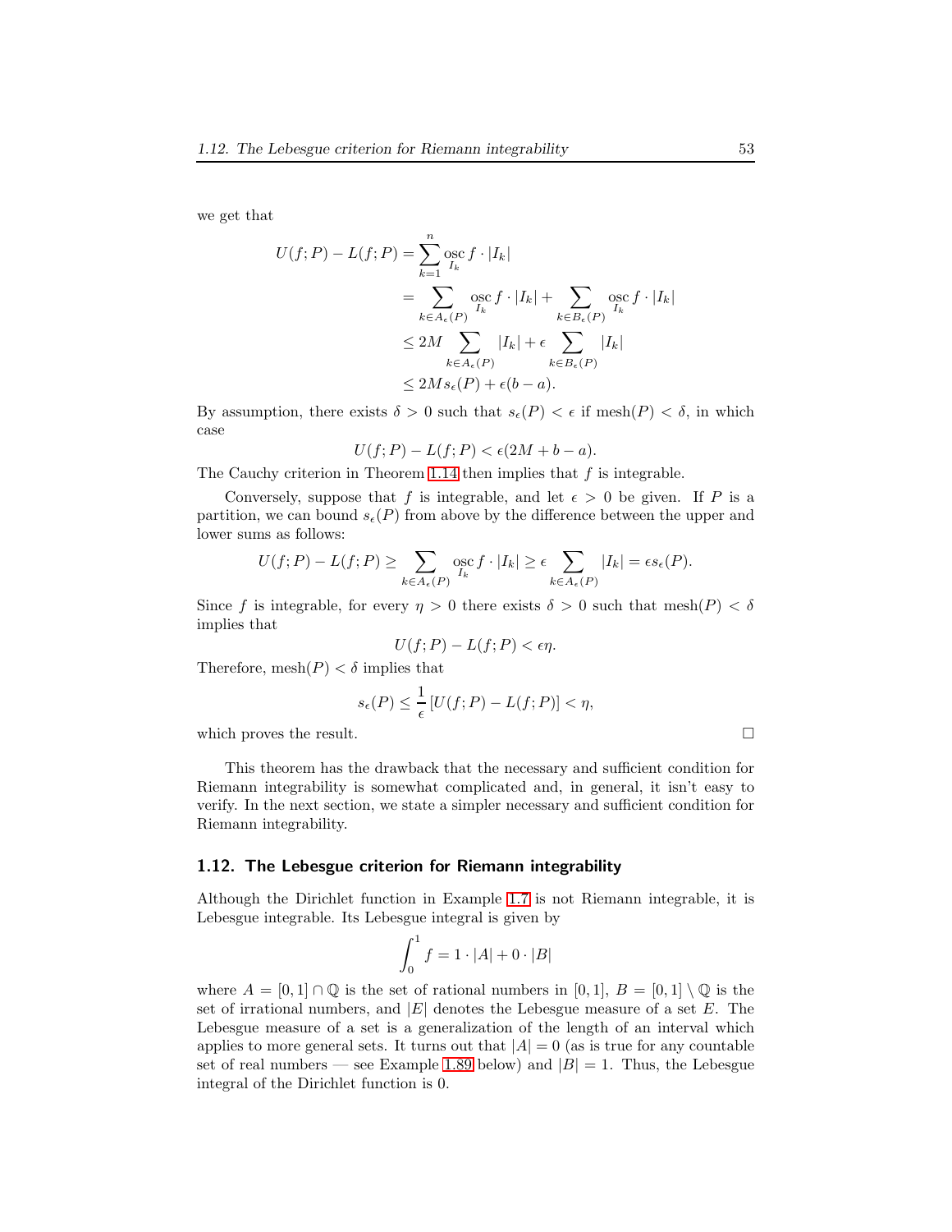we get that

$$
\begin{aligned}
U(f;P) - L(f;P) &= \sum_{k=1}^{n} \operatorname*{osc}_{I_k} f \cdot |I_k| \\
&= \sum_{k \in A_\epsilon(P)} \operatorname*{osc}_{I_k} f \cdot |I_k| + \sum_{k \in B_\epsilon(P)} \operatorname*{osc}_{I_k} f \cdot |I_k| \\
&\leq 2M \sum_{k \in A_\epsilon(P)} |I_k| + \epsilon \sum_{k \in B_\epsilon(P)} |I_k| \\
&\leq 2M s_\epsilon(P) + \epsilon(b-a).
\end{aligned}
$$

By assumption, there exists $\delta > 0$ such that $s_\epsilon(P) < \epsilon$ if $\operatorname{mesh}(P) < \delta$, in which case

$$
U(f;P) - L(f;P) < \epsilon(2M + b - a).
$$

The Cauchy criterion in Theorem 1.14 then implies that $f$ is integrable.

Conversely, suppose that $f$ is integrable, and let $\epsilon > 0$ be given. If $P$ is a partition, we can bound $s_\epsilon(P)$ from above by the difference between the upper and lower sums as follows:

$$
U(f;P) - L(f;P) \geq \sum_{k \in A_\epsilon(P)} \operatorname*{osc}_{I_k} f \cdot |I_k| \geq \epsilon \sum_{k \in A_\epsilon(P)} |I_k| = \epsilon s_\epsilon(P).
$$

Since $f$ is integrable, for every $\eta > 0$ there exists $\delta > 0$ such that $\operatorname{mesh}(P) < \delta$ implies that

$$
U(f;P) - L(f;P) < \epsilon\eta.
$$

Therefore, $\operatorname{mesh}(P) < \delta$ implies that

$$
s_\epsilon(P) \leq \frac{1}{\epsilon}\left[U(f;P) - L(f;P)\right] < \eta,
$$

which proves the result. □

This theorem has the drawback that the necessary and sufficient condition for Riemann integrability is somewhat complicated and, in general, it isn't easy to verify. In the next section, we state a simpler necessary and sufficient condition for Riemann integrability.

## 1.12. The Lebesgue criterion for Riemann integrability

Although the Dirichlet function in Example 1.7 is not Riemann integrable, it is Lebesgue integrable. Its Lebesgue integral is given by

$$
\int_0^1 f = 1 \cdot |A| + 0 \cdot |B|
$$

where $A = [0,1] \cap \mathbb{Q}$ is the set of rational numbers in $[0,1]$, $B = [0,1] \setminus \mathbb{Q}$ is the set of irrational numbers, and $|E|$ denotes the Lebesgue measure of a set $E$. The Lebesgue measure of a set is a generalization of the length of an interval which applies to more general sets. It turns out that $|A| = 0$ (as is true for any countable set of real numbers — see Example 1.89 below) and $|B| = 1$. Thus, the Lebesgue integral of the Dirichlet function is 0.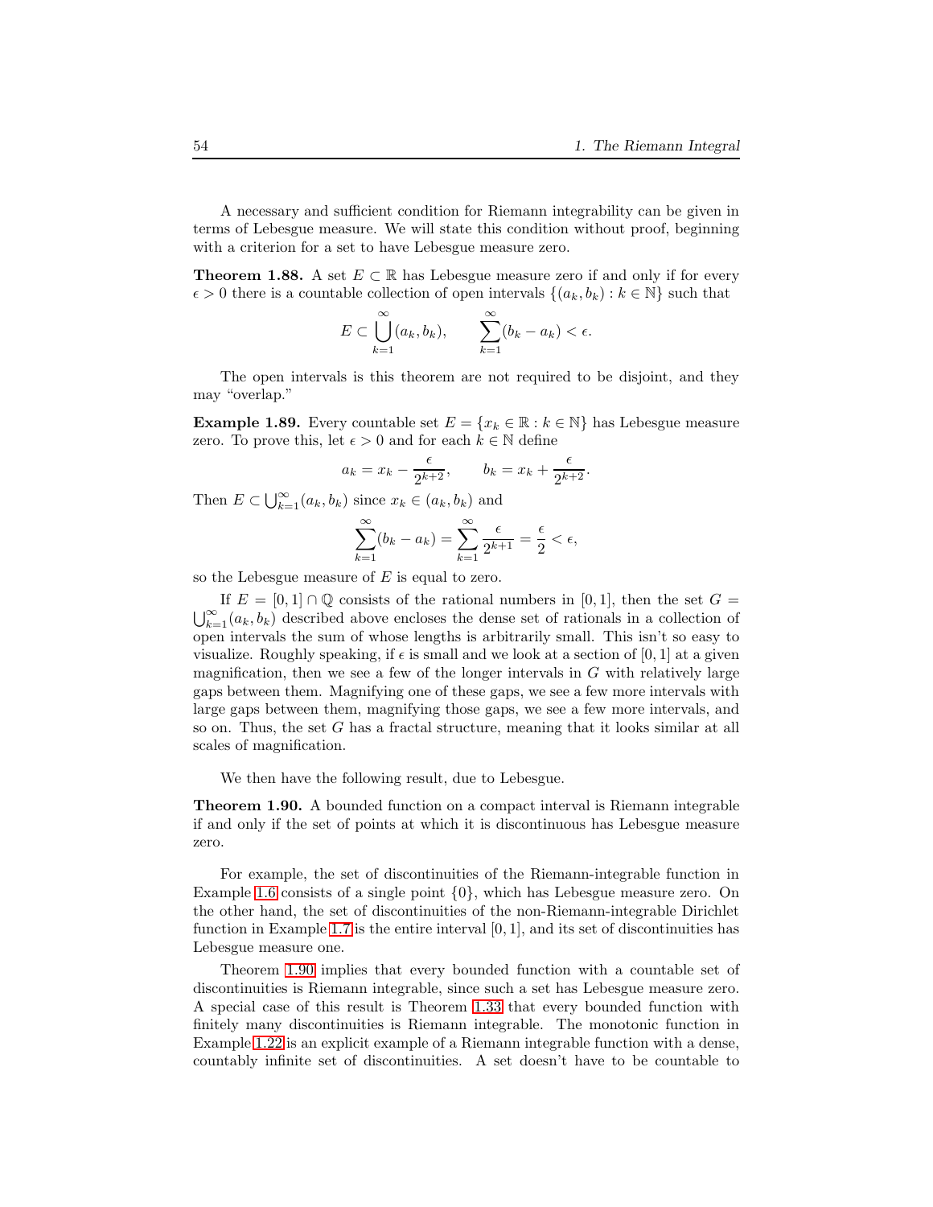A necessary and sufficient condition for Riemann integrability can be given in terms of Lebesgue measure. We will state this condition without proof, beginning with a criterion for a set to have Lebesgue measure zero.

**Theorem 1.88.** A set $E \subset \mathbb{R}$ has Lebesgue measure zero if and only if for every $\epsilon > 0$ there is a countable collection of open intervals $\{(a_k, b_k) : k \in \mathbb{N}\}$ such that

$$E \subset \bigcup_{k=1}^{\infty} (a_k, b_k), \qquad \sum_{k=1}^{\infty} (b_k - a_k) < \epsilon.$$

The open intervals is this theorem are not required to be disjoint, and they may "overlap."

**Example 1.89.** Every countable set $E = \{x_k \in \mathbb{R} : k \in \mathbb{N}\}$ has Lebesgue measure zero. To prove this, let $\epsilon > 0$ and for each $k \in \mathbb{N}$ define

$$a_k = x_k - \frac{\epsilon}{2^{k+2}}, \qquad b_k = x_k + \frac{\epsilon}{2^{k+2}}.$$

Then $E \subset \bigcup_{k=1}^{\infty}(a_k, b_k)$ since $x_k \in (a_k, b_k)$ and

$$\sum_{k=1}^{\infty} (b_k - a_k) = \sum_{k=1}^{\infty} \frac{\epsilon}{2^{k+1}} = \frac{\epsilon}{2} < \epsilon,$$

so the Lebesgue measure of $E$ is equal to zero.

If $E = [0,1] \cap \mathbb{Q}$ consists of the rational numbers in $[0,1]$, then the set $G = \bigcup_{k=1}^{\infty}(a_k, b_k)$ described above encloses the dense set of rationals in a collection of open intervals the sum of whose lengths is arbitrarily small. This isn't so easy to visualize. Roughly speaking, if $\epsilon$ is small and we look at a section of $[0,1]$ at a given magnification, then we see a few of the longer intervals in $G$ with relatively large gaps between them. Magnifying one of these gaps, we see a few more intervals with large gaps between them, magnifying those gaps, we see a few more intervals, and so on. Thus, the set $G$ has a fractal structure, meaning that it looks similar at all scales of magnification.

We then have the following result, due to Lebesgue.

**Theorem 1.90.** A bounded function on a compact interval is Riemann integrable if and only if the set of points at which it is discontinuous has Lebesgue measure zero.

For example, the set of discontinuities of the Riemann-integrable function in Example 1.6 consists of a single point $\{0\}$, which has Lebesgue measure zero. On the other hand, the set of discontinuities of the non-Riemann-integrable Dirichlet function in Example 1.7 is the entire interval $[0,1]$, and its set of discontinuities has Lebesgue measure one.

Theorem 1.90 implies that every bounded function with a countable set of discontinuities is Riemann integrable, since such a set has Lebesgue measure zero. A special case of this result is Theorem 1.33 that every bounded function with finitely many discontinuities is Riemann integrable. The monotonic function in Example 1.22 is an explicit example of a Riemann integrable function with a dense, countably infinite set of discontinuities. A set doesn't have to be countable to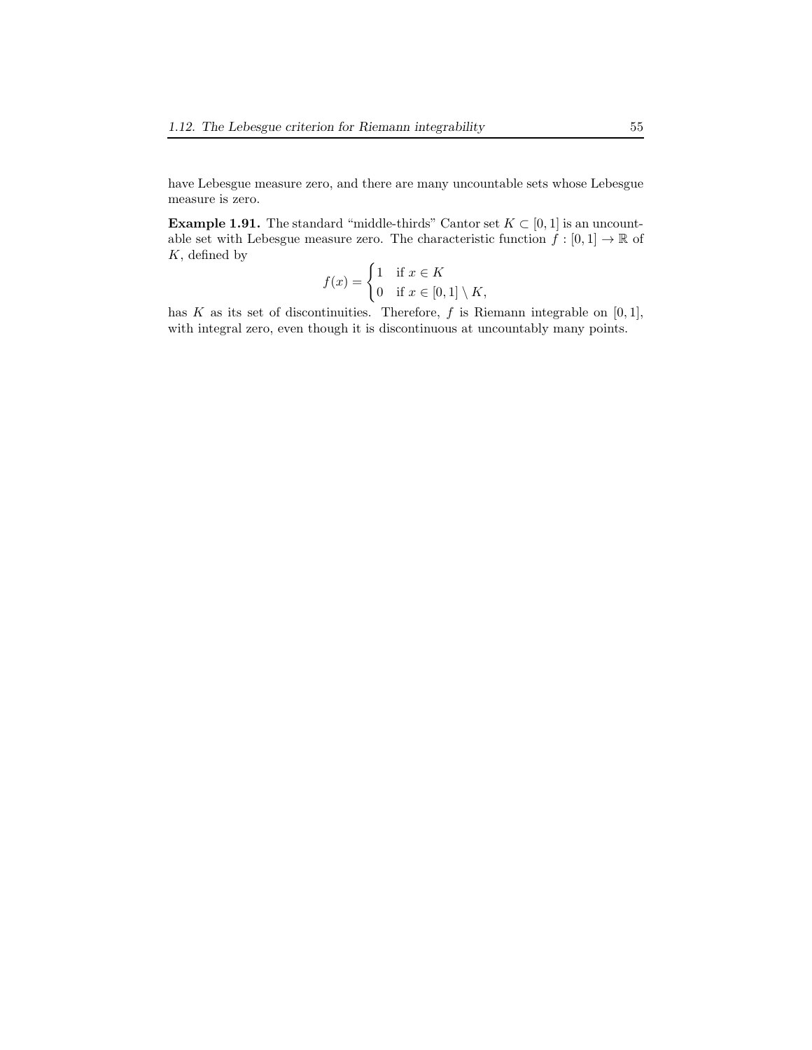have Lebesgue measure zero, and there are many uncountable sets whose Lebesgue measure is zero.

**Example 1.91.** The standard "middle-thirds" Cantor set $K \subset [0,1]$ is an uncountable set with Lebesgue measure zero. The characteristic function $f : [0,1] \to \mathbb{R}$ of $K$, defined by

$$f(x) = \begin{cases} 1 & \text{if } x \in K \\ 0 & \text{if } x \in [0,1] \setminus K, \end{cases}$$

has $K$ as its set of discontinuities. Therefore, $f$ is Riemann integrable on $[0,1]$, with integral zero, even though it is discontinuous at uncountably many points.